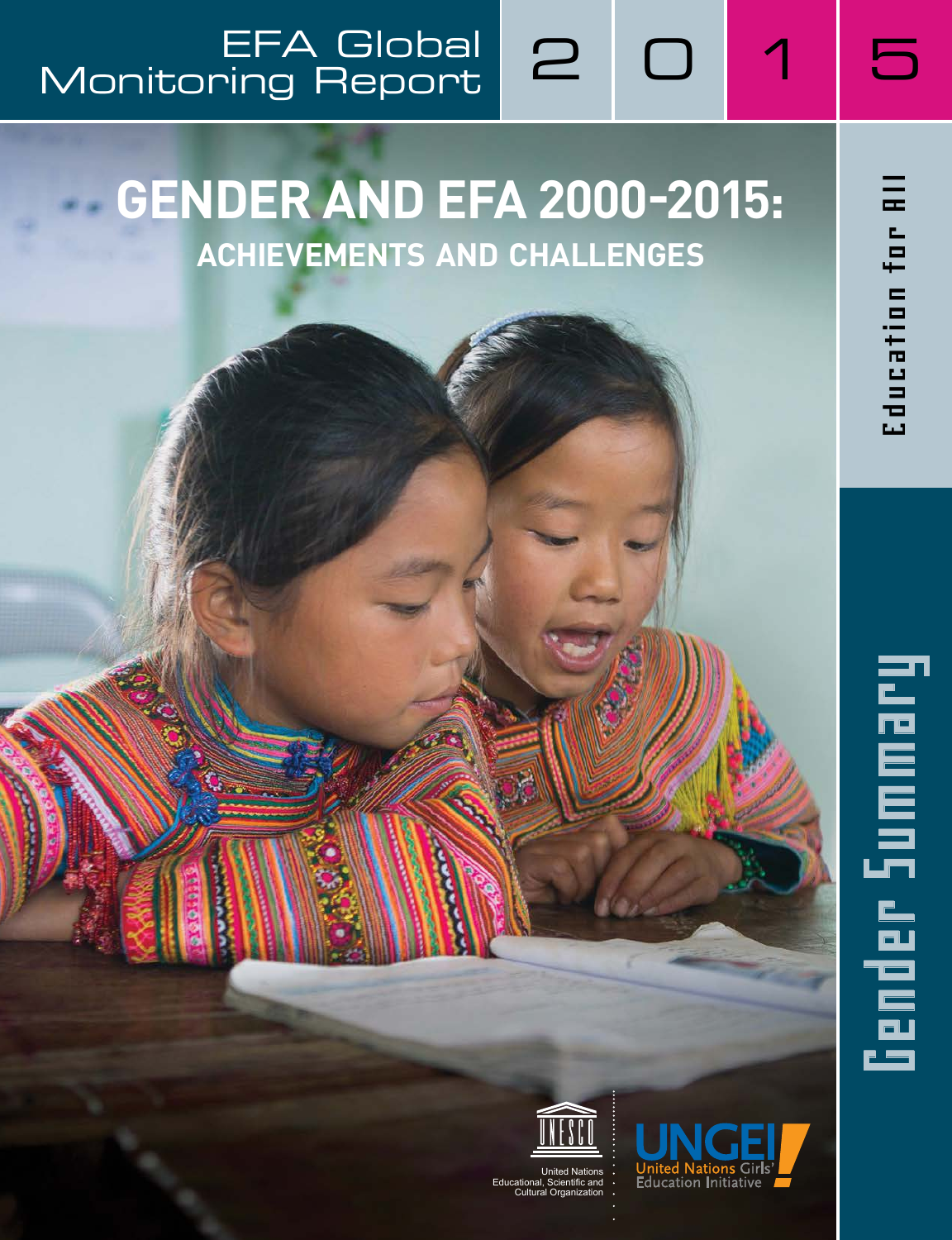EFA Global Monitoring Report 2015

# GENDER AND EFA 2000-2015:

## ACHIEVEMENTS AND CHALLENGES

Education for All

Gender Summary

United Nations Educational, Scientific and Cultural Organization

UNGEI United Nations Girls' Education Initiative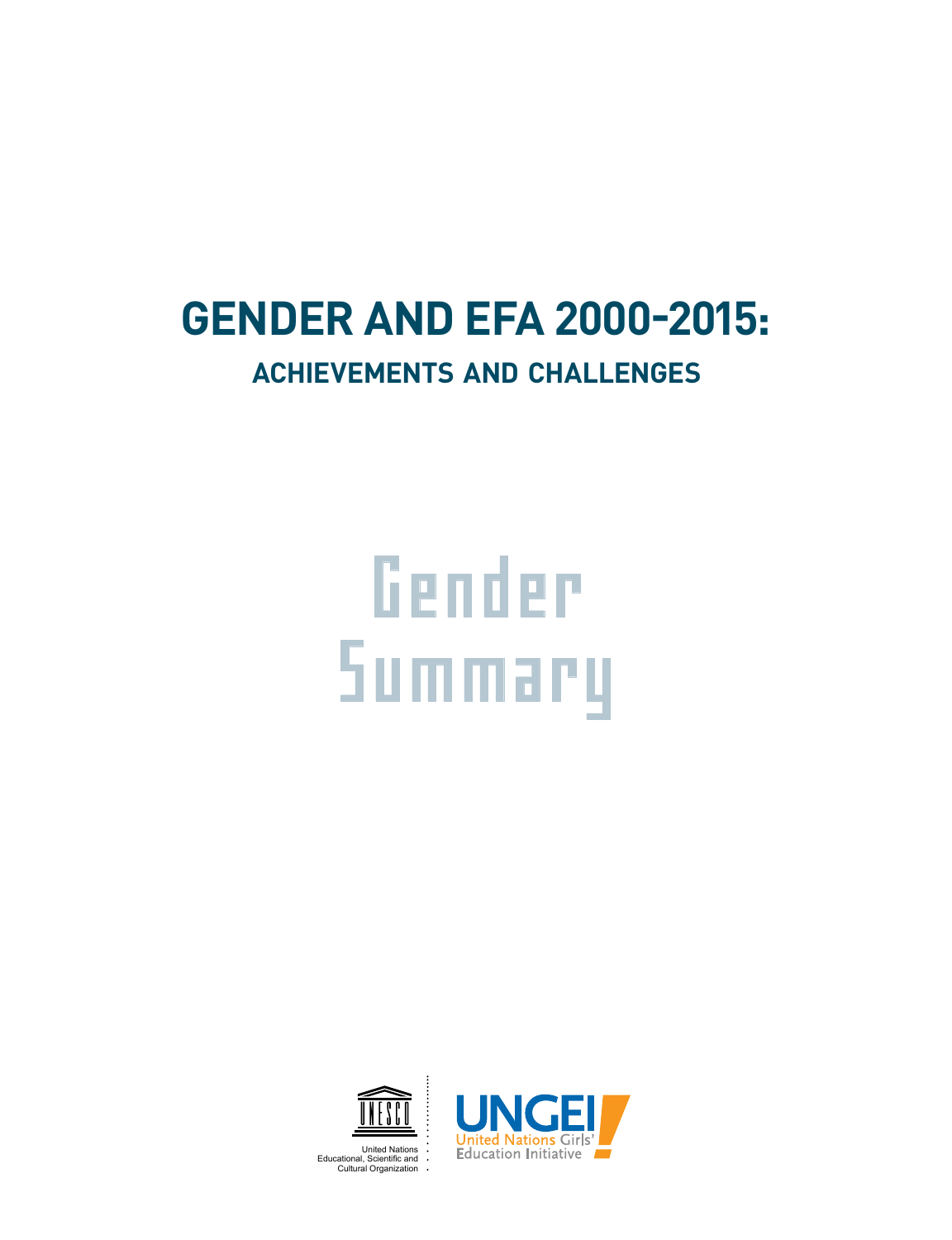# GENDER AND EFA 2000-2015:

## ACHIEVEMENTS AND CHALLENGES

Gender Summary

United Nations Educational, Scientific and Cultural Organization

UNGEI United Nations Girls' Education Initiative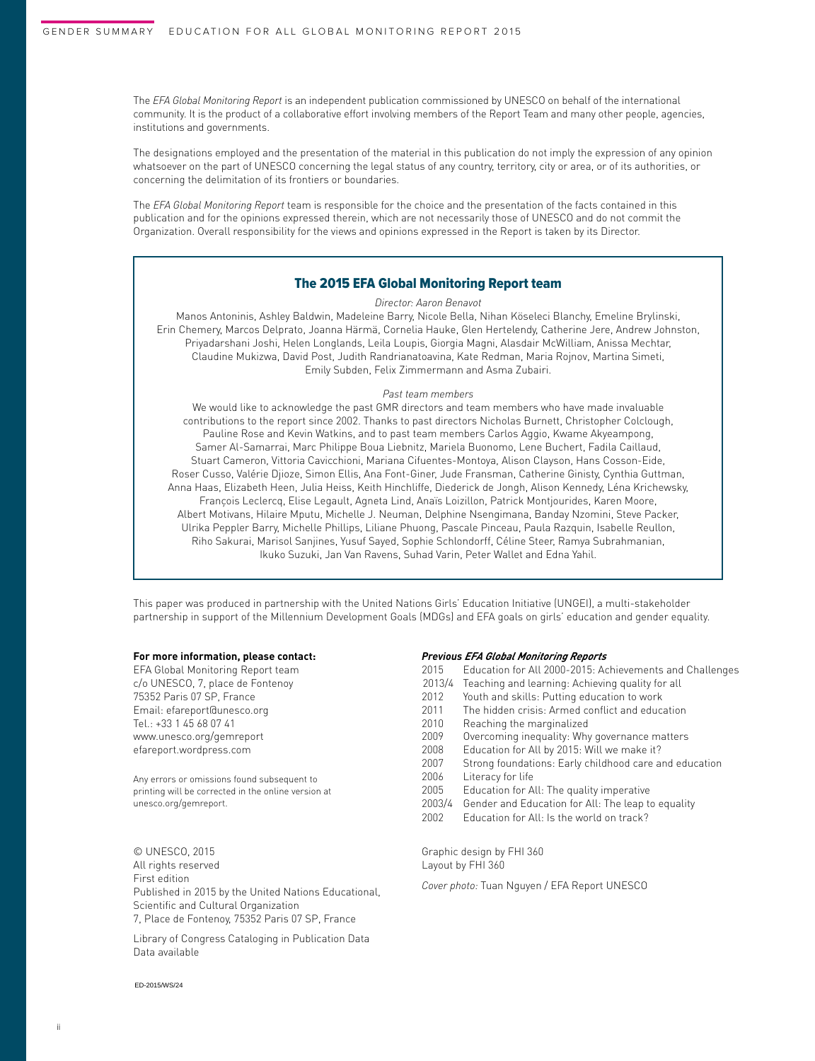The *EFA Global Monitoring Report* is an independent publication commissioned by UNESCO on behalf of the international community. It is the product of a collaborative effort involving members of the Report Team and many other people, agencies, institutions and governments.

The designations employed and the presentation of the material in this publication do not imply the expression of any opinion whatsoever on the part of UNESCO concerning the legal status of any country, territory, city or area, or of its authorities, or concerning the delimitation of its frontiers or boundaries.

The *EFA Global Monitoring Report* team is responsible for the choice and the presentation of the facts contained in this publication and for the opinions expressed therein, which are not necessarily those of UNESCO and do not commit the Organization. Overall responsibility for the views and opinions expressed in the Report is taken by its Director.

## The 2015 EFA Global Monitoring Report team

*Director: Aaron Benavot*

Manos Antoninis, Ashley Baldwin, Madeleine Barry, Nicole Bella, Nihan Köseleci Blanchy, Emeline Brylinski, Erin Chemery, Marcos Delprato, Joanna Härmä, Cornelia Hauke, Glen Hertelendy, Catherine Jere, Andrew Johnston, Priyadarshani Joshi, Helen Longlands, Leila Loupis, Giorgia Magni, Alasdair McWilliam, Anissa Mechtar, Claudine Mukizwa, David Post, Judith Randrianatoavina, Kate Redman, Maria Rojnov, Martina Simeti, Emily Subden, Felix Zimmermann and Asma Zubairi.

*Past team members*

We would like to acknowledge the past GMR directors and team members who have made invaluable contributions to the report since 2002. Thanks to past directors Nicholas Burnett, Christopher Colclough, Pauline Rose and Kevin Watkins, and to past team members Carlos Aggio, Kwame Akyeampong, Samer Al-Samarrai, Marc Philippe Boua Liebnitz, Mariela Buonomo, Lene Buchert, Fadila Caillaud, Stuart Cameron, Vittoria Cavicchioni, Mariana Cifuentes-Montoya, Alison Clayson, Hans Cosson-Eide, Roser Cusso, Valérie Djioze, Simon Ellis, Ana Font-Giner, Jude Fransman, Catherine Ginisty, Cynthia Guttman, Anna Haas, Elizabeth Heen, Julia Heiss, Keith Hinchliffe, Diederick de Jongh, Alison Kennedy, Léna Krichewsky, François Leclercq, Elise Legault, Agneta Lind, Anaïs Loizillon, Patrick Montjourides, Karen Moore, Albert Motivans, Hilaire Mputu, Michelle J. Neuman, Delphine Nsengimana, Banday Nzomini, Steve Packer, Ulrika Peppler Barry, Michelle Phillips, Liliane Phuong, Pascale Pinceau, Paula Razquin, Isabelle Reullon, Riho Sakurai, Marisol Sanjines, Yusuf Sayed, Sophie Schlondorff, Céline Steer, Ramya Subrahmanian, Ikuko Suzuki, Jan Van Ravens, Suhad Varin, Peter Wallet and Edna Yahil.

This paper was produced in partnership with the United Nations Girls' Education Initiative (UNGEI), a multi-stakeholder partnership in support of the Millennium Development Goals (MDGs) and EFA goals on girls' education and gender equality.

**For more information, please contact:**

EFA Global Monitoring Report team
c/o UNESCO, 7, place de Fontenoy
75352 Paris 07 SP, France
Email: efareport@unesco.org
Tel.: +33 1 45 68 07 41
www.unesco.org/gemreport
efareport.wordpress.com

Any errors or omissions found subsequent to printing will be corrected in the online version at unesco.org/gemreport.

© UNESCO, 2015
All rights reserved
First edition
Published in 2015 by the United Nations Educational, Scientific and Cultural Organization
7, Place de Fontenoy, 75352 Paris 07 SP, France

Library of Congress Cataloging in Publication Data
Data available

ED-2015/WS/24

***Previous EFA Global Monitoring Reports***

| | |
|---|---|
| 2015 | Education for All 2000-2015: Achievements and Challenges |
| 2013/4 | Teaching and learning: Achieving quality for all |
| 2012 | Youth and skills: Putting education to work |
| 2011 | The hidden crisis: Armed conflict and education |
| 2010 | Reaching the marginalized |
| 2009 | Overcoming inequality: Why governance matters |
| 2008 | Education for All by 2015: Will we make it? |
| 2007 | Strong foundations: Early childhood care and education |
| 2006 | Literacy for life |
| 2005 | Education for All: The quality imperative |
| 2003/4 | Gender and Education for All: The leap to equality |
| 2002 | Education for All: Is the world on track? |

Graphic design by FHI 360
Layout by FHI 360

*Cover photo:* Tuan Nguyen / EFA Report UNESCO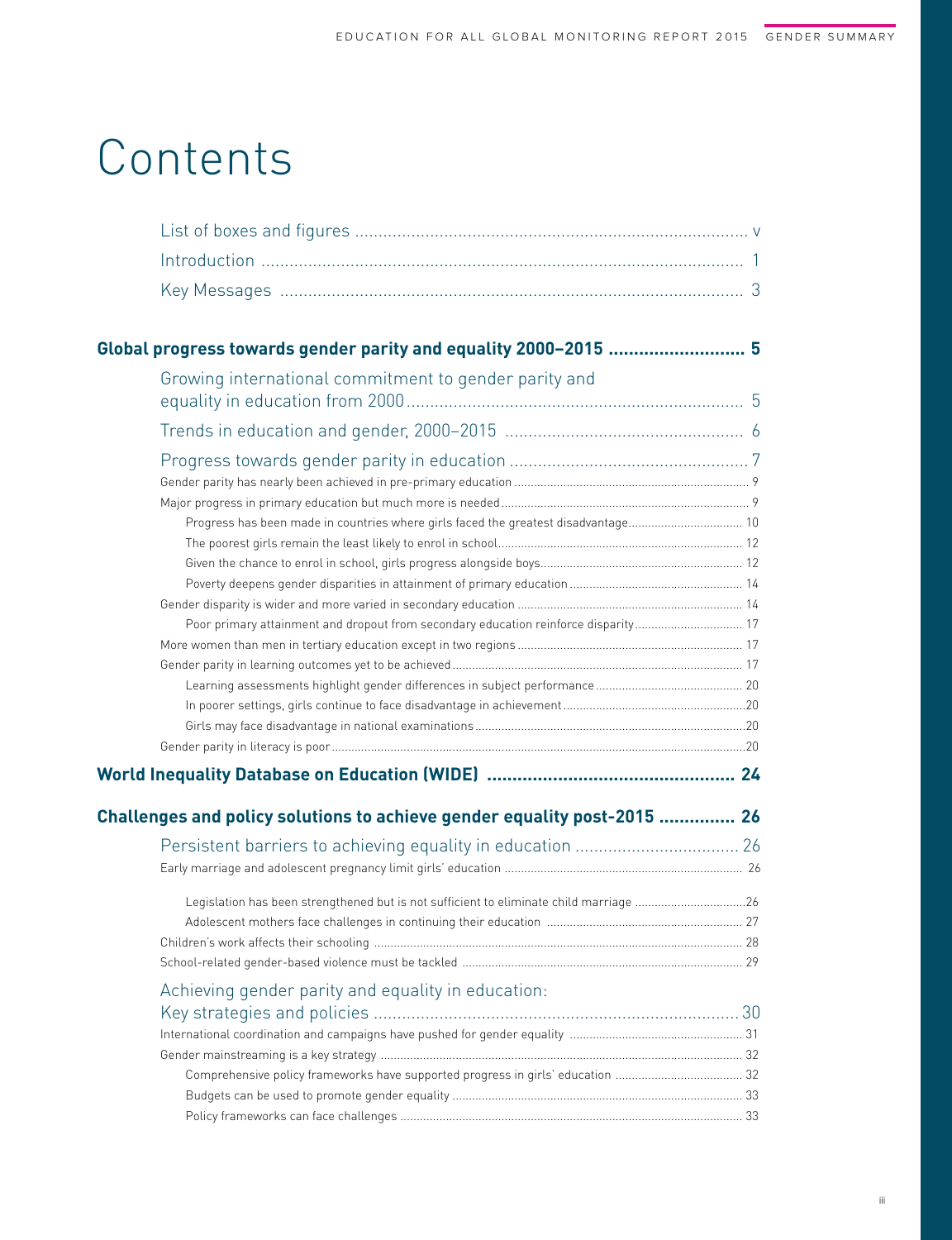# Contents

List of boxes and figures ..... v
Introduction ..... 1
Key Messages ..... 3

**Global progress towards gender parity and equality 2000–2015 ..... 5**

Growing international commitment to gender parity and equality in education from 2000 ..... 5

Trends in education and gender, 2000–2015 ..... 6

Progress towards gender parity in education ..... 7

Gender parity has nearly been achieved in pre-primary education ..... 9
Major progress in primary education but much more is needed ..... 9
- Progress has been made in countries where girls faced the greatest disadvantage ..... 10
- The poorest girls remain the least likely to enrol in school ..... 12
- Given the chance to enrol in school, girls progress alongside boys ..... 12
- Poverty deepens gender disparities in attainment of primary education ..... 14

Gender disparity is wider and more varied in secondary education ..... 14
- Poor primary attainment and dropout from secondary education reinforce disparity ..... 17

More women than men in tertiary education except in two regions ..... 17
Gender parity in learning outcomes yet to be achieved ..... 17
- Learning assessments highlight gender differences in subject performance ..... 20
- In poorer settings, girls continue to face disadvantage in achievement ..... 20
- Girls may face disadvantage in national examinations ..... 20

Gender parity in literacy is poor ..... 20

**World Inequality Database on Education (WIDE) ..... 24**

**Challenges and policy solutions to achieve gender equality post-2015 ..... 26**

Persistent barriers to achieving equality in education ..... 26

Early marriage and adolescent pregnancy limit girls' education ..... 26
- Legislation has been strengthened but is not sufficient to eliminate child marriage ..... 26
- Adolescent mothers face challenges in continuing their education ..... 27

Children's work affects their schooling ..... 28
School-related gender-based violence must be tackled ..... 29

Achieving gender parity and equality in education: Key strategies and policies ..... 30

International coordination and campaigns have pushed for gender equality ..... 31
Gender mainstreaming is a key strategy ..... 32
- Comprehensive policy frameworks have supported progress in girls' education ..... 32
- Budgets can be used to promote gender equality ..... 33
- Policy frameworks can face challenges ..... 33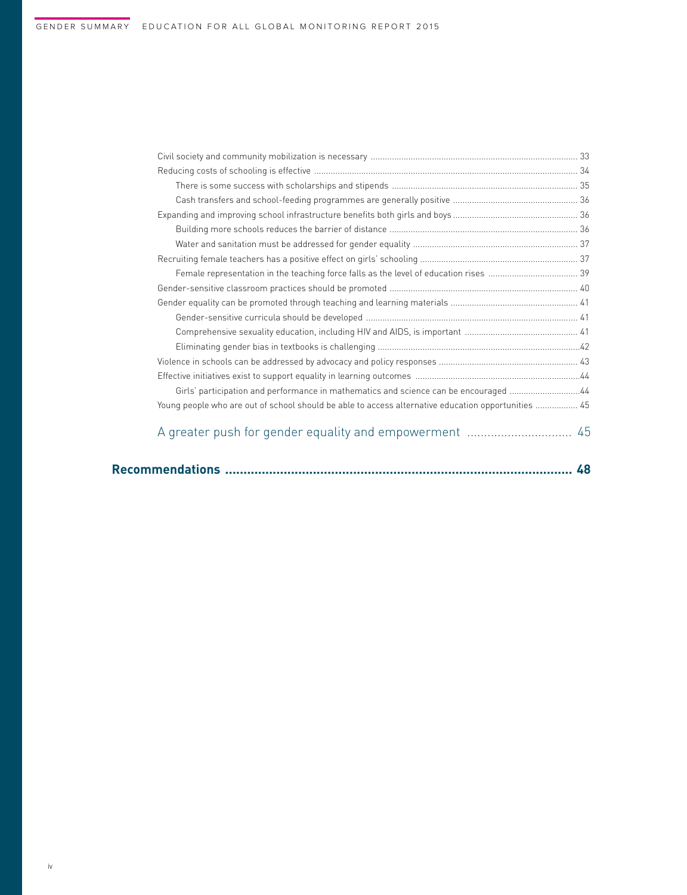Civil society and community mobilization is necessary ........................................................................................ 33

Reducing costs of schooling is effective ................................................................................................................. 34

There is some success with scholarships and stipends ............................................................................... 35

Cash transfers and school-feeding programmes are generally positive ..................................................... 36

Expanding and improving school infrastructure benefits both girls and boys ..................................................... 36

Building more schools reduces the barrier of distance ................................................................................ 36

Water and sanitation must be addressed for gender equality ...................................................................... 37

Recruiting female teachers has a positive effect on girls' schooling ................................................................... 37

Female representation in the teaching force falls as the level of education rises ...................................... 39

Gender-sensitive classroom practices should be promoted ................................................................................ 40

Gender equality can be promoted through teaching and learning materials ...................................................... 41

Gender-sensitive curricula should be developed .......................................................................................... 41

Comprehensive sexuality education, including HIV and AIDS, is important ................................................ 41

Eliminating gender bias in textbooks is challenging .....................................................................................42

Violence in schools can be addressed by advocacy and policy responses ........................................................... 43

Effective initiatives exist to support equality in learning outcomes ......................................................................44

Girls' participation and performance in mathematics and science can be encouraged .............................44

Young people who are out of school should be able to access alternative education opportunities .................. 45

A greater push for gender equality and empowerment .............................. 45

**Recommendations ................................................................................................ 48**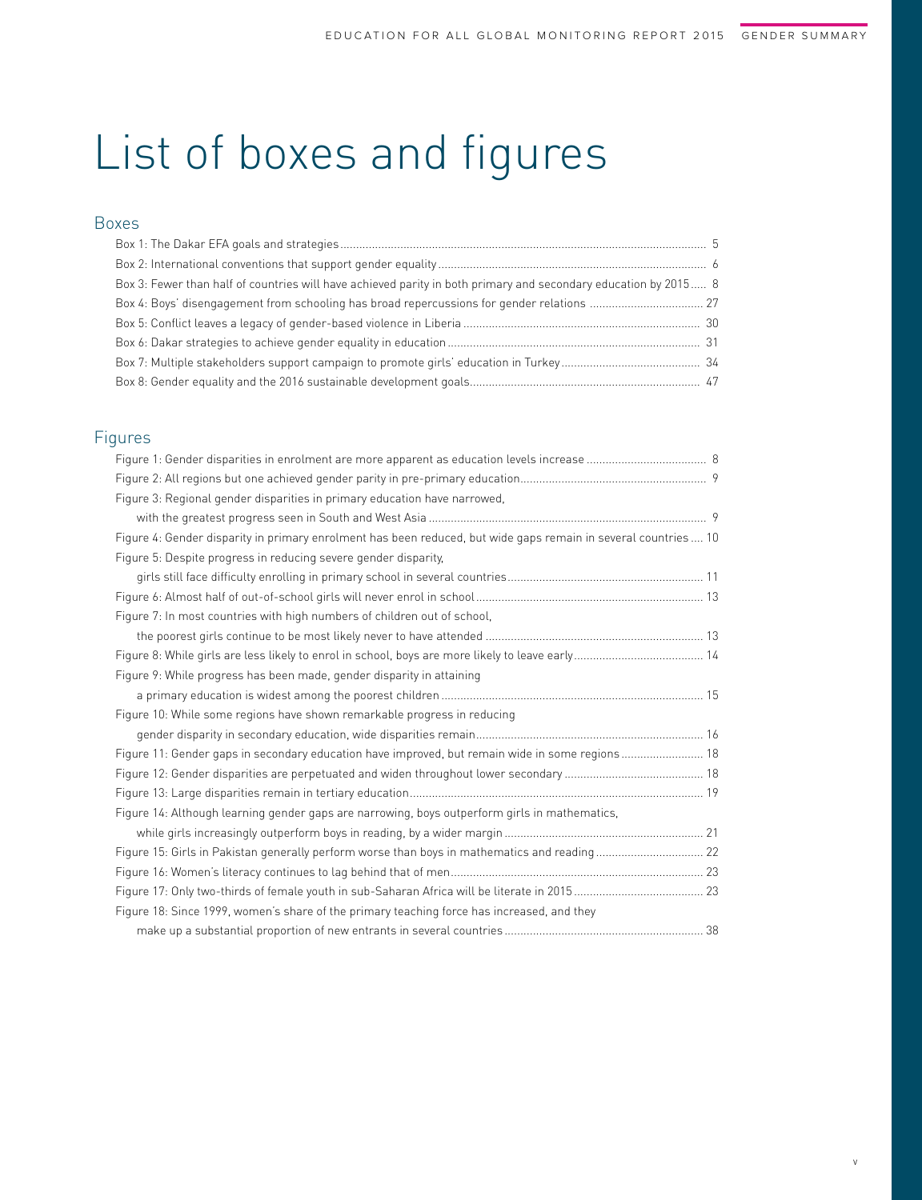# List of boxes and figures

## Boxes

Box 1: The Dakar EFA goals and strategies ..... 5
Box 2: International conventions that support gender equality ..... 6
Box 3: Fewer than half of countries will have achieved parity in both primary and secondary education by 2015 ..... 8
Box 4: Boys' disengagement from schooling has broad repercussions for gender relations ..... 27
Box 5: Conflict leaves a legacy of gender-based violence in Liberia ..... 30
Box 6: Dakar strategies to achieve gender equality in education ..... 31
Box 7: Multiple stakeholders support campaign to promote girls' education in Turkey ..... 34
Box 8: Gender equality and the 2016 sustainable development goals ..... 47

## Figures

Figure 1: Gender disparities in enrolment are more apparent as education levels increase ..... 8
Figure 2: All regions but one achieved gender parity in pre-primary education ..... 9
Figure 3: Regional gender disparities in primary education have narrowed, with the greatest progress seen in South and West Asia ..... 9
Figure 4: Gender disparity in primary enrolment has been reduced, but wide gaps remain in several countries ..... 10
Figure 5: Despite progress in reducing severe gender disparity, girls still face difficulty enrolling in primary school in several countries ..... 11
Figure 6: Almost half of out-of-school girls will never enrol in school ..... 13
Figure 7: In most countries with high numbers of children out of school, the poorest girls continue to be most likely never to have attended ..... 13
Figure 8: While girls are less likely to enrol in school, boys are more likely to leave early ..... 14
Figure 9: While progress has been made, gender disparity in attaining a primary education is widest among the poorest children ..... 15
Figure 10: While some regions have shown remarkable progress in reducing gender disparity in secondary education, wide disparities remain ..... 16
Figure 11: Gender gaps in secondary education have improved, but remain wide in some regions ..... 18
Figure 12: Gender disparities are perpetuated and widen throughout lower secondary ..... 18
Figure 13: Large disparities remain in tertiary education ..... 19
Figure 14: Although learning gender gaps are narrowing, boys outperform girls in mathematics, while girls increasingly outperform boys in reading, by a wider margin ..... 21
Figure 15: Girls in Pakistan generally perform worse than boys in mathematics and reading ..... 22
Figure 16: Women's literacy continues to lag behind that of men ..... 23
Figure 17: Only two-thirds of female youth in sub-Saharan Africa will be literate in 2015 ..... 23
Figure 18: Since 1999, women's share of the primary teaching force has increased, and they make up a substantial proportion of new entrants in several countries ..... 38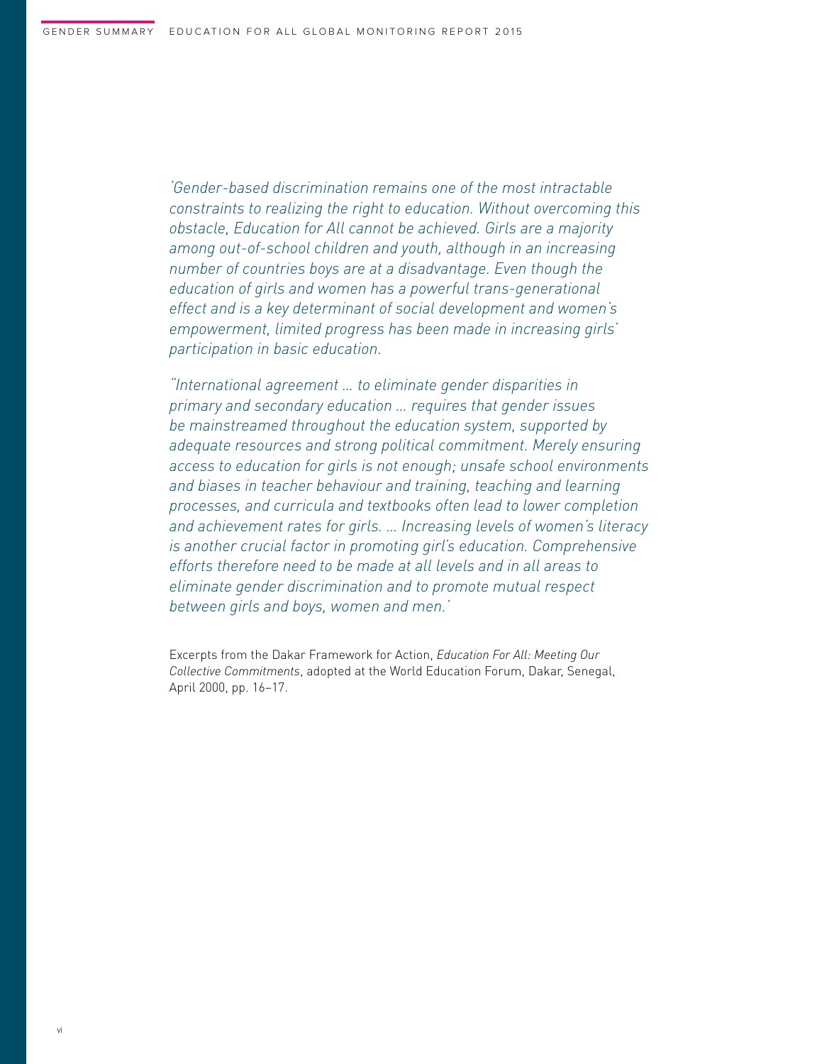*'Gender-based discrimination remains one of the most intractable constraints to realizing the right to education. Without overcoming this obstacle, Education for All cannot be achieved. Girls are a majority among out-of-school children and youth, although in an increasing number of countries boys are at a disadvantage. Even though the education of girls and women has a powerful trans-generational effect and is a key determinant of social development and women's empowerment, limited progress has been made in increasing girls' participation in basic education.*

*"International agreement ... to eliminate gender disparities in primary and secondary education ... requires that gender issues be mainstreamed throughout the education system, supported by adequate resources and strong political commitment. Merely ensuring access to education for girls is not enough; unsafe school environments and biases in teacher behaviour and training, teaching and learning processes, and curricula and textbooks often lead to lower completion and achievement rates for girls. ... Increasing levels of women's literacy is another crucial factor in promoting girl's education. Comprehensive efforts therefore need to be made at all levels and in all areas to eliminate gender discrimination and to promote mutual respect between girls and boys, women and men.'*

Excerpts from the Dakar Framework for Action, *Education For All: Meeting Our Collective Commitments*, adopted at the World Education Forum, Dakar, Senegal, April 2000, pp. 16–17.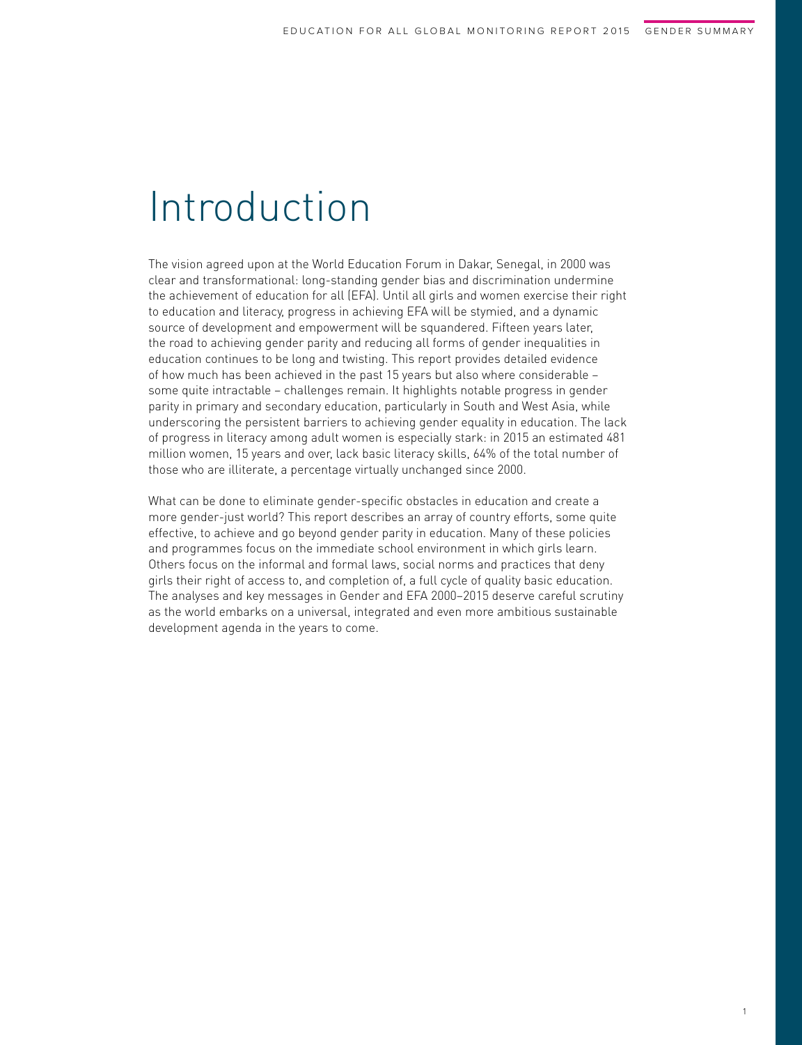# Introduction

The vision agreed upon at the World Education Forum in Dakar, Senegal, in 2000 was clear and transformational: long-standing gender bias and discrimination undermine the achievement of education for all (EFA). Until all girls and women exercise their right to education and literacy, progress in achieving EFA will be stymied, and a dynamic source of development and empowerment will be squandered. Fifteen years later, the road to achieving gender parity and reducing all forms of gender inequalities in education continues to be long and twisting. This report provides detailed evidence of how much has been achieved in the past 15 years but also where considerable – some quite intractable – challenges remain. It highlights notable progress in gender parity in primary and secondary education, particularly in South and West Asia, while underscoring the persistent barriers to achieving gender equality in education. The lack of progress in literacy among adult women is especially stark: in 2015 an estimated 481 million women, 15 years and over, lack basic literacy skills, 64% of the total number of those who are illiterate, a percentage virtually unchanged since 2000.

What can be done to eliminate gender-specific obstacles in education and create a more gender-just world? This report describes an array of country efforts, some quite effective, to achieve and go beyond gender parity in education. Many of these policies and programmes focus on the immediate school environment in which girls learn. Others focus on the informal and formal laws, social norms and practices that deny girls their right of access to, and completion of, a full cycle of quality basic education. The analyses and key messages in Gender and EFA 2000–2015 deserve careful scrutiny as the world embarks on a universal, integrated and even more ambitious sustainable development agenda in the years to come.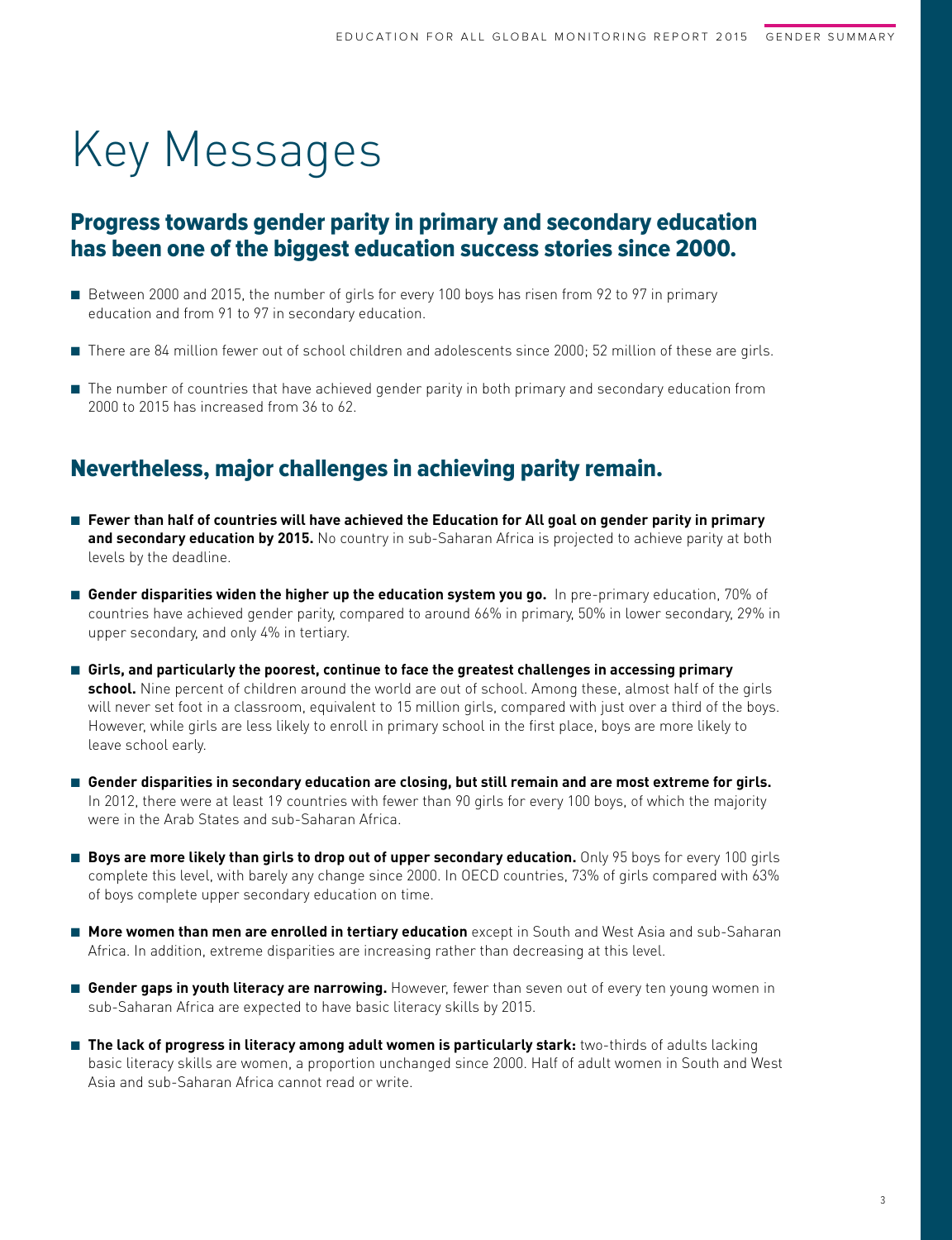# Key Messages

## Progress towards gender parity in primary and secondary education has been one of the biggest education success stories since 2000.

- Between 2000 and 2015, the number of girls for every 100 boys has risen from 92 to 97 in primary education and from 91 to 97 in secondary education.
- There are 84 million fewer out of school children and adolescents since 2000; 52 million of these are girls.
- The number of countries that have achieved gender parity in both primary and secondary education from 2000 to 2015 has increased from 36 to 62.

## Nevertheless, major challenges in achieving parity remain.

- **Fewer than half of countries will have achieved the Education for All goal on gender parity in primary and secondary education by 2015.** No country in sub-Saharan Africa is projected to achieve parity at both levels by the deadline.
- **Gender disparities widen the higher up the education system you go.** In pre-primary education, 70% of countries have achieved gender parity, compared to around 66% in primary, 50% in lower secondary, 29% in upper secondary, and only 4% in tertiary.
- **Girls, and particularly the poorest, continue to face the greatest challenges in accessing primary school.** Nine percent of children around the world are out of school. Among these, almost half of the girls will never set foot in a classroom, equivalent to 15 million girls, compared with just over a third of the boys. However, while girls are less likely to enroll in primary school in the first place, boys are more likely to leave school early.
- **Gender disparities in secondary education are closing, but still remain and are most extreme for girls.** In 2012, there were at least 19 countries with fewer than 90 girls for every 100 boys, of which the majority were in the Arab States and sub-Saharan Africa.
- **Boys are more likely than girls to drop out of upper secondary education.** Only 95 boys for every 100 girls complete this level, with barely any change since 2000. In OECD countries, 73% of girls compared with 63% of boys complete upper secondary education on time.
- **More women than men are enrolled in tertiary education** except in South and West Asia and sub-Saharan Africa. In addition, extreme disparities are increasing rather than decreasing at this level.
- **Gender gaps in youth literacy are narrowing.** However, fewer than seven out of every ten young women in sub-Saharan Africa are expected to have basic literacy skills by 2015.
- **The lack of progress in literacy among adult women is particularly stark:** two-thirds of adults lacking basic literacy skills are women, a proportion unchanged since 2000. Half of adult women in South and West Asia and sub-Saharan Africa cannot read or write.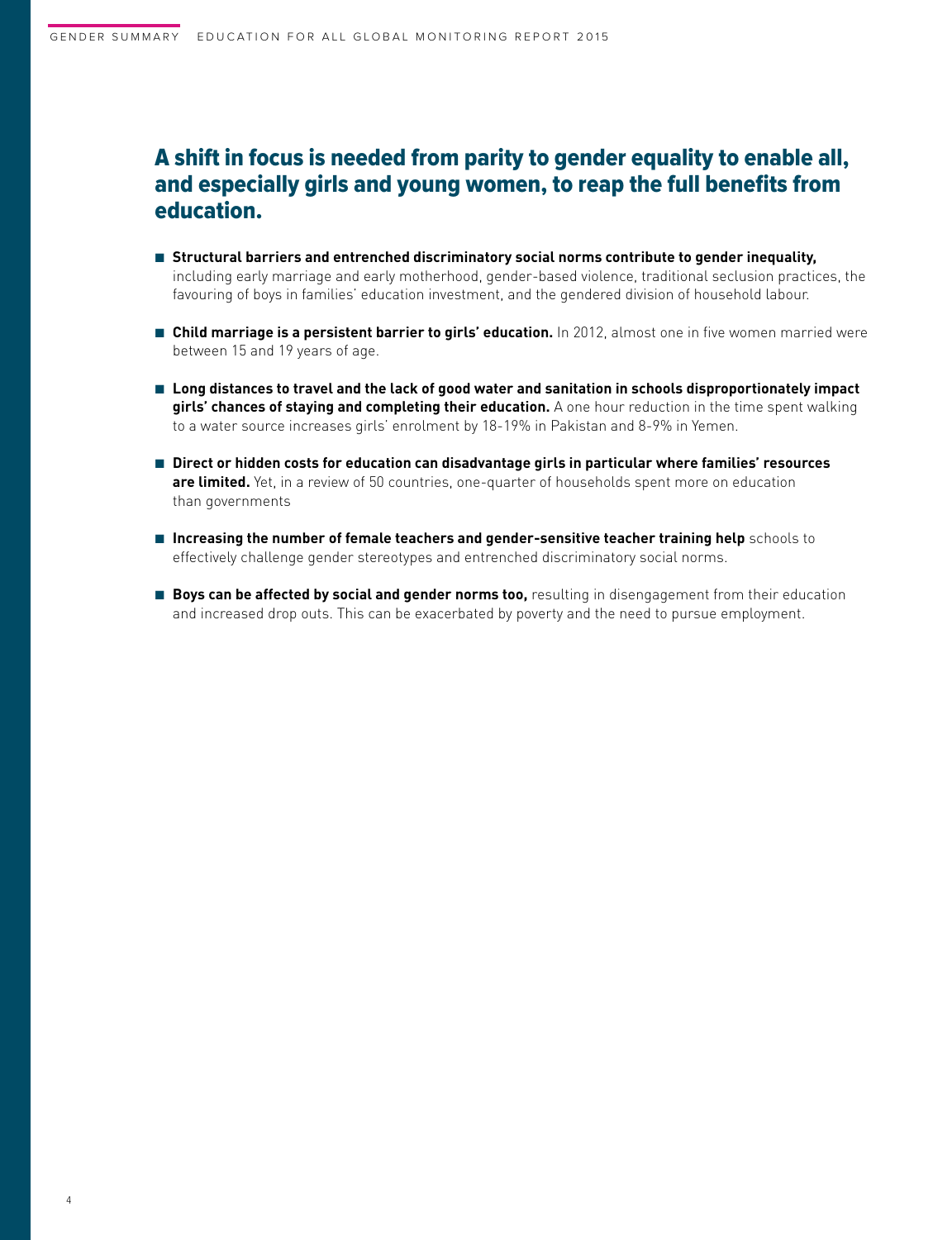## A shift in focus is needed from parity to gender equality to enable all, and especially girls and young women, to reap the full benefits from education.

- **Structural barriers and entrenched discriminatory social norms contribute to gender inequality,** including early marriage and early motherhood, gender-based violence, traditional seclusion practices, the favouring of boys in families' education investment, and the gendered division of household labour.
- **Child marriage is a persistent barrier to girls' education.** In 2012, almost one in five women married were between 15 and 19 years of age.
- **Long distances to travel and the lack of good water and sanitation in schools disproportionately impact girls' chances of staying and completing their education.** A one hour reduction in the time spent walking to a water source increases girls' enrolment by 18-19% in Pakistan and 8-9% in Yemen.
- **Direct or hidden costs for education can disadvantage girls in particular where families' resources are limited.** Yet, in a review of 50 countries, one-quarter of households spent more on education than governments
- **Increasing the number of female teachers and gender-sensitive teacher training help** schools to effectively challenge gender stereotypes and entrenched discriminatory social norms.
- **Boys can be affected by social and gender norms too,** resulting in disengagement from their education and increased drop outs. This can be exacerbated by poverty and the need to pursue employment.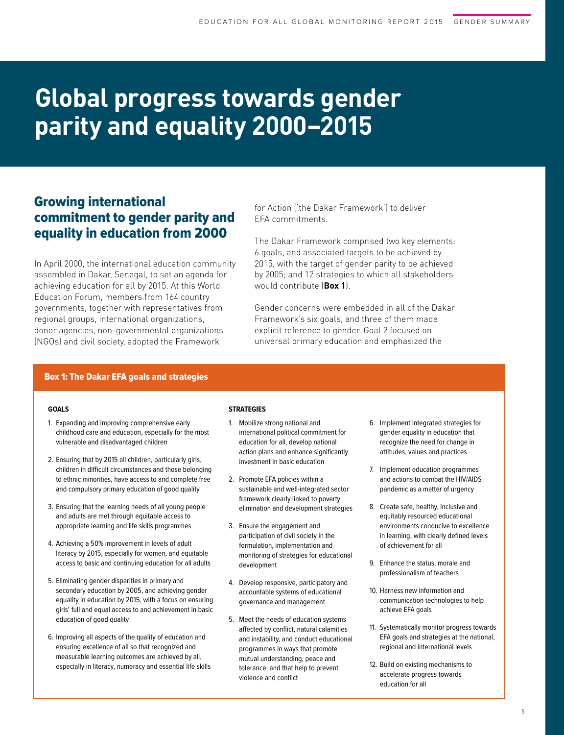# Global progress towards gender parity and equality 2000–2015

## Growing international commitment to gender parity and equality in education from 2000

In April 2000, the international education community assembled in Dakar, Senegal, to set an agenda for achieving education for all by 2015. At this World Education Forum, members from 164 country governments, together with representatives from regional groups, international organizations, donor agencies, non-governmental organizations (NGOs) and civil society, adopted the Framework for Action ('the Dakar Framework') to deliver EFA commitments.

The Dakar Framework comprised two key elements: 6 goals, and associated targets to be achieved by 2015, with the target of gender parity to be achieved by 2005; and 12 strategies to which all stakeholders would contribute (**Box 1**).

Gender concerns were embedded in all of the Dakar Framework's six goals, and three of them made explicit reference to gender. Goal 2 focused on universal primary education and emphasized the

### Box 1: The Dakar EFA goals and strategies

**GOALS**

1. Expanding and improving comprehensive early childhood care and education, especially for the most vulnerable and disadvantaged children
2. Ensuring that by 2015 all children, particularly girls, children in difficult circumstances and those belonging to ethnic minorities, have access to and complete free and compulsory primary education of good quality
3. Ensuring that the learning needs of all young people and adults are met through equitable access to appropriate learning and life skills programmes
4. Achieving a 50% improvement in levels of adult literacy by 2015, especially for women, and equitable access to basic and continuing education for all adults
5. Eliminating gender disparities in primary and secondary education by 2005, and achieving gender equality in education by 2015, with a focus on ensuring girls' full and equal access to and achievement in basic education of good quality
6. Improving all aspects of the quality of education and ensuring excellence of all so that recognized and measurable learning outcomes are achieved by all, especially in literacy, numeracy and essential life skills

**STRATEGIES**

1. Mobilize strong national and international political commitment for education for all, develop national action plans and enhance significantly investment in basic education
2. Promote EFA policies within a sustainable and well-integrated sector framework clearly linked to poverty elimination and development strategies
3. Ensure the engagement and participation of civil society in the formulation, implementation and monitoring of strategies for educational development
4. Develop responsive, participatory and accountable systems of educational governance and management
5. Meet the needs of education systems affected by conflict, natural calamities and instability, and conduct educational programmes in ways that promote mutual understanding, peace and tolerance, and that help to prevent violence and conflict
6. Implement integrated strategies for gender equality in education that recognize the need for change in attitudes, values and practices
7. Implement education programmes and actions to combat the HIV/AIDS pandemic as a matter of urgency
8. Create safe, healthy, inclusive and equitably resourced educational environments conducive to excellence in learning, with clearly defined levels of achievement for all
9. Enhance the status, morale and professionalism of teachers
10. Harness new information and communication technologies to help achieve EFA goals
11. Systematically monitor progress towards EFA goals and strategies at the national, regional and international levels
12. Build on existing mechanisms to accelerate progress towards education for all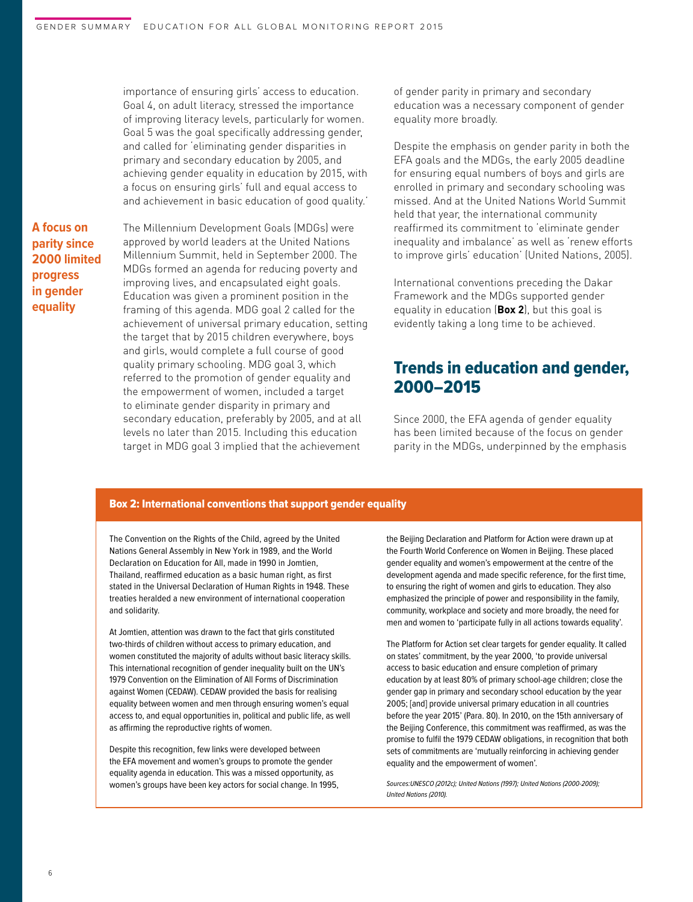importance of ensuring girls' access to education. Goal 4, on adult literacy, stressed the importance of improving literacy levels, particularly for women. Goal 5 was the goal specifically addressing gender, and called for 'eliminating gender disparities in primary and secondary education by 2005, and achieving gender equality in education by 2015, with a focus on ensuring girls' full and equal access to and achievement in basic education of good quality.'

**A focus on parity since 2000 limited progress in gender equality**

The Millennium Development Goals (MDGs) were approved by world leaders at the United Nations Millennium Summit, held in September 2000. The MDGs formed an agenda for reducing poverty and improving lives, and encapsulated eight goals. Education was given a prominent position in the framing of this agenda. MDG goal 2 called for the achievement of universal primary education, setting the target that by 2015 children everywhere, boys and girls, would complete a full course of good quality primary schooling. MDG goal 3, which referred to the promotion of gender equality and the empowerment of women, included a target to eliminate gender disparity in primary and secondary education, preferably by 2005, and at all levels no later than 2015. Including this education target in MDG goal 3 implied that the achievement of gender parity in primary and secondary education was a necessary component of gender equality more broadly.

Despite the emphasis on gender parity in both the EFA goals and the MDGs, the early 2005 deadline for ensuring equal numbers of boys and girls are enrolled in primary and secondary schooling was missed. And at the United Nations World Summit held that year, the international community reaffirmed its commitment to 'eliminate gender inequality and imbalance' as well as 'renew efforts to improve girls' education' (United Nations, 2005).

International conventions preceding the Dakar Framework and the MDGs supported gender equality in education (**Box 2**), but this goal is evidently taking a long time to be achieved.

## Trends in education and gender, 2000–2015

Since 2000, the EFA agenda of gender equality has been limited because of the focus on gender parity in the MDGs, underpinned by the emphasis

### Box 2: International conventions that support gender equality

The Convention on the Rights of the Child, agreed by the United Nations General Assembly in New York in 1989, and the World Declaration on Education for All, made in 1990 in Jomtien, Thailand, reaffirmed education as a basic human right, as first stated in the Universal Declaration of Human Rights in 1948. These treaties heralded a new environment of international cooperation and solidarity.

At Jomtien, attention was drawn to the fact that girls constituted two-thirds of children without access to primary education, and women constituted the majority of adults without basic literacy skills. This international recognition of gender inequality built on the UN's 1979 Convention on the Elimination of All Forms of Discrimination against Women (CEDAW). CEDAW provided the basis for realising equality between women and men through ensuring women's equal access to, and equal opportunities in, political and public life, as well as affirming the reproductive rights of women.

Despite this recognition, few links were developed between the EFA movement and women's groups to promote the gender equality agenda in education. This was a missed opportunity, as women's groups have been key actors for social change. In 1995, the Beijing Declaration and Platform for Action were drawn up at the Fourth World Conference on Women in Beijing. These placed gender equality and women's empowerment at the centre of the development agenda and made specific reference, for the first time, to ensuring the right of women and girls to education. They also emphasized the principle of power and responsibility in the family, community, workplace and society and more broadly, the need for men and women to 'participate fully in all actions towards equality'.

The Platform for Action set clear targets for gender equality. It called on states' commitment, by the year 2000, 'to provide universal access to basic education and ensure completion of primary education by at least 80% of primary school-age children; close the gender gap in primary and secondary school education by the year 2005; [and] provide universal primary education in all countries before the year 2015' (Para. 80). In 2010, on the 15th anniversary of the Beijing Conference, this commitment was reaffirmed, as was the promise to fulfil the 1979 CEDAW obligations, in recognition that both sets of commitments are 'mutually reinforcing in achieving gender equality and the empowerment of women'.

*Sources:UNESCO (2012c); United Nations (1997); United Nations (2000-2009); United Nations (2010).*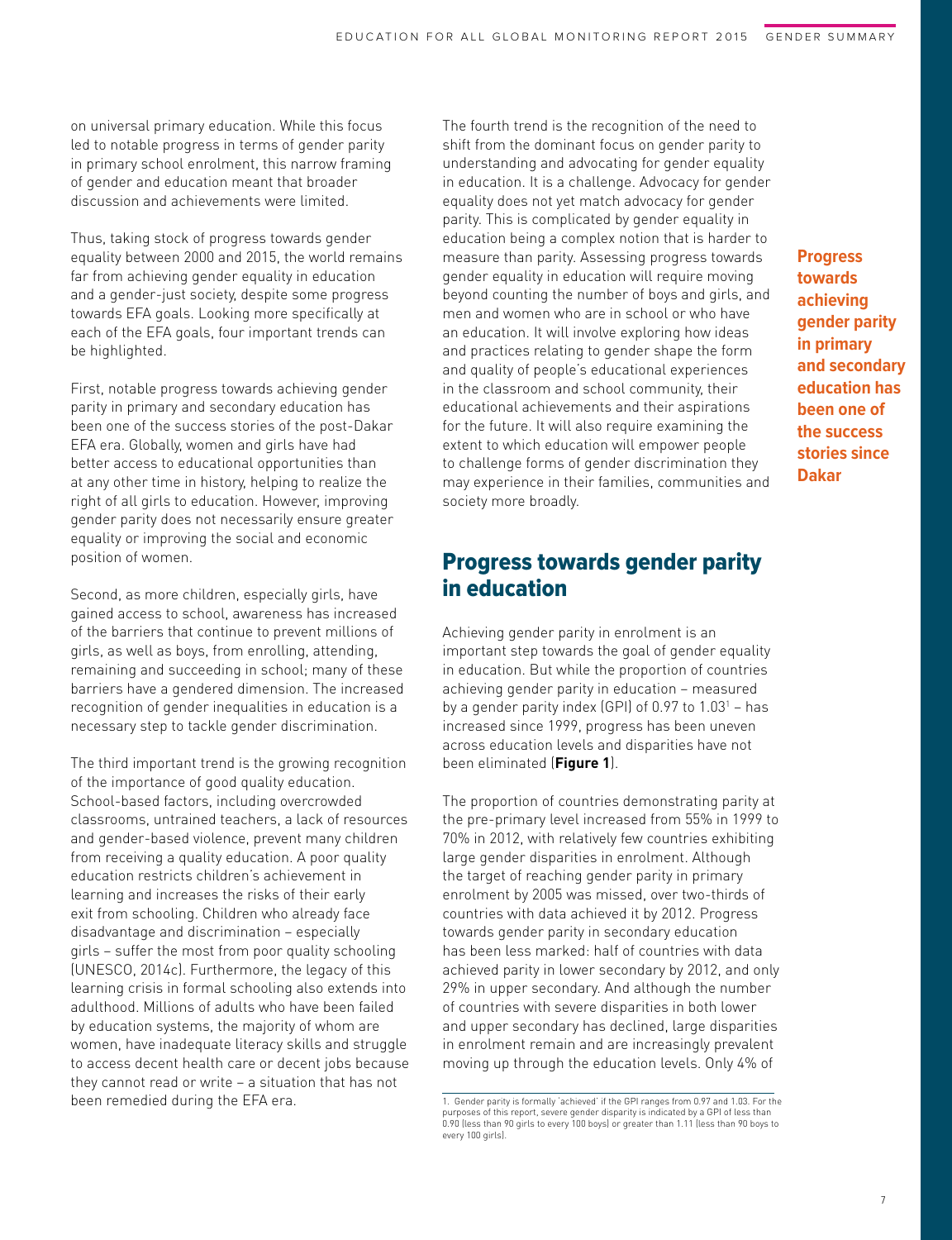on universal primary education. While this focus led to notable progress in terms of gender parity in primary school enrolment, this narrow framing of gender and education meant that broader discussion and achievements were limited.

Thus, taking stock of progress towards gender equality between 2000 and 2015, the world remains far from achieving gender equality in education and a gender-just society, despite some progress towards EFA goals. Looking more specifically at each of the EFA goals, four important trends can be highlighted.

First, notable progress towards achieving gender parity in primary and secondary education has been one of the success stories of the post-Dakar EFA era. Globally, women and girls have had better access to educational opportunities than at any other time in history, helping to realize the right of all girls to education. However, improving gender parity does not necessarily ensure greater equality or improving the social and economic position of women.

Second, as more children, especially girls, have gained access to school, awareness has increased of the barriers that continue to prevent millions of girls, as well as boys, from enrolling, attending, remaining and succeeding in school; many of these barriers have a gendered dimension. The increased recognition of gender inequalities in education is a necessary step to tackle gender discrimination.

The third important trend is the growing recognition of the importance of good quality education. School-based factors, including overcrowded classrooms, untrained teachers, a lack of resources and gender-based violence, prevent many children from receiving a quality education. A poor quality education restricts children's achievement in learning and increases the risks of their early exit from schooling. Children who already face disadvantage and discrimination – especially girls – suffer the most from poor quality schooling (UNESCO, 2014c). Furthermore, the legacy of this learning crisis in formal schooling also extends into adulthood. Millions of adults who have been failed by education systems, the majority of whom are women, have inadequate literacy skills and struggle to access decent health care or decent jobs because they cannot read or write – a situation that has not been remedied during the EFA era.

The fourth trend is the recognition of the need to shift from the dominant focus on gender parity to understanding and advocating for gender equality in education. It is a challenge. Advocacy for gender equality does not yet match advocacy for gender parity. This is complicated by gender equality in education being a complex notion that is harder to measure than parity. Assessing progress towards gender equality in education will require moving beyond counting the number of boys and girls, and men and women who are in school or who have an education. It will involve exploring how ideas and practices relating to gender shape the form and quality of people's educational experiences in the classroom and school community, their educational achievements and their aspirations for the future. It will also require examining the extent to which education will empower people to challenge forms of gender discrimination they may experience in their families, communities and society more broadly.

**Progress towards achieving gender parity in primary and secondary education has been one of the success stories since Dakar**

## Progress towards gender parity in education

Achieving gender parity in enrolment is an important step towards the goal of gender equality in education. But while the proportion of countries achieving gender parity in education – measured by a gender parity index (GPI) of 0.97 to 1.03[1] – has increased since 1999, progress has been uneven across education levels and disparities have not been eliminated (**Figure 1**).

The proportion of countries demonstrating parity at the pre-primary level increased from 55% in 1999 to 70% in 2012, with relatively few countries exhibiting large gender disparities in enrolment. Although the target of reaching gender parity in primary enrolment by 2005 was missed, over two-thirds of countries with data achieved it by 2012. Progress towards gender parity in secondary education has been less marked: half of countries with data achieved parity in lower secondary by 2012, and only 29% in upper secondary. And although the number of countries with severe disparities in both lower and upper secondary has declined, large disparities in enrolment remain and are increasingly prevalent moving up through the education levels. Only 4% of

1. Gender parity is formally 'achieved' if the GPI ranges from 0.97 and 1.03. For the purposes of this report, severe gender disparity is indicated by a GPI of less than 0.90 (less than 90 girls to every 100 boys) or greater than 1.11 (less than 90 boys to every 100 girls).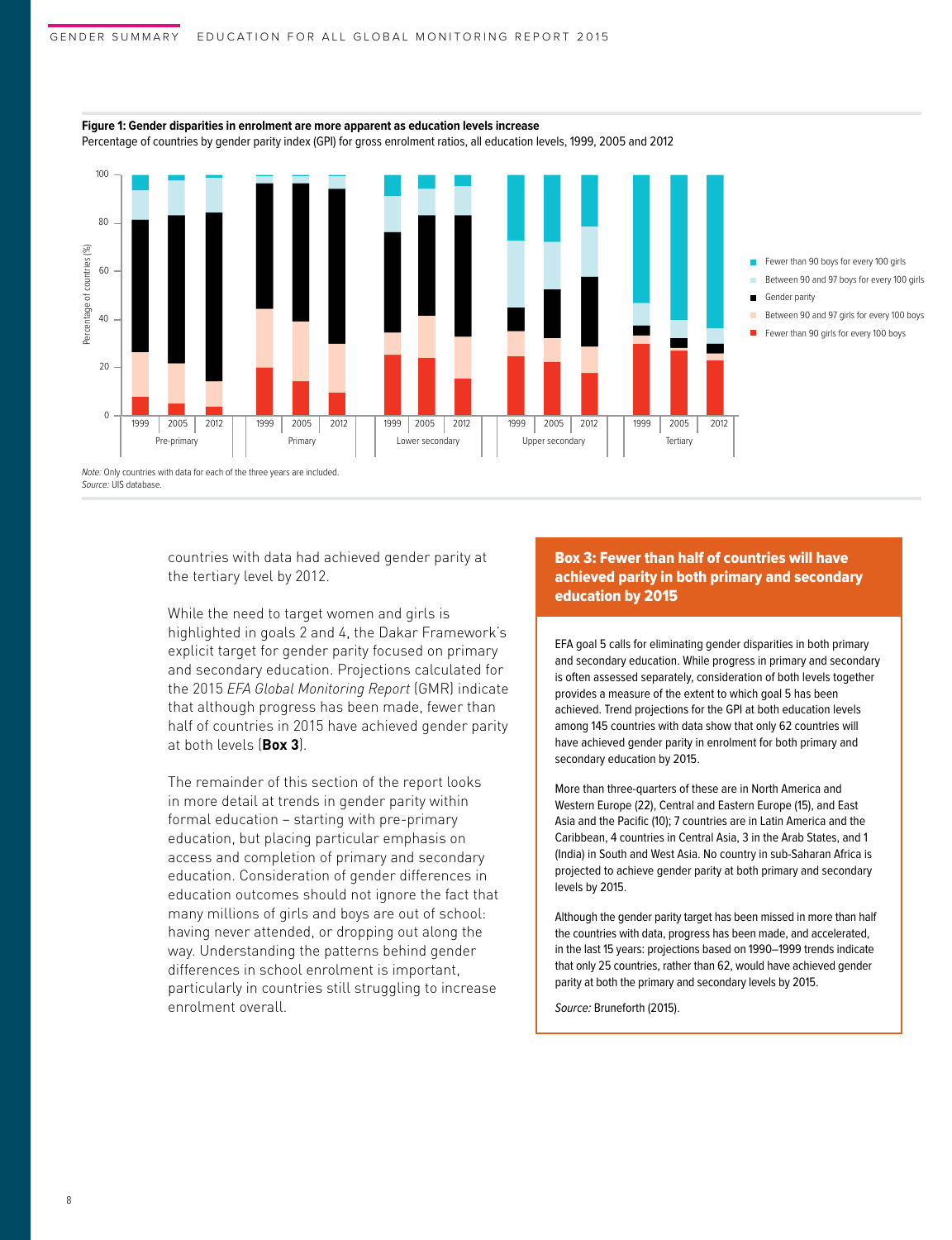**Figure 1: Gender disparities in enrolment are more apparent as education levels increase**

Percentage of countries by gender parity index (GPI) for gross enrolment ratios, all education levels, 1999, 2005 and 2012

*Note:* Only countries with data for each of the three years are included.
*Source:* UIS database.

countries with data had achieved gender parity at the tertiary level by 2012.

While the need to target women and girls is highlighted in goals 2 and 4, the Dakar Framework's explicit target for gender parity focused on primary and secondary education. Projections calculated for the 2015 *EFA Global Monitoring Report* (GMR) indicate that although progress has been made, fewer than half of countries in 2015 have achieved gender parity at both levels (**Box 3**).

The remainder of this section of the report looks in more detail at trends in gender parity within formal education – starting with pre-primary education, but placing particular emphasis on access and completion of primary and secondary education. Consideration of gender differences in education outcomes should not ignore the fact that many millions of girls and boys are out of school: having never attended, or dropping out along the way. Understanding the patterns behind gender differences in school enrolment is important, particularly in countries still struggling to increase enrolment overall.

### Box 3: Fewer than half of countries will have achieved parity in both primary and secondary education by 2015

EFA goal 5 calls for eliminating gender disparities in both primary and secondary education. While progress in primary and secondary is often assessed separately, consideration of both levels together provides a measure of the extent to which goal 5 has been achieved. Trend projections for the GPI at both education levels among 145 countries with data show that only 62 countries will have achieved gender parity in enrolment for both primary and secondary education by 2015.

More than three-quarters of these are in North America and Western Europe (22), Central and Eastern Europe (15), and East Asia and the Pacific (10); 7 countries are in Latin America and the Caribbean, 4 countries in Central Asia, 3 in the Arab States, and 1 (India) in South and West Asia. No country in sub-Saharan Africa is projected to achieve gender parity at both primary and secondary levels by 2015.

Although the gender parity target has been missed in more than half the countries with data, progress has been made, and accelerated, in the last 15 years: projections based on 1990–1999 trends indicate that only 25 countries, rather than 62, would have achieved gender parity at both the primary and secondary levels by 2015.

*Source:* Bruneforth (2015).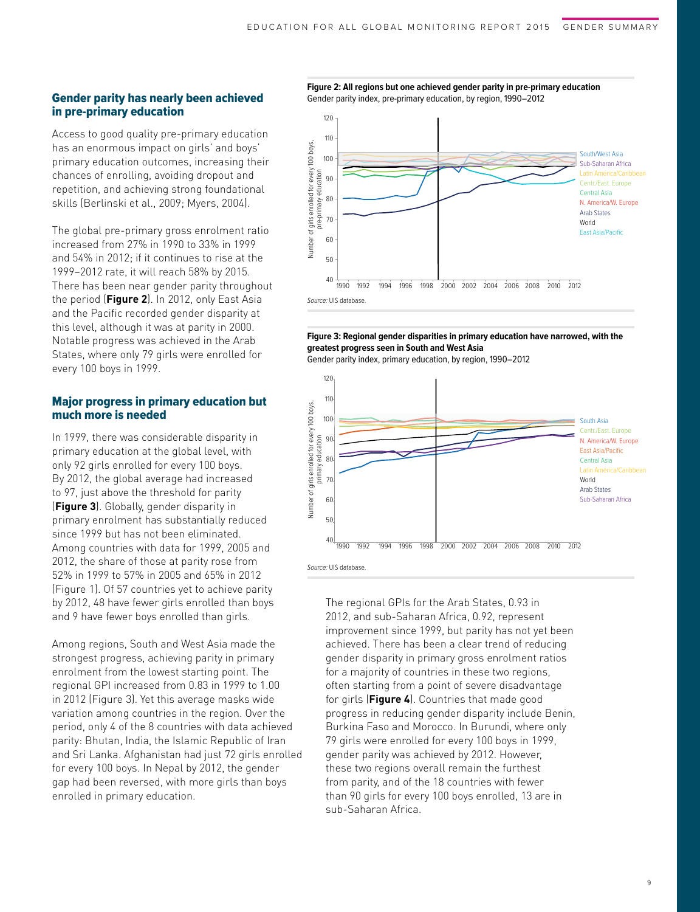## Gender parity has nearly been achieved in pre-primary education

Access to good quality pre-primary education has an enormous impact on girls' and boys' primary education outcomes, increasing their chances of enrolling, avoiding dropout and repetition, and achieving strong foundational skills (Berlinski et al., 2009; Myers, 2004).

The global pre-primary gross enrolment ratio increased from 27% in 1990 to 33% in 1999 and 54% in 2012; if it continues to rise at the 1999–2012 rate, it will reach 58% by 2015. There has been near gender parity throughout the period (**Figure 2**). In 2012, only East Asia and the Pacific recorded gender disparity at this level, although it was at parity in 2000. Notable progress was achieved in the Arab States, where only 79 girls were enrolled for every 100 boys in 1999.

## Major progress in primary education but much more is needed

In 1999, there was considerable disparity in primary education at the global level, with only 92 girls enrolled for every 100 boys. By 2012, the global average had increased to 97, just above the threshold for parity (**Figure 3**). Globally, gender disparity in primary enrolment has substantially reduced since 1999 but has not been eliminated. Among countries with data for 1999, 2005 and 2012, the share of those at parity rose from 52% in 1999 to 57% in 2005 and 65% in 2012 (Figure 1). Of 57 countries yet to achieve parity by 2012, 48 have fewer girls enrolled than boys and 9 have fewer boys enrolled than girls.

Among regions, South and West Asia made the strongest progress, achieving parity in primary enrolment from the lowest starting point. The regional GPI increased from 0.83 in 1999 to 1.00 in 2012 (Figure 3). Yet this average masks wide variation among countries in the region. Over the period, only 4 of the 8 countries with data achieved parity: Bhutan, India, the Islamic Republic of Iran and Sri Lanka. Afghanistan had just 72 girls enrolled for every 100 boys. In Nepal by 2012, the gender gap had been reversed, with more girls than boys enrolled in primary education.

**Figure 2: All regions but one achieved gender parity in pre-primary education**
Gender parity index, pre-primary education, by region, 1990–2012

Number of girls enrolled for every 100 boys, pre-primary education
120
110
100
90
80
70
60
50
40
1990 1992 1994 1996 1998 2000 2002 2004 2006 2008 2010 2012
South/West Asia
Sub-Saharan Africa
Latin America/Caribbean
Centr./East. Europe
Central Asia
N. America/W. Europe
Arab States
World
East Asia/Pacific

*Source:* UIS database.

**Figure 3: Regional gender disparities in primary education have narrowed, with the greatest progress seen in South and West Asia**
Gender parity index, primary education, by region, 1990–2012

Number of girls enrolled for every 100 boys, primary education
120
110
100
90
80
70
60
50
40
1990 1992 1994 1996 1998 2000 2002 2004 2006 2008 2010 2012
South Asia
Centr./East. Europe
N. America/W. Europe
East Asia/Pacific
Central Asia
Latin America/Caribbean
World
Arab States
Sub-Saharan Africa

*Source:* UIS database.

The regional GPIs for the Arab States, 0.93 in 2012, and sub-Saharan Africa, 0.92, represent improvement since 1999, but parity has not yet been achieved. There has been a clear trend of reducing gender disparity in primary gross enrolment ratios for a majority of countries in these two regions, often starting from a point of severe disadvantage for girls (**Figure 4**). Countries that made good progress in reducing gender disparity include Benin, Burkina Faso and Morocco. In Burundi, where only 79 girls were enrolled for every 100 boys in 1999, gender parity was achieved by 2012. However, these two regions overall remain the furthest from parity, and of the 18 countries with fewer than 90 girls for every 100 boys enrolled, 13 are in sub-Saharan Africa.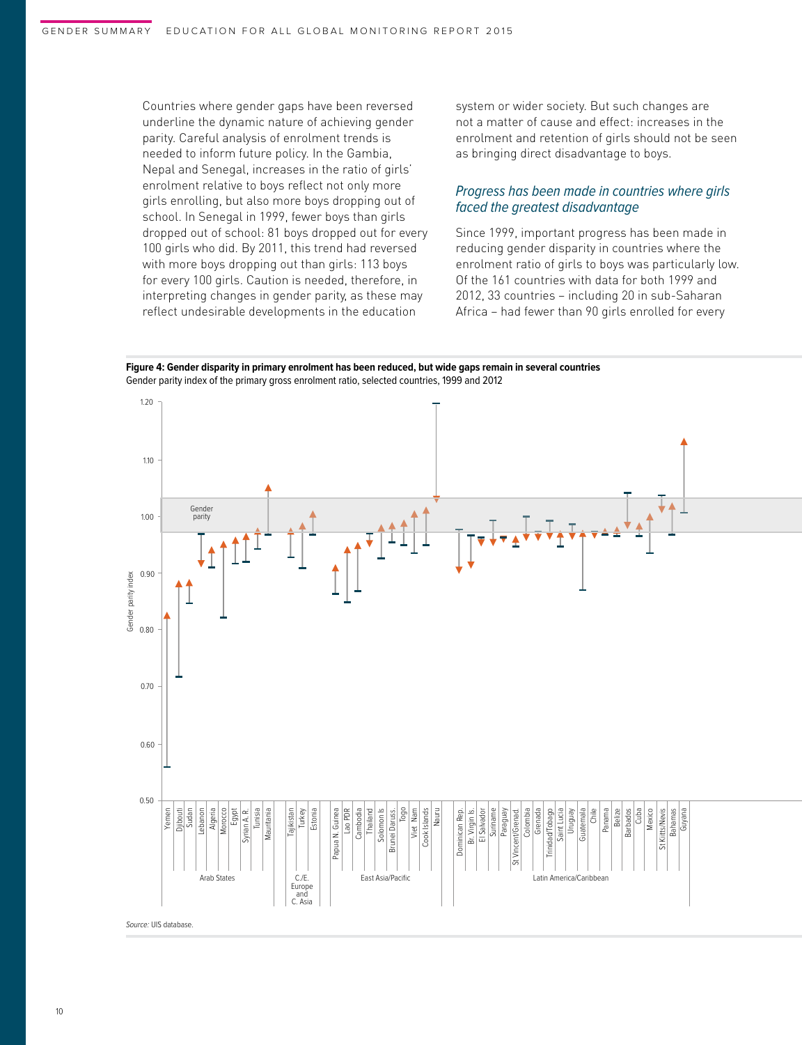Countries where gender gaps have been reversed underline the dynamic nature of achieving gender parity. Careful analysis of enrolment trends is needed to inform future policy. In the Gambia, Nepal and Senegal, increases in the ratio of girls' enrolment relative to boys reflect not only more girls enrolling, but also more boys dropping out of school. In Senegal in 1999, fewer boys than girls dropped out of school: 81 boys dropped out for every 100 girls who did. By 2011, this trend had reversed with more boys dropping out than girls: 113 boys for every 100 girls. Caution is needed, therefore, in interpreting changes in gender parity, as these may reflect undesirable developments in the education system or wider society. But such changes are not a matter of cause and effect: increases in the enrolment and retention of girls should not be seen as bringing direct disadvantage to boys.

### *Progress has been made in countries where girls faced the greatest disadvantage*

Since 1999, important progress has been made in reducing gender disparity in countries where the enrolment ratio of girls to boys was particularly low. Of the 161 countries with data for both 1999 and 2012, 33 countries – including 20 in sub-Saharan Africa – had fewer than 90 girls enrolled for every

**Figure 4: Gender disparity in primary enrolment has been reduced, but wide gaps remain in several countries**
Gender parity index of the primary gross enrolment ratio, selected countries, 1999 and 2012

Gender parity index
1.20
1.10
1.00
0.90
0.80
0.70
0.60
0.50

Gender parity

Arab States: Yemen, Djibouti, Sudan, Lebanon, Algeria, Morocco, Egypt, Syrian A. R., Tunisia, Mauritania

C./E. Europe and C. Asia: Tajikistan, Turkey, Estonia

East Asia/Pacific: Papua N. Guinea, Lao PDR, Cambodia, Thailand, Solomon Is, Brunei Daruss., Togo, Viet Nam, Cook Islands, Nauru

Latin America/Caribbean: Dominican Rep., Br. Virgin Is., El Salvador, Suriname, Paraguay, St Vincent/Grenad., Colombia, Grenada, Trinidad/Tobago, Saint Lucia, Uruguay, Guatemala, Chile, Panama, Belize, Barbados, Cuba, Mexico, St Kitts/Nevis, Bahamas, Guyana

*Source:* UIS database.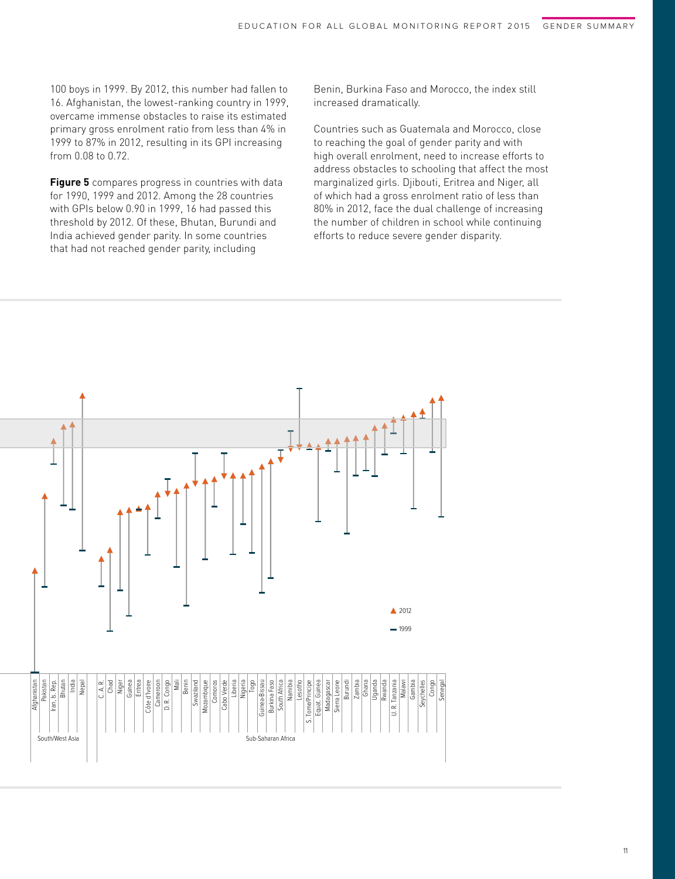100 boys in 1999. By 2012, this number had fallen to 16. Afghanistan, the lowest-ranking country in 1999, overcame immense obstacles to raise its estimated primary gross enrolment ratio from less than 4% in 1999 to 87% in 2012, resulting in its GPI increasing from 0.08 to 0.72.

**Figure 5** compares progress in countries with data for 1990, 1999 and 2012. Among the 28 countries with GPIs below 0.90 in 1999, 16 had passed this threshold by 2012. Of these, Bhutan, Burundi and India achieved gender parity. In some countries that had not reached gender parity, including Benin, Burkina Faso and Morocco, the index still increased dramatically.

Countries such as Guatemala and Morocco, close to reaching the goal of gender parity and with high overall enrolment, need to increase efforts to address obstacles to schooling that affect the most marginalized girls. Djibouti, Eritrea and Niger, all of which had a gross enrolment ratio of less than 80% in 2012, face the dual challenge of increasing the number of children in school while continuing efforts to reduce severe gender disparity.

2012
1999

Afghanistan
Pakistan
Iran, Is. Rep.
Bhutan
India
Nepal
South/West Asia

C. A. R.
Chad
Niger
Guinea
Eritrea
Côte d'Ivoire
Cameroon
D. R. Congo
Mali
Benin
Swaziland
Mozambique
Comoros
Cabo Verde
Liberia
Nigeria
Togo
Guinea-Bissau
Burkina Faso
South Africa
Namibia
Lesotho
S. Tome/Principe
Equat. Guinea
Madagascar
Sierra Leone
Burundi
Zambia
Ghana
Uganda
Rwanda
U. R. Tanzania
Malawi
Gambia
Seychelles
Congo
Senegal
Sub-Saharan Africa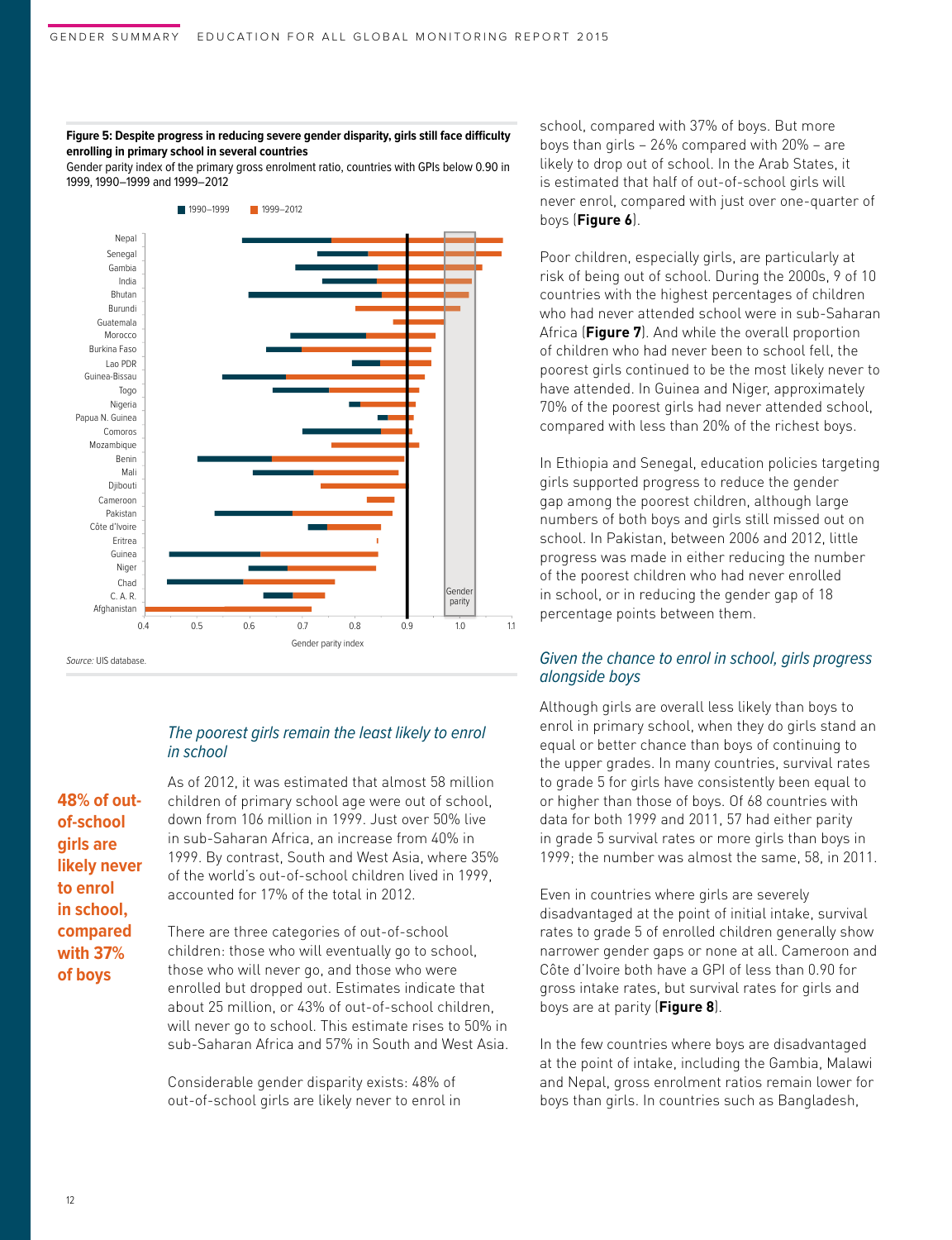**Figure 5: Despite progress in reducing severe gender disparity, girls still face difficulty enrolling in primary school in several countries**

Gender parity index of the primary gross enrolment ratio, countries with GPIs below 0.90 in 1999, 1990–1999 and 1999–2012

*Source:* UIS database.

### *The poorest girls remain the least likely to enrol in school*

**48% of out-of-school girls are likely never to enrol in school, compared with 37% of boys**

As of 2012, it was estimated that almost 58 million children of primary school age were out of school, down from 106 million in 1999. Just over 50% live in sub-Saharan Africa, an increase from 40% in 1999. By contrast, South and West Asia, where 35% of the world's out-of-school children lived in 1999, accounted for 17% of the total in 2012.

There are three categories of out-of-school children: those who will eventually go to school, those who will never go, and those who were enrolled but dropped out. Estimates indicate that about 25 million, or 43% of out-of-school children, will never go to school. This estimate rises to 50% in sub-Saharan Africa and 57% in South and West Asia.

Considerable gender disparity exists: 48% of out-of-school girls are likely never to enrol in school, compared with 37% of boys. But more boys than girls – 26% compared with 20% – are likely to drop out of school. In the Arab States, it is estimated that half of out-of-school girls will never enrol, compared with just over one-quarter of boys (**Figure 6**).

Poor children, especially girls, are particularly at risk of being out of school. During the 2000s, 9 of 10 countries with the highest percentages of children who had never attended school were in sub-Saharan Africa (**Figure 7**). And while the overall proportion of children who had never been to school fell, the poorest girls continued to be the most likely never to have attended. In Guinea and Niger, approximately 70% of the poorest girls had never attended school, compared with less than 20% of the richest boys.

In Ethiopia and Senegal, education policies targeting girls supported progress to reduce the gender gap among the poorest children, although large numbers of both boys and girls still missed out on school. In Pakistan, between 2006 and 2012, little progress was made in either reducing the number of the poorest children who had never enrolled in school, or in reducing the gender gap of 18 percentage points between them.

### *Given the chance to enrol in school, girls progress alongside boys*

Although girls are overall less likely than boys to enrol in primary school, when they do girls stand an equal or better chance than boys of continuing to the upper grades. In many countries, survival rates to grade 5 for girls have consistently been equal to or higher than those of boys. Of 68 countries with data for both 1999 and 2011, 57 had either parity in grade 5 survival rates or more girls than boys in 1999; the number was almost the same, 58, in 2011.

Even in countries where girls are severely disadvantaged at the point of initial intake, survival rates to grade 5 of enrolled children generally show narrower gender gaps or none at all. Cameroon and Côte d'Ivoire both have a GPI of less than 0.90 for gross intake rates, but survival rates for girls and boys are at parity (**Figure 8**).

In the few countries where boys are disadvantaged at the point of intake, including the Gambia, Malawi and Nepal, gross enrolment ratios remain lower for boys than girls. In countries such as Bangladesh,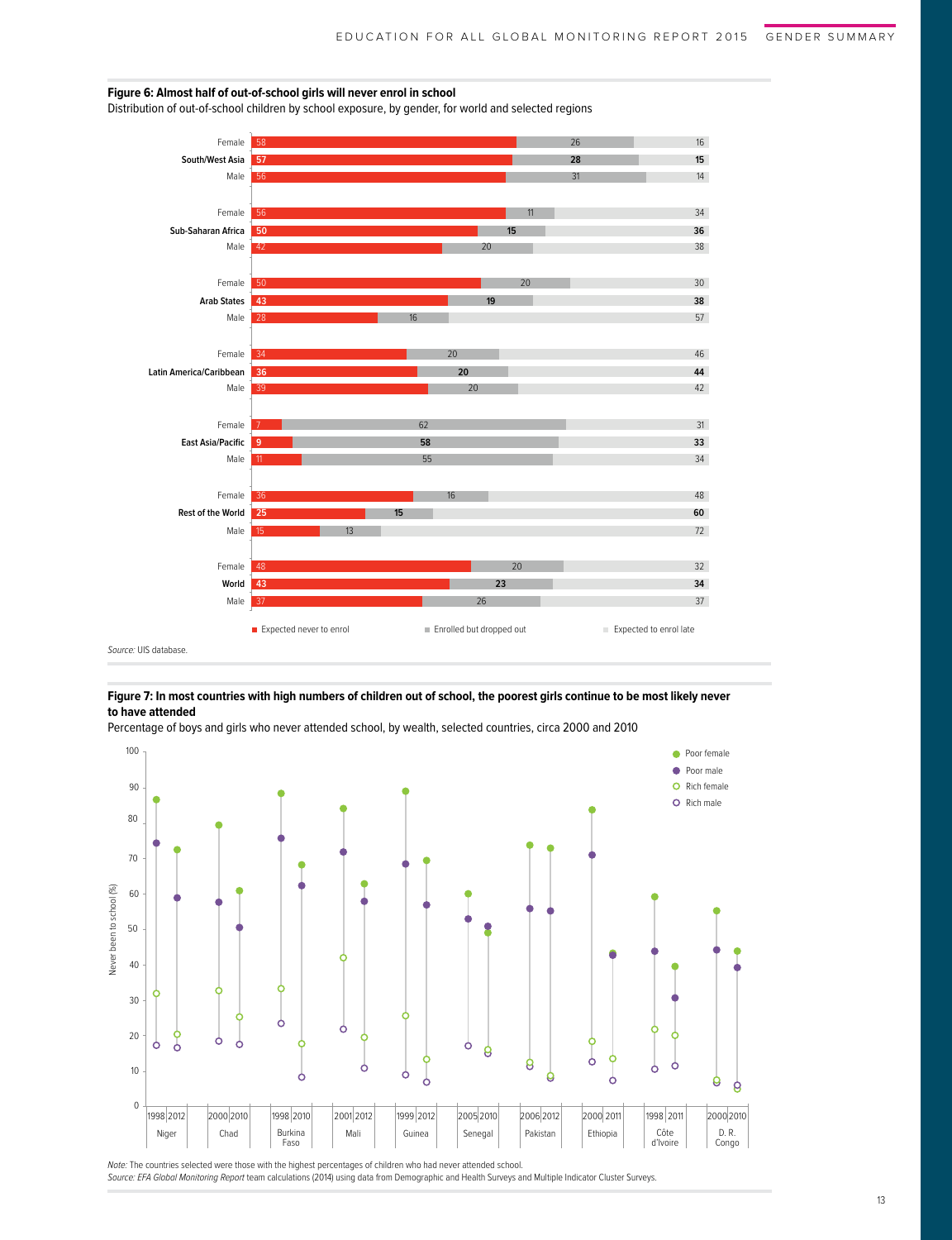**Figure 6: Almost half of out-of-school girls will never enrol in school**

Distribution of out-of-school children by school exposure, by gender, for world and selected regions

South/West Asia
Female 58 26 16
South/West Asia 57 28 15
Male 56 31 14

Sub-Saharan Africa
Female 56 11 34
Sub-Saharan Africa 50 15 36
Male 42 20 38

Arab States
Female 50 20 30
Arab States 43 19 38
Male 28 16 57

Latin America/Caribbean
Female 34 20 46
Latin America/Caribbean 36 20 44
Male 39 20 42

East Asia/Pacific
Female 7 62 31
East Asia/Pacific 9 58 33
Male 11 55 34

Rest of the World
Female 36 16 48
Rest of the World 25 15 60
Male 15 13 72

World
Female 48 20 32
World 43 23 34
Male 37 26 37

Expected never to enrol
Enrolled but dropped out
Expected to enrol late

*Source:* UIS database.

**Figure 7: In most countries with high numbers of children out of school, the poorest girls continue to be most likely never to have attended**

Percentage of boys and girls who never attended school, by wealth, selected countries, circa 2000 and 2010

Never been to school (%)
0 10 20 30 40 50 60 70 80 90 100

Poor female
Poor male
Rich female
Rich male

1998 2012 Niger
2000 2010 Chad
1998 2010 Burkina Faso
2001 2012 Mali
1999 2012 Guinea
2005 2010 Senegal
2006 2012 Pakistan
2000 2011 Ethiopia
1998 2011 Côte d'Ivoire
2000 2010 D. R. Congo

*Note:* The countries selected were those with the highest percentages of children who had never attended school.

*Source: EFA Global Monitoring Report* team calculations (2014) using data from Demographic and Health Surveys and Multiple Indicator Cluster Surveys.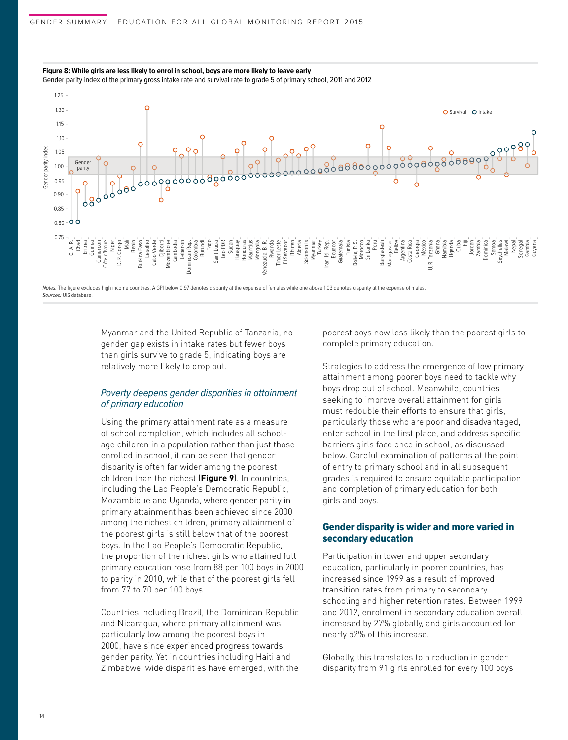**Figure 8: While girls are less likely to enrol in school, boys are more likely to leave early**

Gender parity index of the primary gross intake rate and survival rate to grade 5 of primary school, 2011 and 2012

Gender parity index

1.25
1.20
1.15
1.10
1.05
1.00
0.95
0.90
0.85
0.80
0.75

Gender parity

Survival
Intake

C. A. R.
Chad
Eritrea
Guinea
Cameroon
Côte d'Ivoire
Niger
D. R. Congo
Mali
Benin
Burkina Faso
Lesotho
Cabo Verde
Djibouti
Mozambique
Cambodia
Lebanon
Dominican Rep.
Colombia
Burundi
Togo
Saint Lucia
Lao PDR
Sudan
Paraguay
Honduras
Mauritius
Mongolia
Rwanda
Venezuela, B. R.
Timor-Leste
El Salvador
Bhutan
Algeria
Solomon Is
Myanmar
Turkey
Iran, Isl. Rep.
Ecuador
Guatemala
Tunisia
Bolivia, P. S.
Morocco
Sri Lanka
Peru
Bangladesh
Madagascar
Belize
Argentina
Costa Rica
Georgia
Mexico
U. R. Tanzania
Ghana
Namibia
Uganda
Cuba
Fiji
Jordan
Zambia
Dominica
Samoa
Seychelles
Malawi
Nepal
Senegal
Gambia
Guyana

*Notes:* The figure excludes high income countries. A GPI below 0.97 denotes disparity at the expense of females while one above 1.03 denotes disparity at the expense of males.
*Sources:* UIS database.

Myanmar and the United Republic of Tanzania, no gender gap exists in intake rates but fewer boys than girls survive to grade 5, indicating boys are relatively more likely to drop out.

### *Poverty deepens gender disparities in attainment of primary education*

Using the primary attainment rate as a measure of school completion, which includes all school-age children in a population rather than just those enrolled in school, it can be seen that gender disparity is often far wider among the poorest children than the richest (**Figure 9**). In countries, including the Lao People's Democratic Republic, Mozambique and Uganda, where gender parity in primary attainment has been achieved since 2000 among the richest children, primary attainment of the poorest girls is still below that of the poorest boys. In the Lao People's Democratic Republic, the proportion of the richest girls who attained full primary education rose from 88 per 100 boys in 2000 to parity in 2010, while that of the poorest girls fell from 77 to 70 per 100 boys.

Countries including Brazil, the Dominican Republic and Nicaragua, where primary attainment was particularly low among the poorest boys in 2000, have since experienced progress towards gender parity. Yet in countries including Haiti and Zimbabwe, wide disparities have emerged, with the poorest boys now less likely than the poorest girls to complete primary education.

Strategies to address the emergence of low primary attainment among poorer boys need to tackle why boys drop out of school. Meanwhile, countries seeking to improve overall attainment for girls must redouble their efforts to ensure that girls, particularly those who are poor and disadvantaged, enter school in the first place, and address specific barriers girls face once in school, as discussed below. Careful examination of patterns at the point of entry to primary school and in all subsequent grades is required to ensure equitable participation and completion of primary education for both girls and boys.

## Gender disparity is wider and more varied in secondary education

Participation in lower and upper secondary education, particularly in poorer countries, has increased since 1999 as a result of improved transition rates from primary to secondary schooling and higher retention rates. Between 1999 and 2012, enrolment in secondary education overall increased by 27% globally, and girls accounted for nearly 52% of this increase.

Globally, this translates to a reduction in gender disparity from 91 girls enrolled for every 100 boys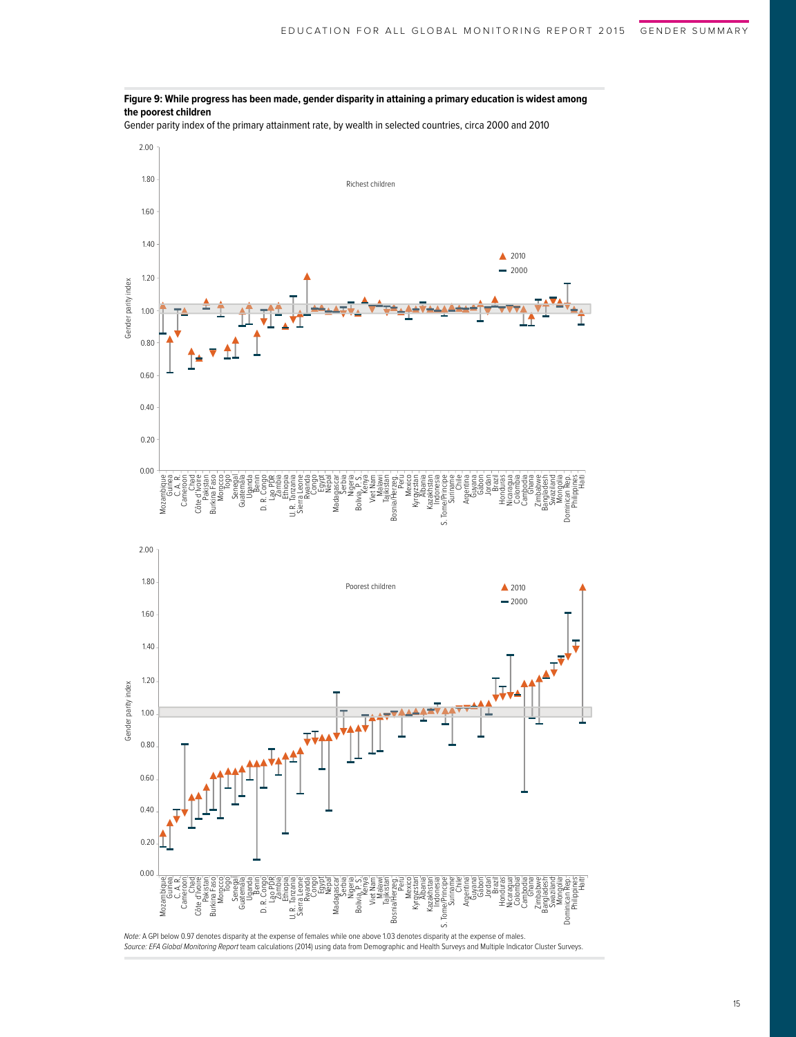**Figure 9: While progress has been made, gender disparity in attaining a primary education is widest among the poorest children**

Gender parity index of the primary attainment rate, by wealth in selected countries, circa 2000 and 2010

Richest children

2010
2000

Gender parity index

2.00
1.80
1.60
1.40
1.20
1.00
0.80
0.60
0.40
0.20
0.00

Mozambique
Guinea
C. A. R.
Cameroon
Chad
Côte d'Ivoire
Pakistan
Burkina Faso
Morocco
Togo
Senegal
Guatemala
Uganda
Benin
D. R. Congo
Lao PDR
Zambia
Ethiopia
U. R. Tanzania
Sierra Leone
Rwanda
Congo
Egypt
Nepal
Madagascar
Serbia
Nigeria
Bolivia, P. S.
Kenya
Viet Nam
Malawi
Tajikistan
Bosnia/Herzeg.
Peru
Mexico
Kyrgyzstan
Albania
Kazakhstan
Indonesia
S. Tome/Principe
Suriname
Chile
Argentina
Guyana
Gabon
Jordan
Brazil
Honduras
Nicaragua
Colombia
Cambodia
Ghana
Zimbabwe
Bangladesh
Swaziland
Mongolia
Dominican Rep.
Philippines
Haiti

Poorest children

2010
2000

Gender parity index

2.00
1.80
1.60
1.40
1.20
1.00
0.80
0.60
0.40
0.20
0.00

Mozambique
Guinea
C. A. R.
Cameroon
Chad
Côte d'Ivoire
Pakistan
Burkina Faso
Morocco
Togo
Senegal
Guatemala
Uganda
Benin
D. R. Congo
Lao PDR
Zambia
Ethiopia
U. R. Tanzania
Sierra Leone
Rwanda
Congo
Egypt
Nepal
Madagascar
Serbia
Nigeria
Bolivia, P. S.
Kenya
Viet Nam
Malawi
Tajikistan
Bosnia/Herzeg.
Peru
Mexico
Kyrgyzstan
Albania
Kazakhstan
Indonesia
S. Tome/Principe
Suriname
Chile
Argentina
Guyana
Gabon
Jordan
Brazil
Honduras
Nicaragua
Colombia
Cambodia
Ghana
Zimbabwe
Bangladesh
Swaziland
Mongolia
Dominican Rep.
Philippines
Haiti

*Note:* A GPI below 0.97 denotes disparity at the expense of females while one above 1.03 denotes disparity at the expense of males.
*Source: EFA Global Monitoring Report* team calculations (2014) using data from Demographic and Health Surveys and Multiple Indicator Cluster Surveys.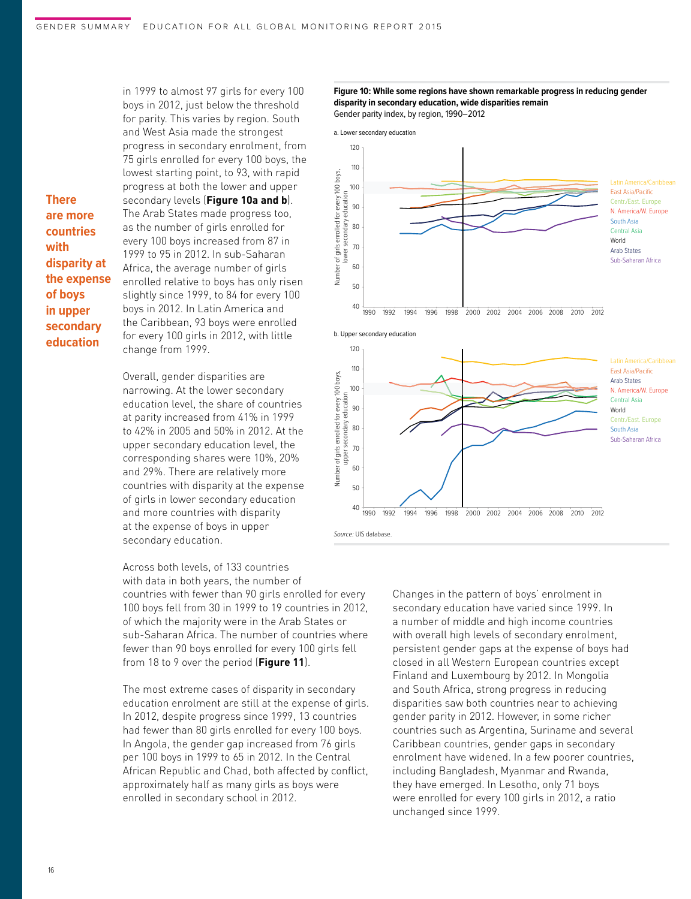in 1999 to almost 97 girls for every 100 boys in 2012, just below the threshold for parity. This varies by region. South and West Asia made the strongest progress in secondary enrolment, from 75 girls enrolled for every 100 boys, the lowest starting point, to 93, with rapid progress at both the lower and upper secondary levels (**Figure 10a and b**). The Arab States made progress too, as the number of girls enrolled for every 100 boys increased from 87 in 1999 to 95 in 2012. In sub-Saharan Africa, the average number of girls enrolled relative to boys has only risen slightly since 1999, to 84 for every 100 boys in 2012. In Latin America and the Caribbean, 93 boys were enrolled for every 100 girls in 2012, with little change from 1999.

**There are more countries with disparity at the expense of boys in upper secondary education**

Overall, gender disparities are narrowing. At the lower secondary education level, the share of countries at parity increased from 41% in 1999 to 42% in 2005 and 50% in 2012. At the upper secondary education level, the corresponding shares were 10%, 20% and 29%. There are relatively more countries with disparity at the expense of girls in lower secondary education and more countries with disparity at the expense of boys in upper secondary education.

**Figure 10: While some regions have shown remarkable progress in reducing gender disparity in secondary education, wide disparities remain**
Gender parity index, by region, 1990–2012

a. Lower secondary education

Number of girls enrolled for every 100 boys, lower secondary education

120
110
100
90
80
70
60
50
40

1990 1992 1994 1996 1998 2000 2002 2004 2006 2008 2010 2012

Latin America/Caribbean
East Asia/Pacific
Centr./East. Europe
N. America/W. Europe
South Asia
Central Asia
World
Arab States
Sub-Saharan Africa

b. Upper secondary education

Number of girls enrolled for every 100 boys, upper secondary education

120
110
100
90
80
70
60
50
40

1990 1992 1994 1996 1998 2000 2002 2004 2006 2008 2010 2012

Latin America/Caribbean
East Asia/Pacific
Arab States
N. America/W. Europe
Central Asia
World
Centr./East. Europe
South Asia
Sub-Saharan Africa

*Source:* UIS database.

Across both levels, of 133 countries with data in both years, the number of countries with fewer than 90 girls enrolled for every 100 boys fell from 30 in 1999 to 19 countries in 2012, of which the majority were in the Arab States or sub-Saharan Africa. The number of countries where fewer than 90 boys enrolled for every 100 girls fell from 18 to 9 over the period (**Figure 11**).

The most extreme cases of disparity in secondary education enrolment are still at the expense of girls. In 2012, despite progress since 1999, 13 countries had fewer than 80 girls enrolled for every 100 boys. In Angola, the gender gap increased from 76 girls per 100 boys in 1999 to 65 in 2012. In the Central African Republic and Chad, both affected by conflict, approximately half as many girls as boys were enrolled in secondary school in 2012.

Changes in the pattern of boys' enrolment in secondary education have varied since 1999. In a number of middle and high income countries with overall high levels of secondary enrolment, persistent gender gaps at the expense of boys had closed in all Western European countries except Finland and Luxembourg by 2012. In Mongolia and South Africa, strong progress in reducing disparities saw both countries near to achieving gender parity in 2012. However, in some richer countries such as Argentina, Suriname and several Caribbean countries, gender gaps in secondary enrolment have widened. In a few poorer countries, including Bangladesh, Myanmar and Rwanda, they have emerged. In Lesotho, only 71 boys were enrolled for every 100 girls in 2012, a ratio unchanged since 1999.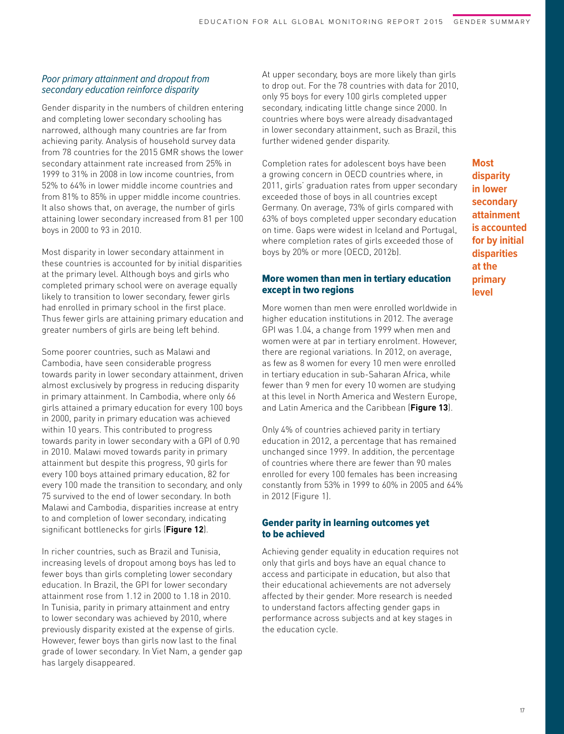### *Poor primary attainment and dropout from secondary education reinforce disparity*

Gender disparity in the numbers of children entering and completing lower secondary schooling has narrowed, although many countries are far from achieving parity. Analysis of household survey data from 78 countries for the 2015 GMR shows the lower secondary attainment rate increased from 25% in 1999 to 31% in 2008 in low income countries, from 52% to 64% in lower middle income countries and from 81% to 85% in upper middle income countries. It also shows that, on average, the number of girls attaining lower secondary increased from 81 per 100 boys in 2000 to 93 in 2010.

Most disparity in lower secondary attainment in these countries is accounted for by initial disparities at the primary level. Although boys and girls who completed primary school were on average equally likely to transition to lower secondary, fewer girls had enrolled in primary school in the first place. Thus fewer girls are attaining primary education and greater numbers of girls are being left behind.

Some poorer countries, such as Malawi and Cambodia, have seen considerable progress towards parity in lower secondary attainment, driven almost exclusively by progress in reducing disparity in primary attainment. In Cambodia, where only 66 girls attained a primary education for every 100 boys in 2000, parity in primary education was achieved within 10 years. This contributed to progress towards parity in lower secondary with a GPI of 0.90 in 2010. Malawi moved towards parity in primary attainment but despite this progress, 90 girls for every 100 boys attained primary education, 82 for every 100 made the transition to secondary, and only 75 survived to the end of lower secondary. In both Malawi and Cambodia, disparities increase at entry to and completion of lower secondary, indicating significant bottlenecks for girls (**Figure 12**).

In richer countries, such as Brazil and Tunisia, increasing levels of dropout among boys has led to fewer boys than girls completing lower secondary education. In Brazil, the GPI for lower secondary attainment rose from 1.12 in 2000 to 1.18 in 2010. In Tunisia, parity in primary attainment and entry to lower secondary was achieved by 2010, where previously disparity existed at the expense of girls. However, fewer boys than girls now last to the final grade of lower secondary. In Viet Nam, a gender gap has largely disappeared.

At upper secondary, boys are more likely than girls to drop out. For the 78 countries with data for 2010, only 95 boys for every 100 girls completed upper secondary, indicating little change since 2000. In countries where boys were already disadvantaged in lower secondary attainment, such as Brazil, this further widened gender disparity.

Completion rates for adolescent boys have been a growing concern in OECD countries where, in 2011, girls' graduation rates from upper secondary exceeded those of boys in all countries except Germany. On average, 73% of girls compared with 63% of boys completed upper secondary education on time. Gaps were widest in Iceland and Portugal, where completion rates of girls exceeded those of boys by 20% or more (OECD, 2012b).

**Most disparity in lower secondary attainment is accounted for by initial disparities at the primary level**

### More women than men in tertiary education except in two regions

More women than men were enrolled worldwide in higher education institutions in 2012. The average GPI was 1.04, a change from 1999 when men and women were at par in tertiary enrolment. However, there are regional variations. In 2012, on average, as few as 8 women for every 10 men were enrolled in tertiary education in sub-Saharan Africa, while fewer than 9 men for every 10 women are studying at this level in North America and Western Europe, and Latin America and the Caribbean (**Figure 13**).

Only 4% of countries achieved parity in tertiary education in 2012, a percentage that has remained unchanged since 1999. In addition, the percentage of countries where there are fewer than 90 males enrolled for every 100 females has been increasing constantly from 53% in 1999 to 60% in 2005 and 64% in 2012 (Figure 1).

### Gender parity in learning outcomes yet to be achieved

Achieving gender equality in education requires not only that girls and boys have an equal chance to access and participate in education, but also that their educational achievements are not adversely affected by their gender. More research is needed to understand factors affecting gender gaps in performance across subjects and at key stages in the education cycle.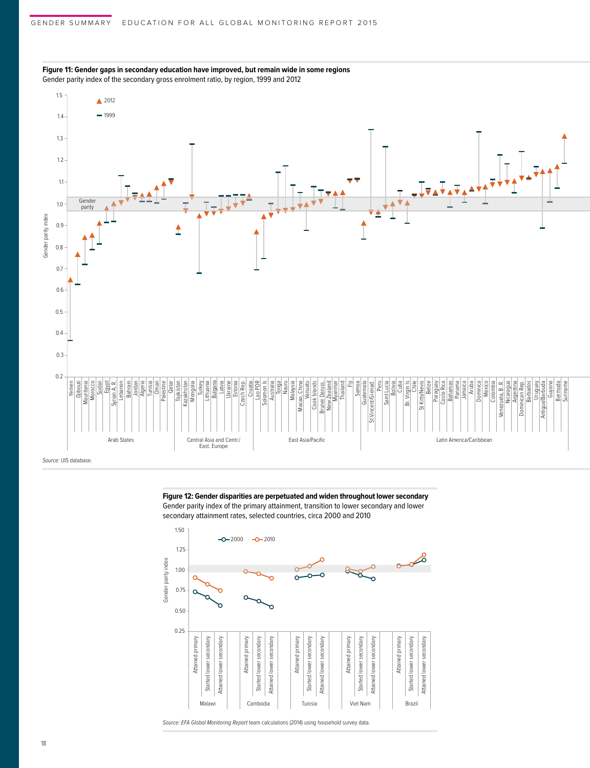**Figure 11: Gender gaps in secondary education have improved, but remain wide in some regions**
Gender parity index of the secondary gross enrolment ratio, by region, 1999 and 2012

2012
1999

Gender parity index

1.5
1.4
1.3
1.2
1.1
1.0
0.9
0.8
0.7
0.6
0.5
0.4
0.3
0.2

Gender parity

Yemen, Djibouti, Mauritania, Morocco, Sudan, Egypt, Syrian A.R., Lebanon, Bahrain, Jordan, Algeria, Tunisia, Oman, Palestine, Qatar, Tajikistan, Kazakhstan, Mongolia, Turkey, Lithuania, Bulgaria, Latvia, Ukraine, Estonia, Czech Rep., Croatia, Lao PDR, Solomon Is, Australia, Tonga, Nauru, Malaysia, Macao, China, Vanuatu, Cook Islands, Brunei Daruss., New Zealand, Myanmar, Thailand, Fiji, Samoa, Guatemala, St Vincent/Grenad., Peru, Saint Lucia, Bolivia, Cuba, Br. Virgin Is, Chile, St Kitts/Nevis, Belize, Paraguay, Costa Rica, Bahamas, Panama, Jamaica, Aruba, Dominica, Mexico, Colombia, Venezuela, B. R., Nicaragua, Argentina, Dominican Rep., Barbados, Uruguay, Antigua/Barbuda, Guyana, Bermuda, Suriname

Arab States
Central Asia and Centr./East. Europe
East Asia/Pacific
Latin America/Caribbean

*Source:* UIS database.

**Figure 12: Gender disparities are perpetuated and widen throughout lower secondary**
Gender parity index of the primary attainment, transition to lower secondary and lower secondary attainment rates, selected countries, circa 2000 and 2010

2000
2010

Gender parity index

1.50
1.25
1.00
0.75
0.50
0.25

Attained primary, Started lower secondary, Attained lower secondary

Malawi
Cambodia
Tunisia
Viet Nam
Brazil

*Source: EFA Global Monitoring Report* team calculations (2014) using household survey data.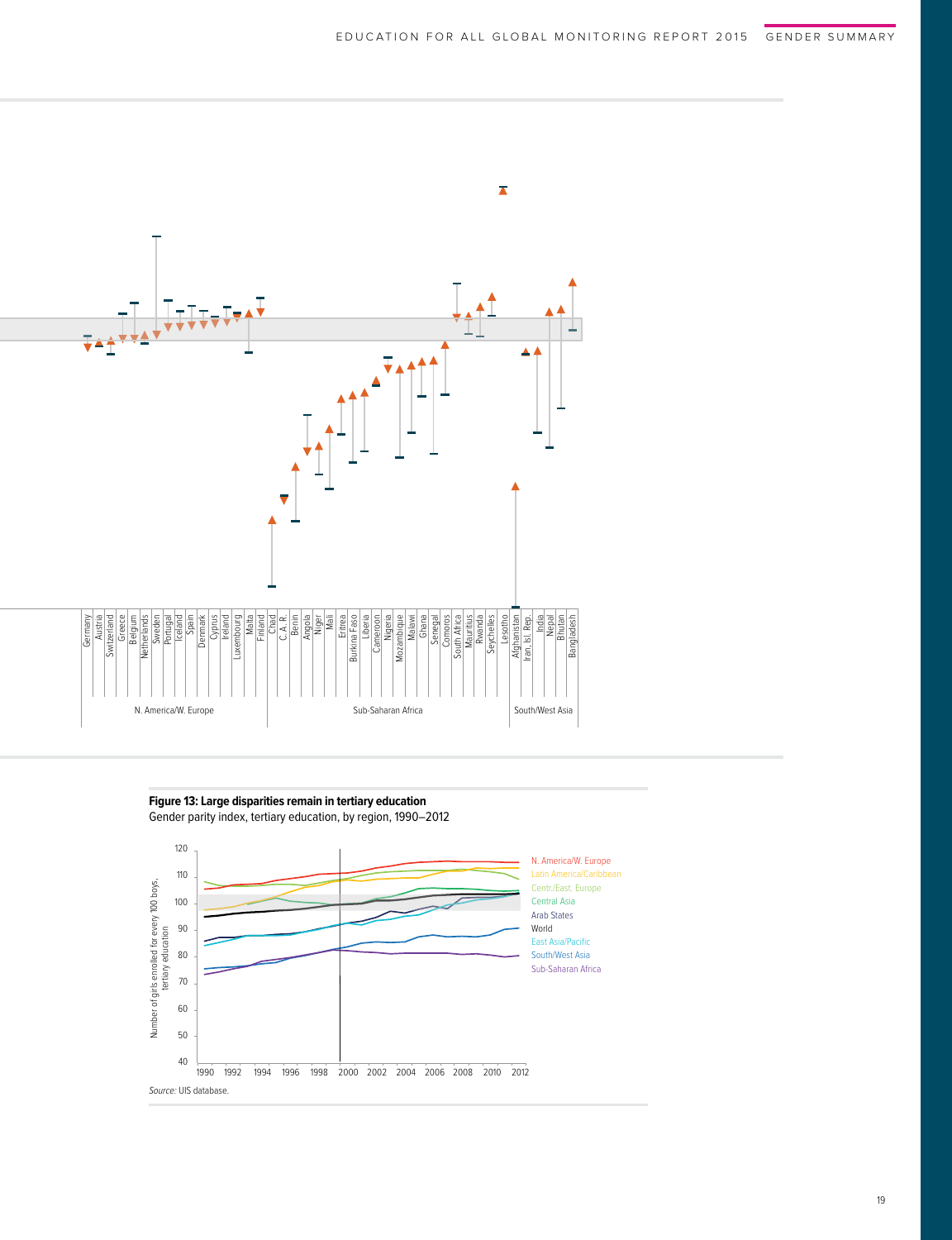Germany
Austria
Switzerland
Greece
Belgium
Netherlands
Sweden
Portugal
Iceland
Spain
Denmark
Cyprus
Ireland
Luxembourg
Malta
Finland
Chad
C. A. R.
Benin
Angola
Niger
Mali
Eritrea
Burkina Faso
Liberia
Cameroon
Nigeria
Mozambique
Malawi
Ghana
Senegal
Comoros
South Africa
Mauritius
Rwanda
Seychelles
Lesotho
Afghanistan
Iran, Isl. Rep.
India
Nepal
Bhutan
Bangladesh

N. America/W. Europe
Sub-Saharan Africa
South/West Asia

**Figure 13: Large disparities remain in tertiary education**
Gender parity index, tertiary education, by region, 1990–2012

Number of girls enrolled for every 100 boys, tertiary education

120
110
100
90
80
70
60
50
40

1990 1992 1994 1996 1998 2000 2002 2004 2006 2008 2010 2012

N. America/W. Europe
Latin America/Caribbean
Centr./East. Europe
Central Asia
Arab States
World
East Asia/Pacific
South/West Asia
Sub-Saharan Africa

*Source:* UIS database.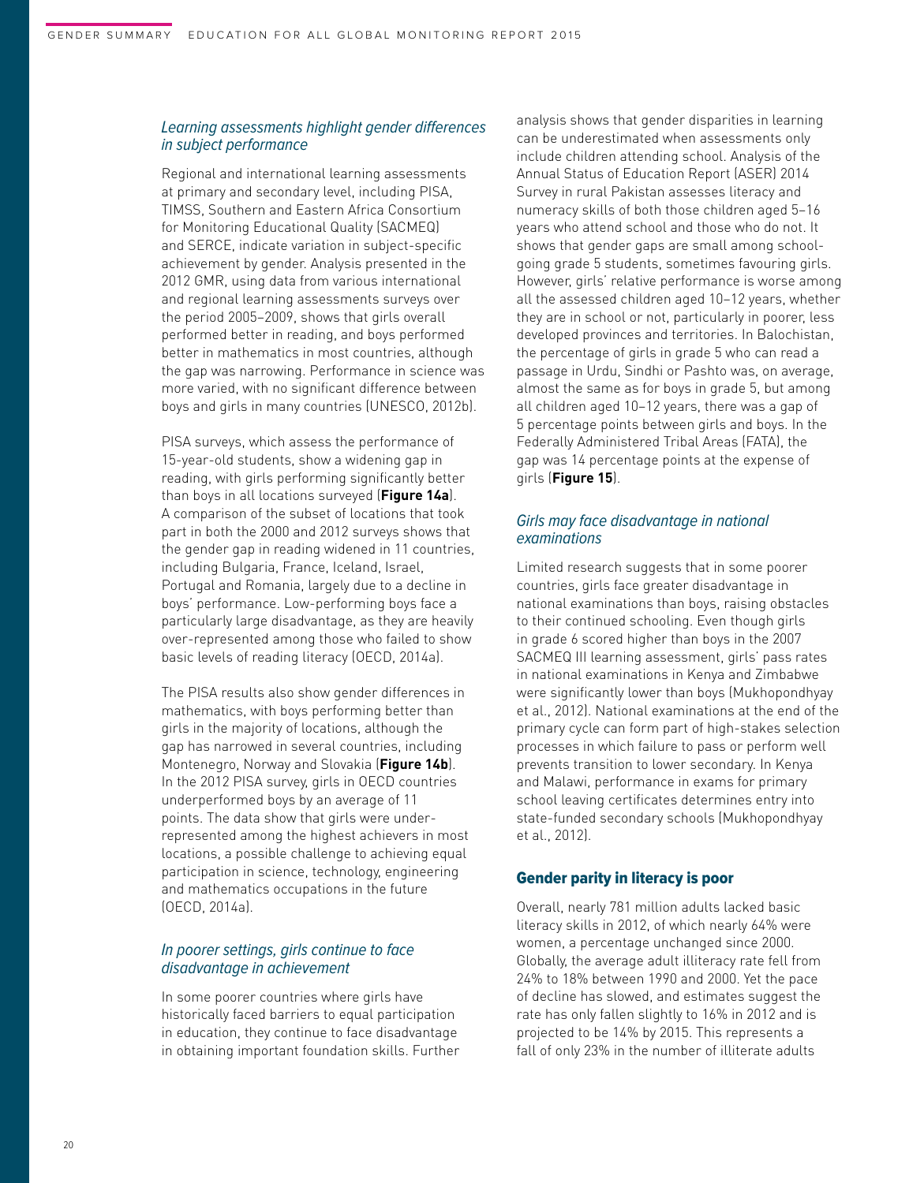### *Learning assessments highlight gender differences in subject performance*

Regional and international learning assessments at primary and secondary level, including PISA, TIMSS, Southern and Eastern Africa Consortium for Monitoring Educational Quality (SACMEQ) and SERCE, indicate variation in subject-specific achievement by gender. Analysis presented in the 2012 GMR, using data from various international and regional learning assessments surveys over the period 2005–2009, shows that girls overall performed better in reading, and boys performed better in mathematics in most countries, although the gap was narrowing. Performance in science was more varied, with no significant difference between boys and girls in many countries (UNESCO, 2012b).

PISA surveys, which assess the performance of 15-year-old students, show a widening gap in reading, with girls performing significantly better than boys in all locations surveyed (**Figure 14a**). A comparison of the subset of locations that took part in both the 2000 and 2012 surveys shows that the gender gap in reading widened in 11 countries, including Bulgaria, France, Iceland, Israel, Portugal and Romania, largely due to a decline in boys' performance. Low-performing boys face a particularly large disadvantage, as they are heavily over-represented among those who failed to show basic levels of reading literacy (OECD, 2014a).

The PISA results also show gender differences in mathematics, with boys performing better than girls in the majority of locations, although the gap has narrowed in several countries, including Montenegro, Norway and Slovakia (**Figure 14b**). In the 2012 PISA survey, girls in OECD countries underperformed boys by an average of 11 points. The data show that girls were under-represented among the highest achievers in most locations, a possible challenge to achieving equal participation in science, technology, engineering and mathematics occupations in the future (OECD, 2014a).

### *In poorer settings, girls continue to face disadvantage in achievement*

In some poorer countries where girls have historically faced barriers to equal participation in education, they continue to face disadvantage in obtaining important foundation skills. Further analysis shows that gender disparities in learning can be underestimated when assessments only include children attending school. Analysis of the Annual Status of Education Report (ASER) 2014 Survey in rural Pakistan assesses literacy and numeracy skills of both those children aged 5–16 years who attend school and those who do not. It shows that gender gaps are small among school-going grade 5 students, sometimes favouring girls. However, girls' relative performance is worse among all the assessed children aged 10–12 years, whether they are in school or not, particularly in poorer, less developed provinces and territories. In Balochistan, the percentage of girls in grade 5 who can read a passage in Urdu, Sindhi or Pashto was, on average, almost the same as for boys in grade 5, but among all children aged 10–12 years, there was a gap of 5 percentage points between girls and boys. In the Federally Administered Tribal Areas (FATA), the gap was 14 percentage points at the expense of girls (**Figure 15**).

### *Girls may face disadvantage in national examinations*

Limited research suggests that in some poorer countries, girls face greater disadvantage in national examinations than boys, raising obstacles to their continued schooling. Even though girls in grade 6 scored higher than boys in the 2007 SACMEQ III learning assessment, girls' pass rates in national examinations in Kenya and Zimbabwe were significantly lower than boys (Mukhopondhyay et al., 2012). National examinations at the end of the primary cycle can form part of high-stakes selection processes in which failure to pass or perform well prevents transition to lower secondary. In Kenya and Malawi, performance in exams for primary school leaving certificates determines entry into state-funded secondary schools (Mukhopondhyay et al., 2012).

## Gender parity in literacy is poor

Overall, nearly 781 million adults lacked basic literacy skills in 2012, of which nearly 64% were women, a percentage unchanged since 2000. Globally, the average adult illiteracy rate fell from 24% to 18% between 1990 and 2000. Yet the pace of decline has slowed, and estimates suggest the rate has only fallen slightly to 16% in 2012 and is projected to be 14% by 2015. This represents a fall of only 23% in the number of illiterate adults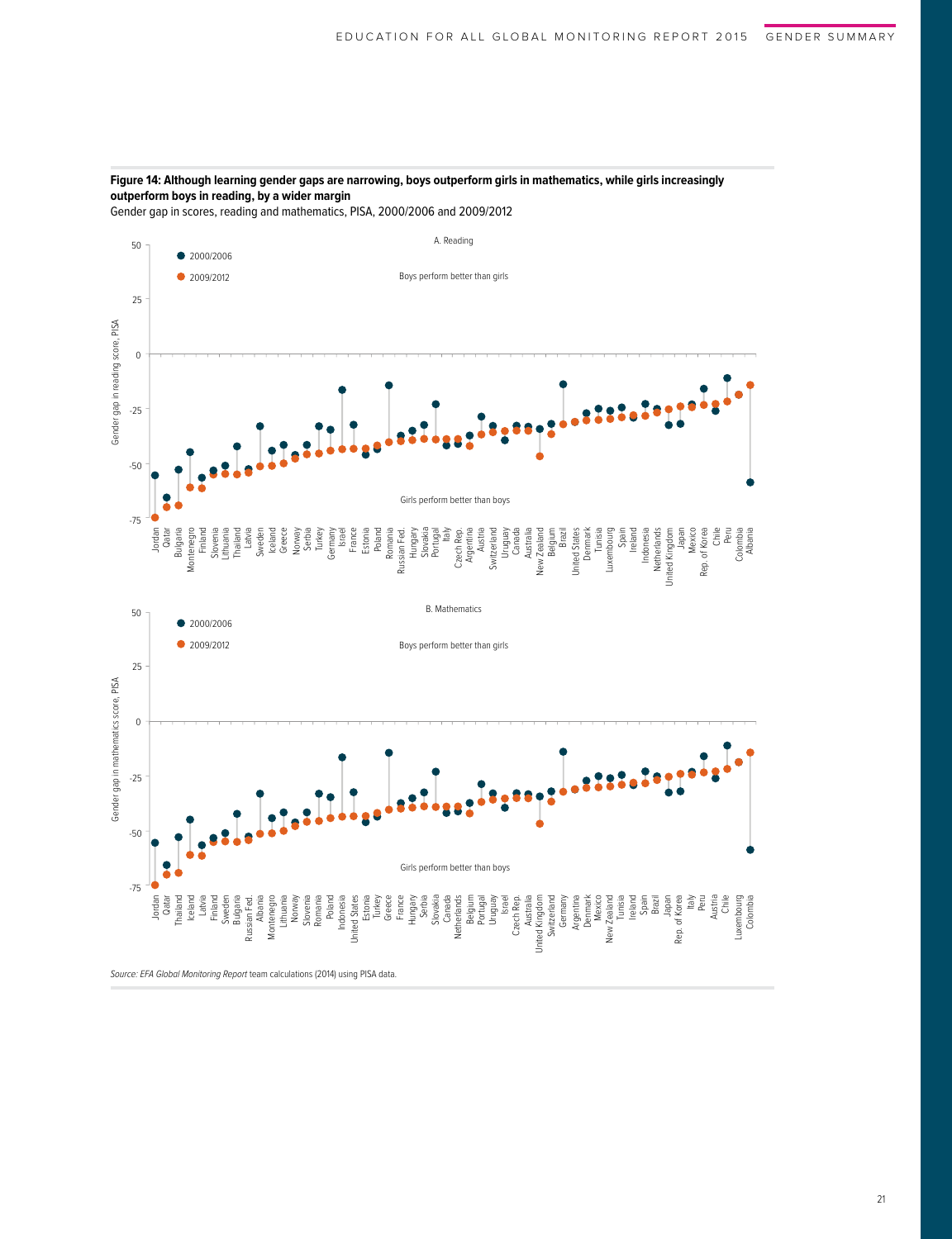**Figure 14: Although learning gender gaps are narrowing, boys outperform girls in mathematics, while girls increasingly outperform boys in reading, by a wider margin**

Gender gap in scores, reading and mathematics, PISA, 2000/2006 and 2009/2012

A. Reading

2000/2006

2009/2012

Boys perform better than girls

Girls perform better than boys

Gender gap in reading score, PISA

50
25
0
-25
-50
-75

Jordan, Qatar, Bulgaria, Montenegro, Finland, Slovenia, Lithuania, Thailand, Latvia, Sweden, Iceland, Greece, Norway, Serbia, Turkey, Germany, Israel, France, Estonia, Poland, Romania, Russian Fed., Hungary, Slovakia, Portugal, Italy, Czech Rep., Argentina, Austria, Switzerland, Uruguay, Canada, Australia, New Zealand, Belgium, Brazil, United States, Denmark, Tunisia, Luxembourg, Spain, Ireland, Indonesia, Netherlands, United Kingdom, Japan, Mexico, Rep. of Korea, Chile, Peru, Colombia, Albania

B. Mathematics

2000/2006

2009/2012

Boys perform better than girls

Girls perform better than boys

Gender gap in mathematics score, PISA

50
25
0
-25
-50
-75

Jordan, Qatar, Thailand, Iceland, Latvia, Finland, Sweden, Bulgaria, Russian Fed., Albania, Montenegro, Lithuania, Norway, Slovenia, Romania, Poland, Indonesia, United States, Estonia, Turkey, Greece, France, Hungary, Serbia, Slovakia, Canada, Netherlands, Belgium, Portugal, Uruguay, Israel, Czech Rep., Australia, United Kingdom, Switzerland, Germany, Argentina, Denmark, Mexico, New Zealand, Tunisia, Ireland, Spain, Brazil, Japan, Rep. of Korea, Italy, Peru, Austria, Chile, Luxembourg, Colombia

*Source: EFA Global Monitoring Report* team calculations (2014) using PISA data.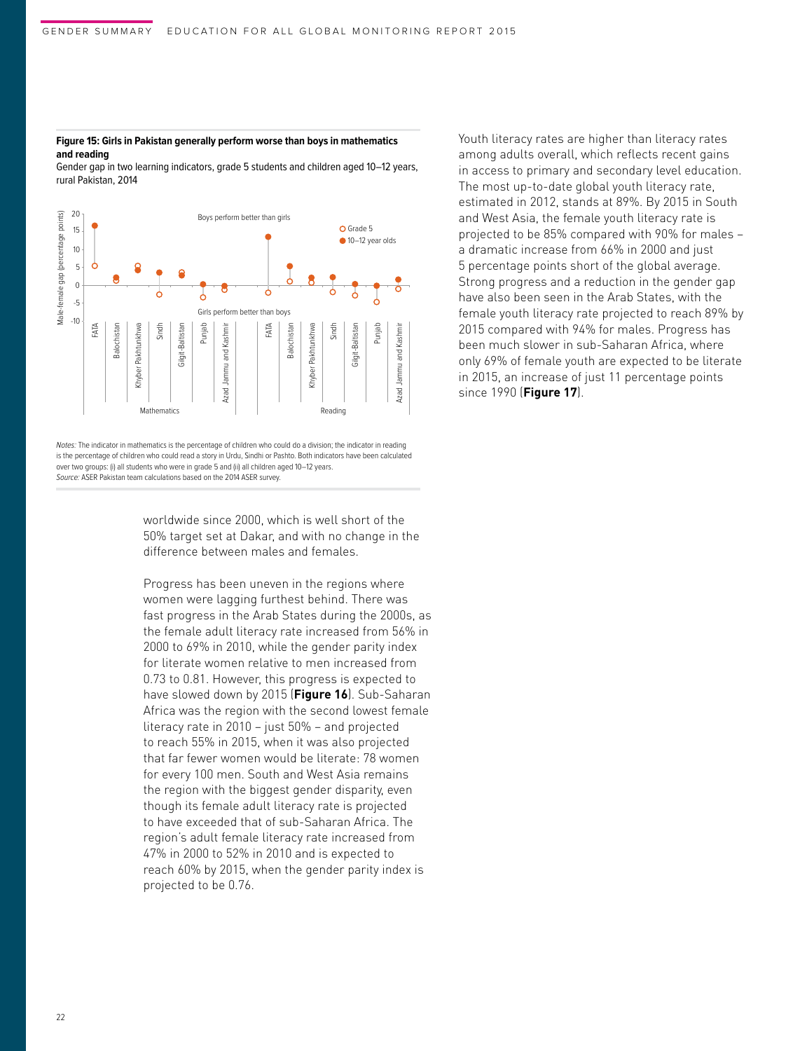**Figure 15: Girls in Pakistan generally perform worse than boys in mathematics and reading**

Gender gap in two learning indicators, grade 5 students and children aged 10–12 years, rural Pakistan, 2014

Male-female gap (percentage points)

20
15
10
5
0
-5
-10

Boys perform better than girls

Girls perform better than boys

Grade 5
10–12 year olds

FATA
Balochistan
Khyber Pakhtunkhwa
Sindh
Gilgit-Baltistan
Punjab
Azad Jammu and Kashmir

Mathematics

FATA
Balochistan
Khyber Pakhtunkhwa
Sindh
Gilgit-Baltistan
Punjab
Azad Jammu and Kashmir

Reading

*Notes:* The indicator in mathematics is the percentage of children who could do a division; the indicator in reading is the percentage of children who could read a story in Urdu, Sindhi or Pashto. Both indicators have been calculated over two groups: (i) all students who were in grade 5 and (ii) all children aged 10–12 years.
*Source:* ASER Pakistan team calculations based on the 2014 ASER survey.

worldwide since 2000, which is well short of the 50% target set at Dakar, and with no change in the difference between males and females.

Progress has been uneven in the regions where women were lagging furthest behind. There was fast progress in the Arab States during the 2000s, as the female adult literacy rate increased from 56% in 2000 to 69% in 2010, while the gender parity index for literate women relative to men increased from 0.73 to 0.81. However, this progress is expected to have slowed down by 2015 (**Figure 16**). Sub-Saharan Africa was the region with the second lowest female literacy rate in 2010 – just 50% – and projected to reach 55% in 2015, when it was also projected that far fewer women would be literate: 78 women for every 100 men. South and West Asia remains the region with the biggest gender disparity, even though its female adult literacy rate is projected to have exceeded that of sub-Saharan Africa. The region's adult female literacy rate increased from 47% in 2000 to 52% in 2010 and is expected to reach 60% by 2015, when the gender parity index is projected to be 0.76.

Youth literacy rates are higher than literacy rates among adults overall, which reflects recent gains in access to primary and secondary level education. The most up-to-date global youth literacy rate, estimated in 2012, stands at 89%. By 2015 in South and West Asia, the female youth literacy rate is projected to be 85% compared with 90% for males – a dramatic increase from 66% in 2000 and just 5 percentage points short of the global average. Strong progress and a reduction in the gender gap have also been seen in the Arab States, with the female youth literacy rate projected to reach 89% by 2015 compared with 94% for males. Progress has been much slower in sub-Saharan Africa, where only 69% of female youth are expected to be literate in 2015, an increase of just 11 percentage points since 1990 (**Figure 17**).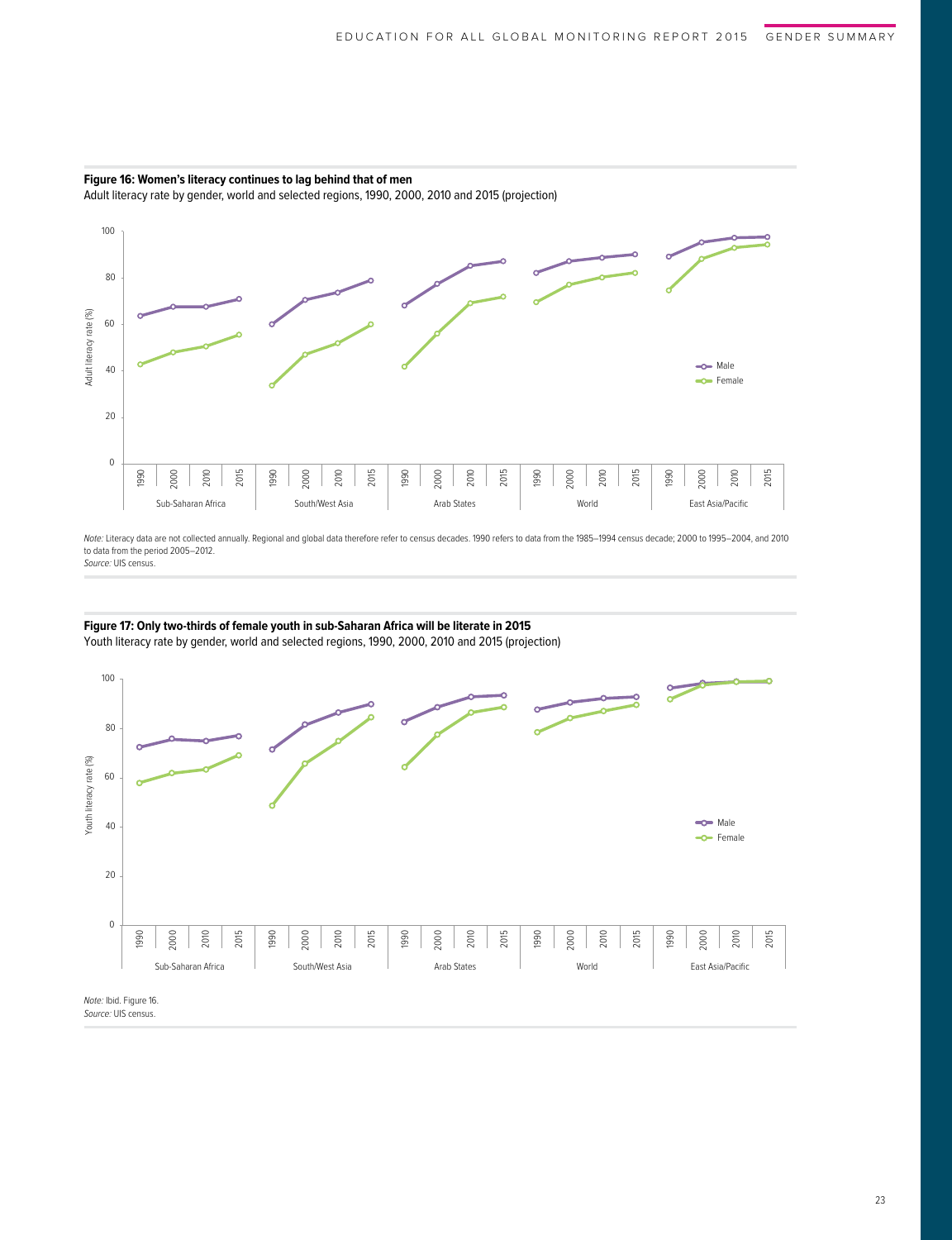**Figure 16: Women's literacy continues to lag behind that of men**

Adult literacy rate by gender, world and selected regions, 1990, 2000, 2010 and 2015 (projection)

Adult literacy rate (%)

100
80
60
40
20
0

1990 2000 2010 2015 — Sub-Saharan Africa
1990 2000 2010 2015 — South/West Asia
1990 2000 2010 2015 — Arab States
1990 2000 2010 2015 — World
1990 2000 2010 2015 — East Asia/Pacific

Male
Female

*Note:* Literacy data are not collected annually. Regional and global data therefore refer to census decades. 1990 refers to data from the 1985–1994 census decade; 2000 to 1995–2004, and 2010 to data from the period 2005–2012.
*Source:* UIS census.

**Figure 17: Only two-thirds of female youth in sub-Saharan Africa will be literate in 2015**

Youth literacy rate by gender, world and selected regions, 1990, 2000, 2010 and 2015 (projection)

Youth literacy rate (%)

100
80
60
40
20
0

1990 2000 2010 2015 — Sub-Saharan Africa
1990 2000 2010 2015 — South/West Asia
1990 2000 2010 2015 — Arab States
1990 2000 2010 2015 — World
1990 2000 2010 2015 — East Asia/Pacific

Male
Female

*Note:* Ibid. Figure 16.
*Source:* UIS census.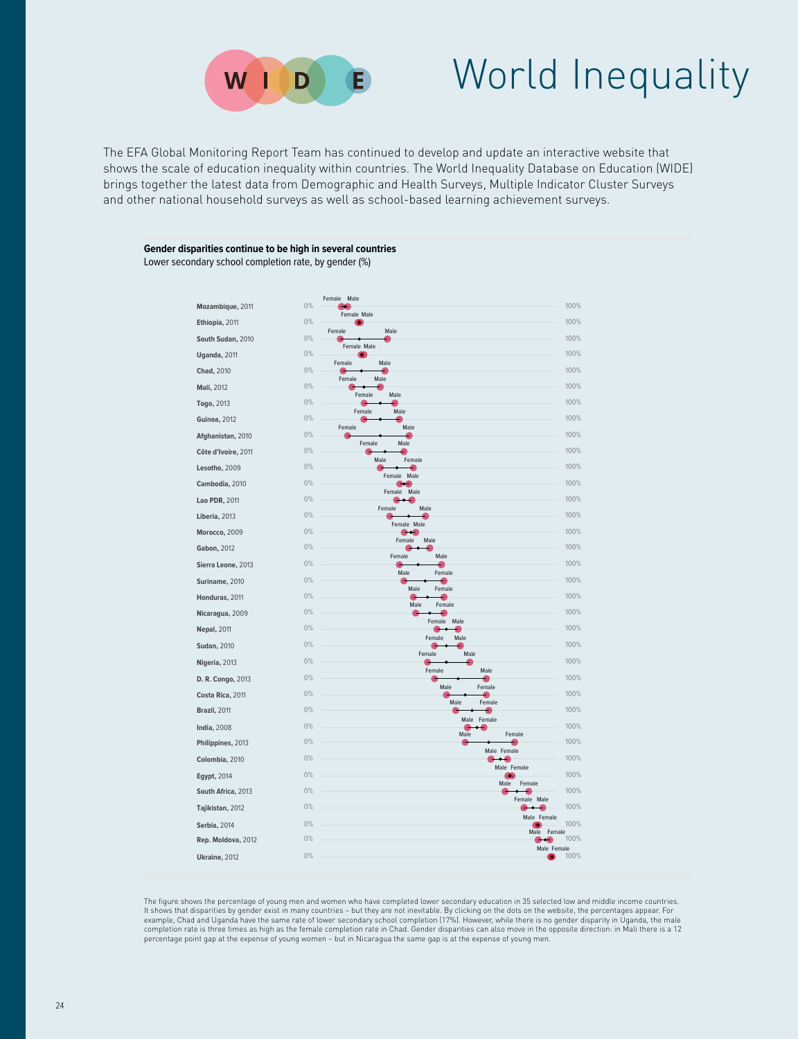# World Inequality

WIDE

The EFA Global Monitoring Report Team has continued to develop and update an interactive website that shows the scale of education inequality within countries. The World Inequality Database on Education (WIDE) brings together the latest data from Demographic and Health Surveys, Multiple Indicator Cluster Surveys and other national household surveys as well as school-based learning achievement surveys.

**Gender disparities continue to be high in several countries**

Lower secondary school completion rate, by gender (%)

Mozambique, 2011 — 0% — Female Male — 100%
Ethiopia, 2011 — 0% — Female Male — 100%
South Sudan, 2010 — 0% — Female Male — 100%
Uganda, 2011 — 0% — Female Male — 100%
Chad, 2010 — 0% — Female Male — 100%
Mali, 2012 — 0% — Female Male — 100%
Togo, 2013 — 0% — Female Male — 100%
Guinea, 2012 — 0% — Female Male — 100%
Afghanistan, 2010 — 0% — Female Male — 100%
Côte d'Ivoire, 2011 — 0% — Female Male — 100%
Lesotho, 2009 — 0% — Male Female — 100%
Cambodia, 2010 — 0% — Female Male — 100%
Lao PDR, 2011 — 0% — Female Male — 100%
Liberia, 2013 — 0% — Female Male — 100%
Morocco, 2009 — 0% — Female Male — 100%
Gabon, 2012 — 0% — Female Male — 100%
Sierra Leone, 2013 — 0% — Female Male — 100%
Suriname, 2010 — 0% — Male Female — 100%
Honduras, 2011 — 0% — Male Female — 100%
Nicaragua, 2009 — 0% — Male Female — 100%
Nepal, 2011 — 0% — Female Male — 100%
Sudan, 2010 — 0% — Female Male — 100%
Nigeria, 2013 — 0% — Female Male — 100%
D. R. Congo, 2013 — 0% — Female Male — 100%
Costa Rica, 2011 — 0% — Male Female — 100%
Brazil, 2011 — 0% — Male Female — 100%
India, 2008 — 0% — Male Female — 100%
Philippines, 2013 — 0% — Male Female — 100%
Colombia, 2010 — 0% — Male Female — 100%
Egypt, 2014 — 0% — Male Female — 100%
South Africa, 2013 — 0% — Male Female — 100%
Tajikistan, 2012 — 0% — Female Male — 100%
Serbia, 2014 — 0% — Male Female — 100%
Rep. Moldova, 2012 — 0% — Male Female — 100%
Ukraine, 2012 — 0% — Male Female — 100%

The figure shows the percentage of young men and women who have completed lower secondary education in 35 selected low and middle income countries. It shows that disparities by gender exist in many countries – but they are not inevitable. By clicking on the dots on the website, the percentages appear. For example, Chad and Uganda have the same rate of lower secondary school completion (17%). However, while there is no gender disparity in Uganda, the male completion rate is three times as high as the female completion rate in Chad. Gender disparities can also move in the opposite direction: in Mali there is a 12 percentage point gap at the expense of young women – but in Nicaragua the same gap is at the expense of young men.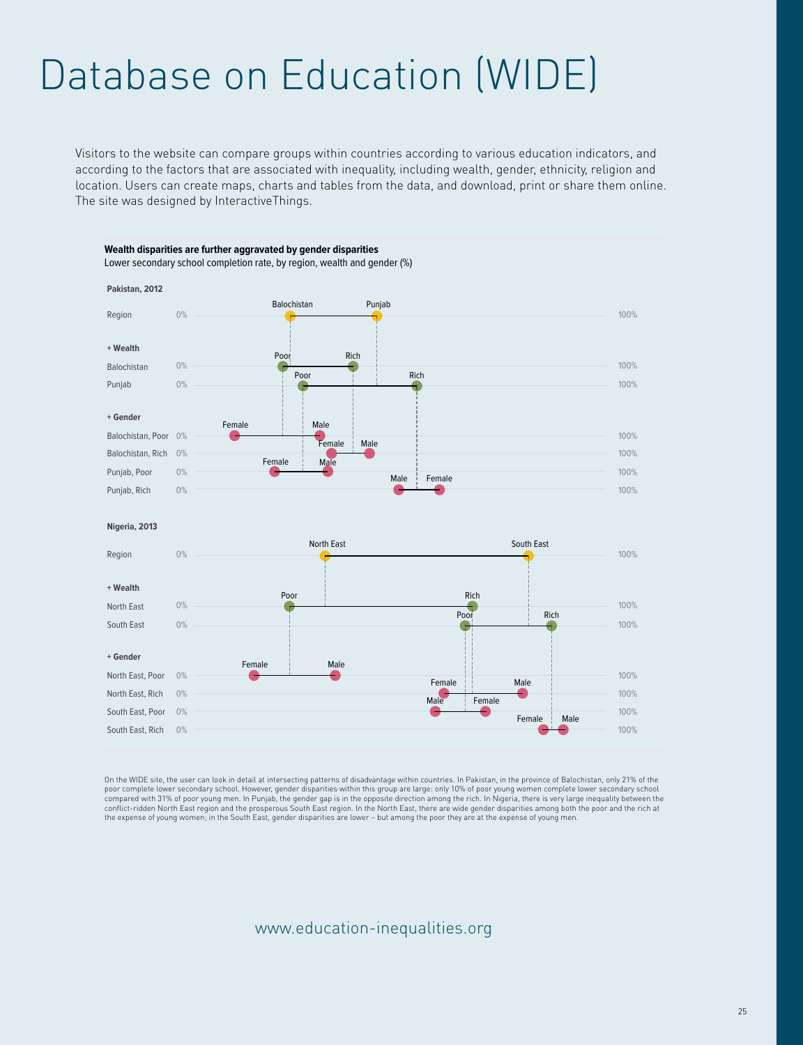# Database on Education (WIDE)

Visitors to the website can compare groups within countries according to various education indicators, and according to the factors that are associated with inequality, including wealth, gender, ethnicity, religion and location. Users can create maps, charts and tables from the data, and download, print or share them online. The site was designed by InteractiveThings.

**Wealth disparities are further aggravated by gender disparities**

Lower secondary school completion rate, by region, wealth and gender (%)

**Pakistan, 2012**

Region 0% Balochistan Punjab 100%

**+ Wealth**

Balochistan 0% Poor Rich 100%

Punjab 0% Poor Rich 100%

**+ Gender**

Balochistan, Poor 0% Female Male 100%

Balochistan, Rich 0% Female Male 100%

Punjab, Poor 0% Female Male 100%

Punjab, Rich 0% Male Female 100%

**Nigeria, 2013**

Region 0% North East South East 100%

**+ Wealth**

North East 0% Poor Rich 100%

South East 0% Poor Rich 100%

**+ Gender**

North East, Poor 0% Female Male 100%

North East, Rich 0% Female Male 100%

South East, Poor 0% Male Female 100%

South East, Rich 0% Female Male 100%

On the WIDE site, the user can look in detail at intersecting patterns of disadvantage within countries. In Pakistan, in the province of Balochistan, only 21% of the poor complete lower secondary school. However, gender disparities within this group are large: only 10% of poor young women complete lower secondary school compared with 31% of poor young men. In Punjab, the gender gap is in the opposite direction among the rich. In Nigeria, there is very large inequality between the conflict-ridden North East region and the prosperous South East region. In the North East, there are wide gender disparities among both the poor and the rich at the expense of young women; in the South East, gender disparities are lower – but among the poor they are at the expense of young men.

www.education-inequalities.org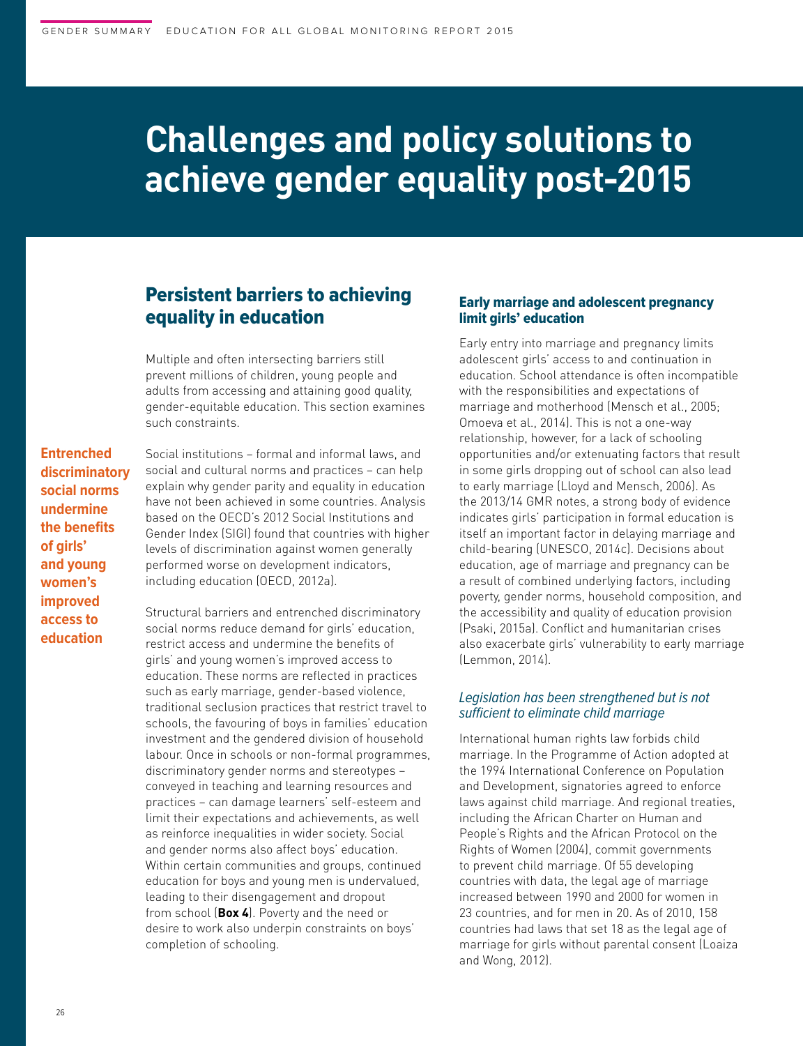# Challenges and policy solutions to achieve gender equality post-2015

## Persistent barriers to achieving equality in education

Multiple and often intersecting barriers still prevent millions of children, young people and adults from accessing and attaining good quality, gender-equitable education. This section examines such constraints.

**Entrenched discriminatory social norms undermine the benefits of girls' and young women's improved access to education**

Social institutions – formal and informal laws, and social and cultural norms and practices – can help explain why gender parity and equality in education have not been achieved in some countries. Analysis based on the OECD's 2012 Social Institutions and Gender Index (SIGI) found that countries with higher levels of discrimination against women generally performed worse on development indicators, including education (OECD, 2012a).

Structural barriers and entrenched discriminatory social norms reduce demand for girls' education, restrict access and undermine the benefits of girls' and young women's improved access to education. These norms are reflected in practices such as early marriage, gender-based violence, traditional seclusion practices that restrict travel to schools, the favouring of boys in families' education investment and the gendered division of household labour. Once in schools or non-formal programmes, discriminatory gender norms and stereotypes – conveyed in teaching and learning resources and practices – can damage learners' self-esteem and limit their expectations and achievements, as well as reinforce inequalities in wider society. Social and gender norms also affect boys' education. Within certain communities and groups, continued education for boys and young men is undervalued, leading to their disengagement and dropout from school (**Box 4**). Poverty and the need or desire to work also underpin constraints on boys' completion of schooling.

### Early marriage and adolescent pregnancy limit girls' education

Early entry into marriage and pregnancy limits adolescent girls' access to and continuation in education. School attendance is often incompatible with the responsibilities and expectations of marriage and motherhood (Mensch et al., 2005; Omoeva et al., 2014). This is not a one-way relationship, however, for a lack of schooling opportunities and/or extenuating factors that result in some girls dropping out of school can also lead to early marriage (Lloyd and Mensch, 2006). As the 2013/14 GMR notes, a strong body of evidence indicates girls' participation in formal education is itself an important factor in delaying marriage and child-bearing (UNESCO, 2014c). Decisions about education, age of marriage and pregnancy can be a result of combined underlying factors, including poverty, gender norms, household composition, and the accessibility and quality of education provision (Psaki, 2015a). Conflict and humanitarian crises also exacerbate girls' vulnerability to early marriage (Lemmon, 2014).

#### *Legislation has been strengthened but is not sufficient to eliminate child marriage*

International human rights law forbids child marriage. In the Programme of Action adopted at the 1994 International Conference on Population and Development, signatories agreed to enforce laws against child marriage. And regional treaties, including the African Charter on Human and People's Rights and the African Protocol on the Rights of Women (2004), commit governments to prevent child marriage. Of 55 developing countries with data, the legal age of marriage increased between 1990 and 2000 for women in 23 countries, and for men in 20. As of 2010, 158 countries had laws that set 18 as the legal age of marriage for girls without parental consent (Loaiza and Wong, 2012).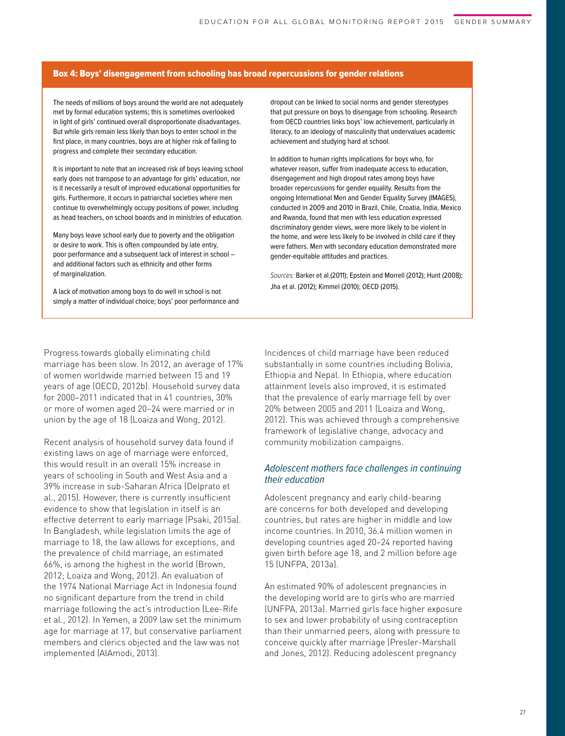### Box 4: Boys' disengagement from schooling has broad repercussions for gender relations

The needs of millions of boys around the world are not adequately met by formal education systems; this is sometimes overlooked in light of girls' continued overall disproportionate disadvantages. But while girls remain less likely than boys to enter school in the first place, in many countries, boys are at higher risk of failing to progress and complete their secondary education.

It is important to note that an increased risk of boys leaving school early does not transpose to an advantage for girls' education, nor is it necessarily a result of improved educational opportunities for girls. Furthermore, it occurs in patriarchal societies where men continue to overwhelmingly occupy positions of power, including as head teachers, on school boards and in ministries of education.

Many boys leave school early due to poverty and the obligation or desire to work. This is often compounded by late entry, poor performance and a subsequent lack of interest in school – and additional factors such as ethnicity and other forms of marginalization.

A lack of motivation among boys to do well in school is not simply a matter of individual choice; boys' poor performance and dropout can be linked to social norms and gender stereotypes that put pressure on boys to disengage from schooling. Research from OECD countries links boys' low achievement, particularly in literacy, to an ideology of masculinity that undervalues academic achievement and studying hard at school.

In addition to human rights implications for boys who, for whatever reason, suffer from inadequate access to education, disengagement and high dropout rates among boys have broader repercussions for gender equality. Results from the ongoing International Men and Gender Equality Survey (IMAGES), conducted in 2009 and 2010 in Brazil, Chile, Croatia, India, Mexico and Rwanda, found that men with less education expressed discriminatory gender views, were more likely to be violent in the home, and were less likely to be involved in child care if they were fathers. Men with secondary education demonstrated more gender-equitable attitudes and practices.

*Sources:* Barker et al.(2011); Epstein and Morrell (2012); Hunt (2008); Jha et al. (2012); Kimmel (2010); OECD (2015).

Progress towards globally eliminating child marriage has been slow. In 2012, an average of 17% of women worldwide married between 15 and 19 years of age (OECD, 2012b). Household survey data for 2000–2011 indicated that in 41 countries, 30% or more of women aged 20–24 were married or in union by the age of 18 (Loaiza and Wong, 2012).

Recent analysis of household survey data found if existing laws on age of marriage were enforced, this would result in an overall 15% increase in years of schooling in South and West Asia and a 39% increase in sub-Saharan Africa (Delprato et al., 2015). However, there is currently insufficient evidence to show that legislation in itself is an effective deterrent to early marriage (Psaki, 2015a). In Bangladesh, while legislation limits the age of marriage to 18, the law allows for exceptions, and the prevalence of child marriage, an estimated 66%, is among the highest in the world (Brown, 2012; Loaiza and Wong, 2012). An evaluation of the 1974 National Marriage Act in Indonesia found no significant departure from the trend in child marriage following the act's introduction (Lee-Rife et al., 2012). In Yemen, a 2009 law set the minimum age for marriage at 17, but conservative parliament members and clerics objected and the law was not implemented (AlAmodi, 2013).

Incidences of child marriage have been reduced substantially in some countries including Bolivia, Ethiopia and Nepal. In Ethiopia, where education attainment levels also improved, it is estimated that the prevalence of early marriage fell by over 20% between 2005 and 2011 (Loaiza and Wong, 2012). This was achieved through a comprehensive framework of legislative change, advocacy and community mobilization campaigns.

### *Adolescent mothers face challenges in continuing their education*

Adolescent pregnancy and early child-bearing are concerns for both developed and developing countries, but rates are higher in middle and low income countries. In 2010, 36.4 million women in developing countries aged 20–24 reported having given birth before age 18, and 2 million before age 15 (UNFPA, 2013a).

An estimated 90% of adolescent pregnancies in the developing world are to girls who are married (UNFPA, 2013a). Married girls face higher exposure to sex and lower probability of using contraception than their unmarried peers, along with pressure to conceive quickly after marriage (Presler-Marshall and Jones, 2012). Reducing adolescent pregnancy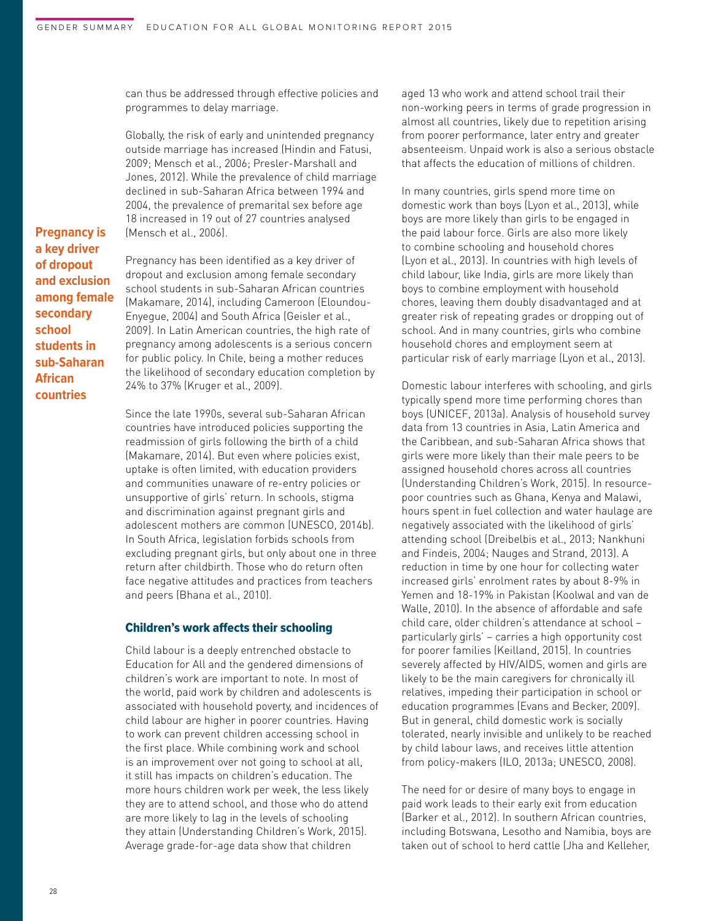can thus be addressed through effective policies and programmes to delay marriage.

Globally, the risk of early and unintended pregnancy outside marriage has increased (Hindin and Fatusi, 2009; Mensch et al., 2006; Presler-Marshall and Jones, 2012). While the prevalence of child marriage declined in sub-Saharan Africa between 1994 and 2004, the prevalence of premarital sex before age 18 increased in 19 out of 27 countries analysed (Mensch et al., 2006).

**Pregnancy is a key driver of dropout and exclusion among female secondary school students in sub-Saharan African countries**

Pregnancy has been identified as a key driver of dropout and exclusion among female secondary school students in sub-Saharan African countries (Makamare, 2014), including Cameroon (Eloundou-Enyegue, 2004) and South Africa (Geisler et al., 2009). In Latin American countries, the high rate of pregnancy among adolescents is a serious concern for public policy. In Chile, being a mother reduces the likelihood of secondary education completion by 24% to 37% (Kruger et al., 2009).

Since the late 1990s, several sub-Saharan African countries have introduced policies supporting the readmission of girls following the birth of a child (Makamare, 2014). But even where policies exist, uptake is often limited, with education providers and communities unaware of re-entry policies or unsupportive of girls' return. In schools, stigma and discrimination against pregnant girls and adolescent mothers are common (UNESCO, 2014b). In South Africa, legislation forbids schools from excluding pregnant girls, but only about one in three return after childbirth. Those who do return often face negative attitudes and practices from teachers and peers (Bhana et al., 2010).

## Children's work affects their schooling

Child labour is a deeply entrenched obstacle to Education for All and the gendered dimensions of children's work are important to note. In most of the world, paid work by children and adolescents is associated with household poverty, and incidences of child labour are higher in poorer countries. Having to work can prevent children accessing school in the first place. While combining work and school is an improvement over not going to school at all, it still has impacts on children's education. The more hours children work per week, the less likely they are to attend school, and those who do attend are more likely to lag in the levels of schooling they attain (Understanding Children's Work, 2015). Average grade-for-age data show that children aged 13 who work and attend school trail their non-working peers in terms of grade progression in almost all countries, likely due to repetition arising from poorer performance, later entry and greater absenteeism. Unpaid work is also a serious obstacle that affects the education of millions of children.

In many countries, girls spend more time on domestic work than boys (Lyon et al., 2013), while boys are more likely than girls to be engaged in the paid labour force. Girls are also more likely to combine schooling and household chores (Lyon et al., 2013). In countries with high levels of child labour, like India, girls are more likely than boys to combine employment with household chores, leaving them doubly disadvantaged and at greater risk of repeating grades or dropping out of school. And in many countries, girls who combine household chores and employment seem at particular risk of early marriage (Lyon et al., 2013).

Domestic labour interferes with schooling, and girls typically spend more time performing chores than boys (UNICEF, 2013a). Analysis of household survey data from 13 countries in Asia, Latin America and the Caribbean, and sub-Saharan Africa shows that girls were more likely than their male peers to be assigned household chores across all countries (Understanding Children's Work, 2015). In resource-poor countries such as Ghana, Kenya and Malawi, hours spent in fuel collection and water haulage are negatively associated with the likelihood of girls' attending school (Dreibelbis et al., 2013; Nankhuni and Findeis, 2004; Nauges and Strand, 2013). A reduction in time by one hour for collecting water increased girls' enrolment rates by about 8-9% in Yemen and 18-19% in Pakistan (Koolwal and van de Walle, 2010). In the absence of affordable and safe child care, older children's attendance at school – particularly girls' – carries a high opportunity cost for poorer families (Keilland, 2015). In countries severely affected by HIV/AIDS, women and girls are likely to be the main caregivers for chronically ill relatives, impeding their participation in school or education programmes (Evans and Becker, 2009). But in general, child domestic work is socially tolerated, nearly invisible and unlikely to be reached by child labour laws, and receives little attention from policy-makers (ILO, 2013a; UNESCO, 2008).

The need for or desire of many boys to engage in paid work leads to their early exit from education (Barker et al., 2012). In southern African countries, including Botswana, Lesotho and Namibia, boys are taken out of school to herd cattle (Jha and Kelleher,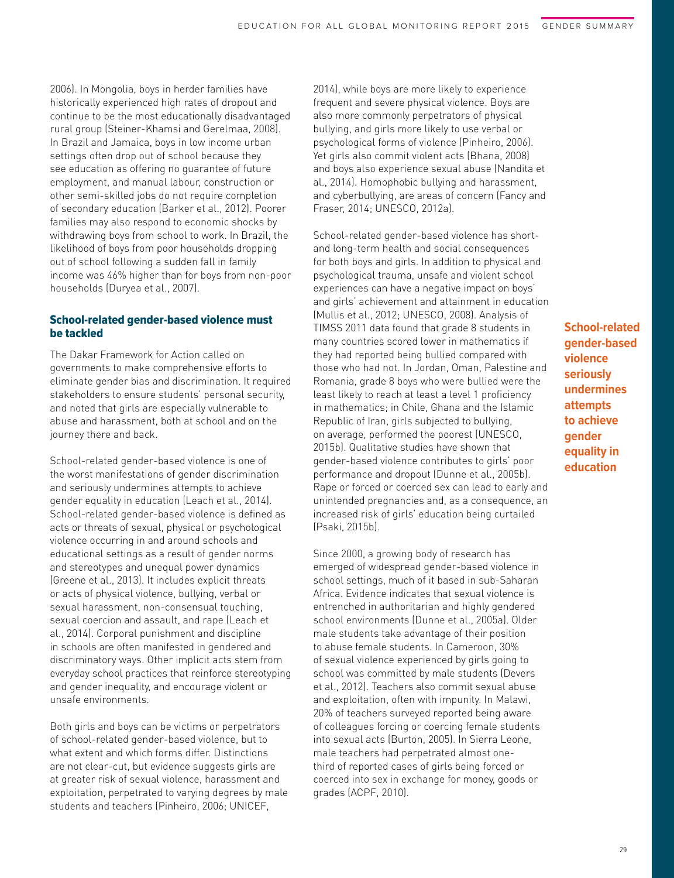2006). In Mongolia, boys in herder families have historically experienced high rates of dropout and continue to be the most educationally disadvantaged rural group (Steiner-Khamsi and Gerelmaa, 2008). In Brazil and Jamaica, boys in low income urban settings often drop out of school because they see education as offering no guarantee of future employment, and manual labour, construction or other semi-skilled jobs do not require completion of secondary education (Barker et al., 2012). Poorer families may also respond to economic shocks by withdrawing boys from school to work. In Brazil, the likelihood of boys from poor households dropping out of school following a sudden fall in family income was 46% higher than for boys from non-poor households (Duryea et al., 2007).

### School-related gender-based violence must be tackled

The Dakar Framework for Action called on governments to make comprehensive efforts to eliminate gender bias and discrimination. It required stakeholders to ensure students' personal security, and noted that girls are especially vulnerable to abuse and harassment, both at school and on the journey there and back.

School-related gender-based violence is one of the worst manifestations of gender discrimination and seriously undermines attempts to achieve gender equality in education (Leach et al., 2014). School-related gender-based violence is defined as acts or threats of sexual, physical or psychological violence occurring in and around schools and educational settings as a result of gender norms and stereotypes and unequal power dynamics (Greene et al., 2013). It includes explicit threats or acts of physical violence, bullying, verbal or sexual harassment, non-consensual touching, sexual coercion and assault, and rape (Leach et al., 2014). Corporal punishment and discipline in schools are often manifested in gendered and discriminatory ways. Other implicit acts stem from everyday school practices that reinforce stereotyping and gender inequality, and encourage violent or unsafe environments.

Both girls and boys can be victims or perpetrators of school-related gender-based violence, but to what extent and which forms differ. Distinctions are not clear-cut, but evidence suggests girls are at greater risk of sexual violence, harassment and exploitation, perpetrated to varying degrees by male students and teachers (Pinheiro, 2006; UNICEF, 2014), while boys are more likely to experience frequent and severe physical violence. Boys are also more commonly perpetrators of physical bullying, and girls more likely to use verbal or psychological forms of violence (Pinheiro, 2006). Yet girls also commit violent acts (Bhana, 2008) and boys also experience sexual abuse (Nandita et al., 2014). Homophobic bullying and harassment, and cyberbullying, are areas of concern (Fancy and Fraser, 2014; UNESCO, 2012a).

School-related gender-based violence has short- and long-term health and social consequences for both boys and girls. In addition to physical and psychological trauma, unsafe and violent school experiences can have a negative impact on boys' and girls' achievement and attainment in education (Mullis et al., 2012; UNESCO, 2008). Analysis of TIMSS 2011 data found that grade 8 students in many countries scored lower in mathematics if they had reported being bullied compared with those who had not. In Jordan, Oman, Palestine and Romania, grade 8 boys who were bullied were the least likely to reach at least a level 1 proficiency in mathematics; in Chile, Ghana and the Islamic Republic of Iran, girls subjected to bullying, on average, performed the poorest (UNESCO, 2015b). Qualitative studies have shown that gender-based violence contributes to girls' poor performance and dropout (Dunne et al., 2005b). Rape or forced or coerced sex can lead to early and unintended pregnancies and, as a consequence, an increased risk of girls' education being curtailed (Psaki, 2015b).

**School-related gender-based violence seriously undermines attempts to achieve gender equality in education**

Since 2000, a growing body of research has emerged of widespread gender-based violence in school settings, much of it based in sub-Saharan Africa. Evidence indicates that sexual violence is entrenched in authoritarian and highly gendered school environments (Dunne et al., 2005a). Older male students take advantage of their position to abuse female students. In Cameroon, 30% of sexual violence experienced by girls going to school was committed by male students (Devers et al., 2012). Teachers also commit sexual abuse and exploitation, often with impunity. In Malawi, 20% of teachers surveyed reported being aware of colleagues forcing or coercing female students into sexual acts (Burton, 2005). In Sierra Leone, male teachers had perpetrated almost one-third of reported cases of girls being forced or coerced into sex in exchange for money, goods or grades (ACPF, 2010).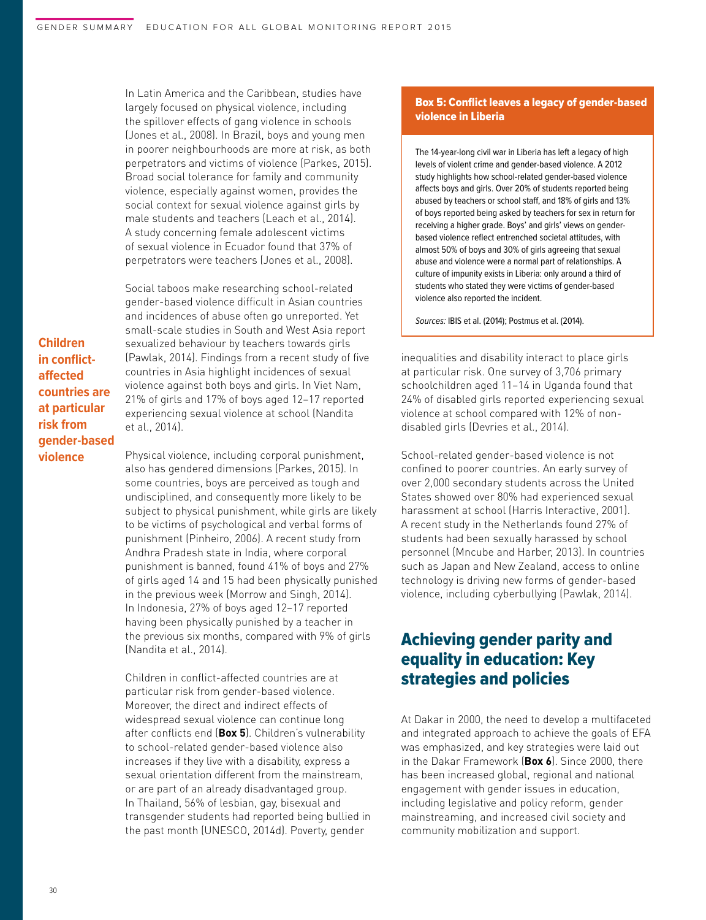In Latin America and the Caribbean, studies have largely focused on physical violence, including the spillover effects of gang violence in schools (Jones et al., 2008). In Brazil, boys and young men in poorer neighbourhoods are more at risk, as both perpetrators and victims of violence (Parkes, 2015). Broad social tolerance for family and community violence, especially against women, provides the social context for sexual violence against girls by male students and teachers (Leach et al., 2014). A study concerning female adolescent victims of sexual violence in Ecuador found that 37% of perpetrators were teachers (Jones et al., 2008).

Social taboos make researching school-related gender-based violence difficult in Asian countries and incidences of abuse often go unreported. Yet small-scale studies in South and West Asia report sexualized behaviour by teachers towards girls (Pawlak, 2014). Findings from a recent study of five countries in Asia highlight incidences of sexual violence against both boys and girls. In Viet Nam, 21% of girls and 17% of boys aged 12–17 reported experiencing sexual violence at school (Nandita et al., 2014).

**Children in conflict-affected countries are at particular risk from gender-based violence**

Physical violence, including corporal punishment, also has gendered dimensions (Parkes, 2015). In some countries, boys are perceived as tough and undisciplined, and consequently more likely to be subject to physical punishment, while girls are likely to be victims of psychological and verbal forms of punishment (Pinheiro, 2006). A recent study from Andhra Pradesh state in India, where corporal punishment is banned, found 41% of boys and 27% of girls aged 14 and 15 had been physically punished in the previous week (Morrow and Singh, 2014). In Indonesia, 27% of boys aged 12–17 reported having been physically punished by a teacher in the previous six months, compared with 9% of girls (Nandita et al., 2014).

Children in conflict-affected countries are at particular risk from gender-based violence. Moreover, the direct and indirect effects of widespread sexual violence can continue long after conflicts end (**Box 5**). Children's vulnerability to school-related gender-based violence also increases if they live with a disability, express a sexual orientation different from the mainstream, or are part of an already disadvantaged group. In Thailand, 56% of lesbian, gay, bisexual and transgender students had reported being bullied in the past month (UNESCO, 2014d). Poverty, gender inequalities and disability interact to place girls at particular risk. One survey of 3,706 primary schoolchildren aged 11–14 in Uganda found that 24% of disabled girls reported experiencing sexual violence at school compared with 12% of non-disabled girls (Devries et al., 2014).

### Box 5: Conflict leaves a legacy of gender-based violence in Liberia

The 14-year-long civil war in Liberia has left a legacy of high levels of violent crime and gender-based violence. A 2012 study highlights how school-related gender-based violence affects boys and girls. Over 20% of students reported being abused by teachers or school staff, and 18% of girls and 13% of boys reported being asked by teachers for sex in return for receiving a higher grade. Boys' and girls' views on gender-based violence reflect entrenched societal attitudes, with almost 50% of boys and 30% of girls agreeing that sexual abuse and violence were a normal part of relationships. A culture of impunity exists in Liberia: only around a third of students who stated they were victims of gender-based violence also reported the incident.

*Sources:* IBIS et al. (2014); Postmus et al. (2014).

School-related gender-based violence is not confined to poorer countries. An early survey of over 2,000 secondary students across the United States showed over 80% had experienced sexual harassment at school (Harris Interactive, 2001). A recent study in the Netherlands found 27% of students had been sexually harassed by school personnel (Mncube and Harber, 2013). In countries such as Japan and New Zealand, access to online technology is driving new forms of gender-based violence, including cyberbullying (Pawlak, 2014).

## Achieving gender parity and equality in education: Key strategies and policies

At Dakar in 2000, the need to develop a multifaceted and integrated approach to achieve the goals of EFA was emphasized, and key strategies were laid out in the Dakar Framework (**Box 6**). Since 2000, there has been increased global, regional and national engagement with gender issues in education, including legislative and policy reform, gender mainstreaming, and increased civil society and community mobilization and support.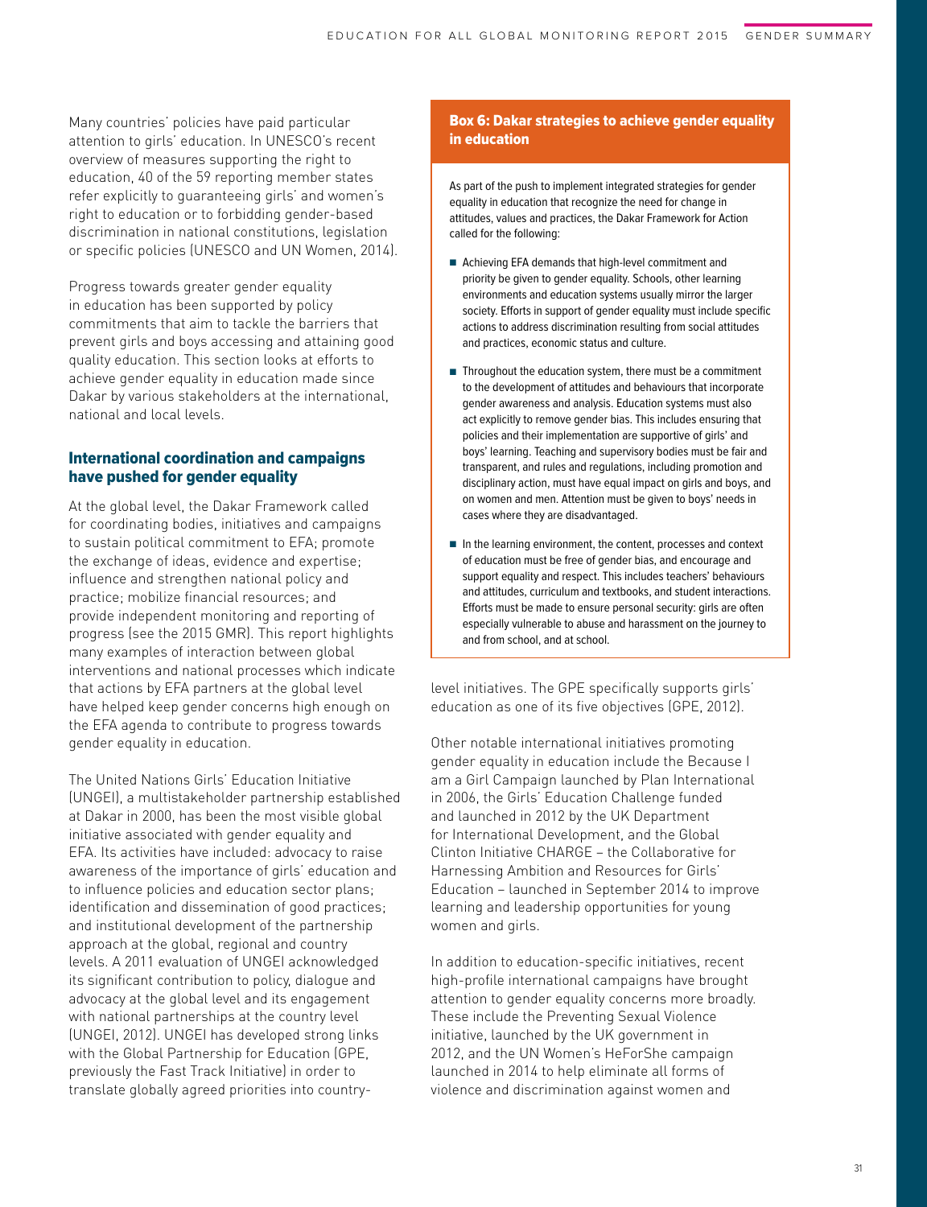Many countries' policies have paid particular attention to girls' education. In UNESCO's recent overview of measures supporting the right to education, 40 of the 59 reporting member states refer explicitly to guaranteeing girls' and women's right to education or to forbidding gender-based discrimination in national constitutions, legislation or specific policies (UNESCO and UN Women, 2014).

Progress towards greater gender equality in education has been supported by policy commitments that aim to tackle the barriers that prevent girls and boys accessing and attaining good quality education. This section looks at efforts to achieve gender equality in education made since Dakar by various stakeholders at the international, national and local levels.

## International coordination and campaigns have pushed for gender equality

At the global level, the Dakar Framework called for coordinating bodies, initiatives and campaigns to sustain political commitment to EFA; promote the exchange of ideas, evidence and expertise; influence and strengthen national policy and practice; mobilize financial resources; and provide independent monitoring and reporting of progress (see the 2015 GMR). This report highlights many examples of interaction between global interventions and national processes which indicate that actions by EFA partners at the global level have helped keep gender concerns high enough on the EFA agenda to contribute to progress towards gender equality in education.

The United Nations Girls' Education Initiative (UNGEI), a multistakeholder partnership established at Dakar in 2000, has been the most visible global initiative associated with gender equality and EFA. Its activities have included: advocacy to raise awareness of the importance of girls' education and to influence policies and education sector plans; identification and dissemination of good practices; and institutional development of the partnership approach at the global, regional and country levels. A 2011 evaluation of UNGEI acknowledged its significant contribution to policy, dialogue and advocacy at the global level and its engagement with national partnerships at the country level (UNGEI, 2012). UNGEI has developed strong links with the Global Partnership for Education (GPE, previously the Fast Track Initiative) in order to translate globally agreed priorities into country-level initiatives. The GPE specifically supports girls' education as one of its five objectives (GPE, 2012).

### Box 6: Dakar strategies to achieve gender equality in education

As part of the push to implement integrated strategies for gender equality in education that recognize the need for change in attitudes, values and practices, the Dakar Framework for Action called for the following:

- Achieving EFA demands that high-level commitment and priority be given to gender equality. Schools, other learning environments and education systems usually mirror the larger society. Efforts in support of gender equality must include specific actions to address discrimination resulting from social attitudes and practices, economic status and culture.
- Throughout the education system, there must be a commitment to the development of attitudes and behaviours that incorporate gender awareness and analysis. Education systems must also act explicitly to remove gender bias. This includes ensuring that policies and their implementation are supportive of girls' and boys' learning. Teaching and supervisory bodies must be fair and transparent, and rules and regulations, including promotion and disciplinary action, must have equal impact on girls and boys, and on women and men. Attention must be given to boys' needs in cases where they are disadvantaged.
- In the learning environment, the content, processes and context of education must be free of gender bias, and encourage and support equality and respect. This includes teachers' behaviours and attitudes, curriculum and textbooks, and student interactions. Efforts must be made to ensure personal security: girls are often especially vulnerable to abuse and harassment on the journey to and from school, and at school.

Other notable international initiatives promoting gender equality in education include the Because I am a Girl Campaign launched by Plan International in 2006, the Girls' Education Challenge funded and launched in 2012 by the UK Department for International Development, and the Global Clinton Initiative CHARGE – the Collaborative for Harnessing Ambition and Resources for Girls' Education – launched in September 2014 to improve learning and leadership opportunities for young women and girls.

In addition to education-specific initiatives, recent high-profile international campaigns have brought attention to gender equality concerns more broadly. These include the Preventing Sexual Violence initiative, launched by the UK government in 2012, and the UN Women's HeForShe campaign launched in 2014 to help eliminate all forms of violence and discrimination against women and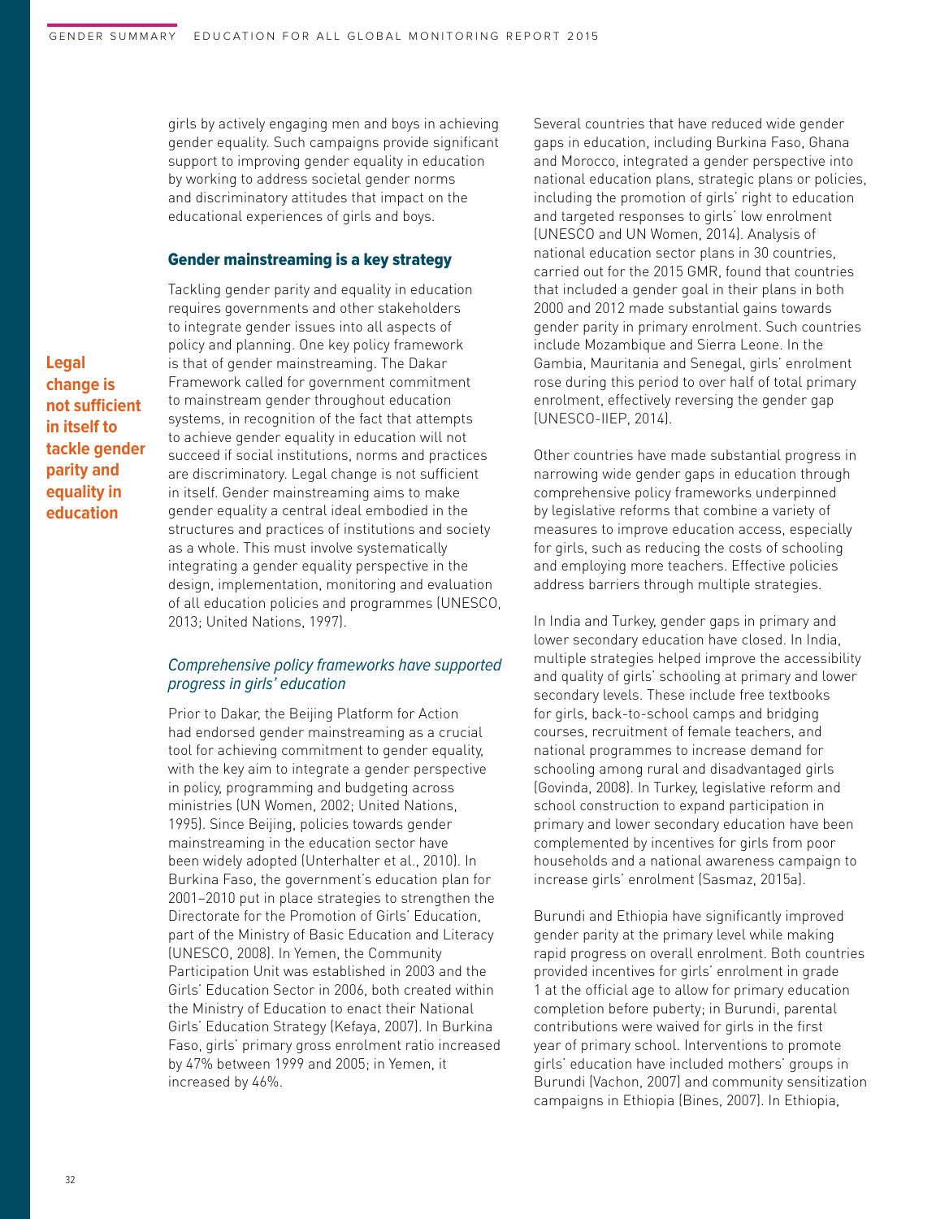girls by actively engaging men and boys in achieving gender equality. Such campaigns provide significant support to improving gender equality in education by working to address societal gender norms and discriminatory attitudes that impact on the educational experiences of girls and boys.

## Gender mainstreaming is a key strategy

**Legal change is not sufficient in itself to tackle gender parity and equality in education**

Tackling gender parity and equality in education requires governments and other stakeholders to integrate gender issues into all aspects of policy and planning. One key policy framework is that of gender mainstreaming. The Dakar Framework called for government commitment to mainstream gender throughout education systems, in recognition of the fact that attempts to achieve gender equality in education will not succeed if social institutions, norms and practices are discriminatory. Legal change is not sufficient in itself. Gender mainstreaming aims to make gender equality a central ideal embodied in the structures and practices of institutions and society as a whole. This must involve systematically integrating a gender equality perspective in the design, implementation, monitoring and evaluation of all education policies and programmes (UNESCO, 2013; United Nations, 1997).

### *Comprehensive policy frameworks have supported progress in girls' education*

Prior to Dakar, the Beijing Platform for Action had endorsed gender mainstreaming as a crucial tool for achieving commitment to gender equality, with the key aim to integrate a gender perspective in policy, programming and budgeting across ministries (UN Women, 2002; United Nations, 1995). Since Beijing, policies towards gender mainstreaming in the education sector have been widely adopted (Unterhalter et al., 2010). In Burkina Faso, the government's education plan for 2001–2010 put in place strategies to strengthen the Directorate for the Promotion of Girls' Education, part of the Ministry of Basic Education and Literacy (UNESCO, 2008). In Yemen, the Community Participation Unit was established in 2003 and the Girls' Education Sector in 2006, both created within the Ministry of Education to enact their National Girls' Education Strategy (Kefaya, 2007). In Burkina Faso, girls' primary gross enrolment ratio increased by 47% between 1999 and 2005; in Yemen, it increased by 46%.

Several countries that have reduced wide gender gaps in education, including Burkina Faso, Ghana and Morocco, integrated a gender perspective into national education plans, strategic plans or policies, including the promotion of girls' right to education and targeted responses to girls' low enrolment (UNESCO and UN Women, 2014). Analysis of national education sector plans in 30 countries, carried out for the 2015 GMR, found that countries that included a gender goal in their plans in both 2000 and 2012 made substantial gains towards gender parity in primary enrolment. Such countries include Mozambique and Sierra Leone. In the Gambia, Mauritania and Senegal, girls' enrolment rose during this period to over half of total primary enrolment, effectively reversing the gender gap (UNESCO-IIEP, 2014).

Other countries have made substantial progress in narrowing wide gender gaps in education through comprehensive policy frameworks underpinned by legislative reforms that combine a variety of measures to improve education access, especially for girls, such as reducing the costs of schooling and employing more teachers. Effective policies address barriers through multiple strategies.

In India and Turkey, gender gaps in primary and lower secondary education have closed. In India, multiple strategies helped improve the accessibility and quality of girls' schooling at primary and lower secondary levels. These include free textbooks for girls, back-to-school camps and bridging courses, recruitment of female teachers, and national programmes to increase demand for schooling among rural and disadvantaged girls (Govinda, 2008). In Turkey, legislative reform and school construction to expand participation in primary and lower secondary education have been complemented by incentives for girls from poor households and a national awareness campaign to increase girls' enrolment (Sasmaz, 2015a).

Burundi and Ethiopia have significantly improved gender parity at the primary level while making rapid progress on overall enrolment. Both countries provided incentives for girls' enrolment in grade 1 at the official age to allow for primary education completion before puberty; in Burundi, parental contributions were waived for girls in the first year of primary school. Interventions to promote girls' education have included mothers' groups in Burundi (Vachon, 2007) and community sensitization campaigns in Ethiopia (Bines, 2007). In Ethiopia,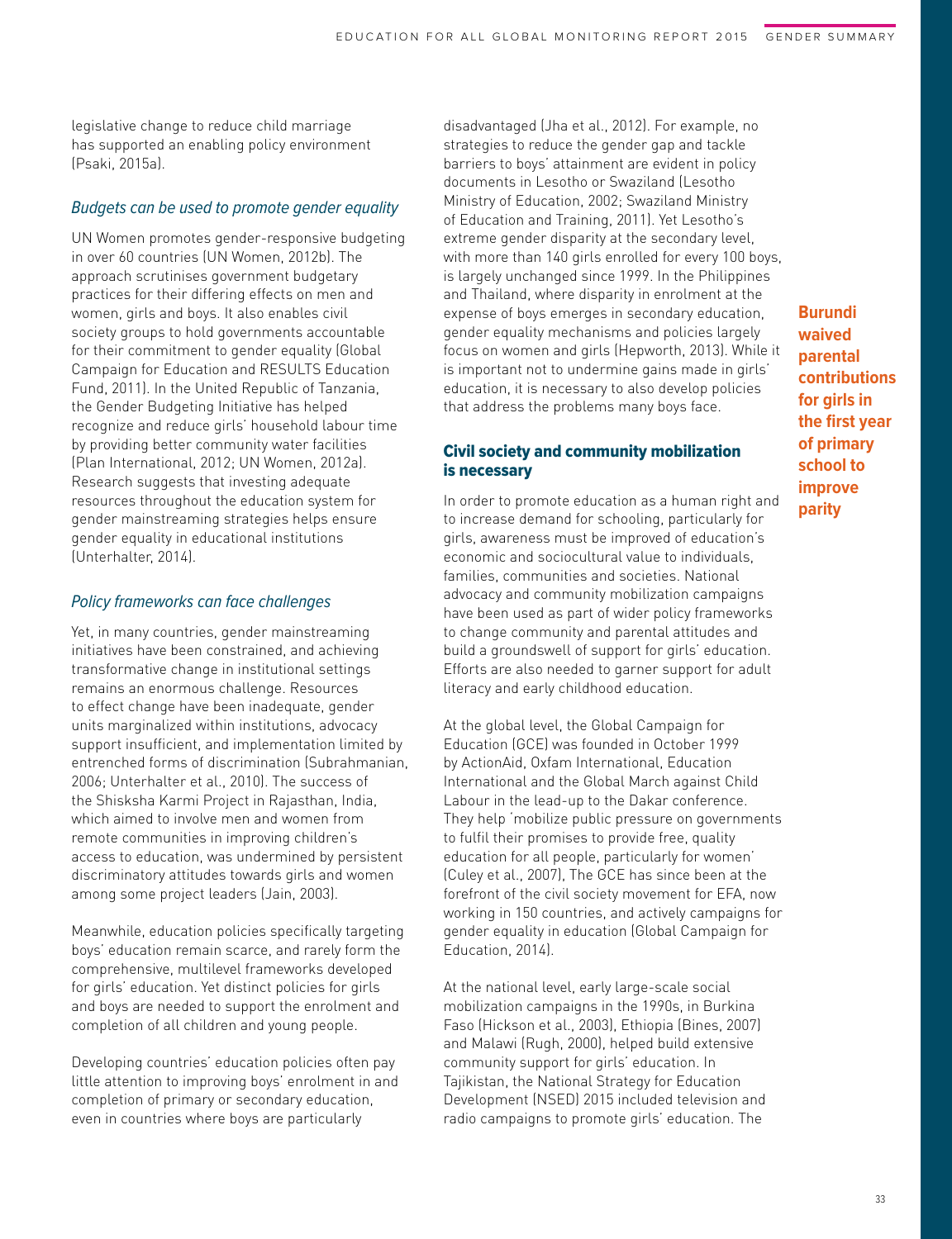legislative change to reduce child marriage has supported an enabling policy environment (Psaki, 2015a).

### *Budgets can be used to promote gender equality*

UN Women promotes gender-responsive budgeting in over 60 countries (UN Women, 2012b). The approach scrutinises government budgetary practices for their differing effects on men and women, girls and boys. It also enables civil society groups to hold governments accountable for their commitment to gender equality (Global Campaign for Education and RESULTS Education Fund, 2011). In the United Republic of Tanzania, the Gender Budgeting Initiative has helped recognize and reduce girls' household labour time by providing better community water facilities (Plan International, 2012; UN Women, 2012a). Research suggests that investing adequate resources throughout the education system for gender mainstreaming strategies helps ensure gender equality in educational institutions (Unterhalter, 2014).

### *Policy frameworks can face challenges*

Yet, in many countries, gender mainstreaming initiatives have been constrained, and achieving transformative change in institutional settings remains an enormous challenge. Resources to effect change have been inadequate, gender units marginalized within institutions, advocacy support insufficient, and implementation limited by entrenched forms of discrimination (Subrahmanian, 2006; Unterhalter et al., 2010). The success of the Shisksha Karmi Project in Rajasthan, India, which aimed to involve men and women from remote communities in improving children's access to education, was undermined by persistent discriminatory attitudes towards girls and women among some project leaders (Jain, 2003).

Meanwhile, education policies specifically targeting boys' education remain scarce, and rarely form the comprehensive, multilevel frameworks developed for girls' education. Yet distinct policies for girls and boys are needed to support the enrolment and completion of all children and young people.

Developing countries' education policies often pay little attention to improving boys' enrolment in and completion of primary or secondary education, even in countries where boys are particularly disadvantaged (Jha et al., 2012). For example, no strategies to reduce the gender gap and tackle barriers to boys' attainment are evident in policy documents in Lesotho or Swaziland (Lesotho Ministry of Education, 2002; Swaziland Ministry of Education and Training, 2011). Yet Lesotho's extreme gender disparity at the secondary level, with more than 140 girls enrolled for every 100 boys, is largely unchanged since 1999. In the Philippines and Thailand, where disparity in enrolment at the expense of boys emerges in secondary education, gender equality mechanisms and policies largely focus on women and girls (Hepworth, 2013). While it is important not to undermine gains made in girls' education, it is necessary to also develop policies that address the problems many boys face.

**Burundi waived parental contributions for girls in the first year of primary school to improve parity**

## Civil society and community mobilization is necessary

In order to promote education as a human right and to increase demand for schooling, particularly for girls, awareness must be improved of education's economic and sociocultural value to individuals, families, communities and societies. National advocacy and community mobilization campaigns have been used as part of wider policy frameworks to change community and parental attitudes and build a groundswell of support for girls' education. Efforts are also needed to garner support for adult literacy and early childhood education.

At the global level, the Global Campaign for Education (GCE) was founded in October 1999 by ActionAid, Oxfam International, Education International and the Global March against Child Labour in the lead-up to the Dakar conference. They help 'mobilize public pressure on governments to fulfil their promises to provide free, quality education for all people, particularly for women' (Culey et al., 2007), The GCE has since been at the forefront of the civil society movement for EFA, now working in 150 countries, and actively campaigns for gender equality in education (Global Campaign for Education, 2014).

At the national level, early large-scale social mobilization campaigns in the 1990s, in Burkina Faso (Hickson et al., 2003), Ethiopia (Bines, 2007) and Malawi (Rugh, 2000), helped build extensive community support for girls' education. In Tajikistan, the National Strategy for Education Development (NSED) 2015 included television and radio campaigns to promote girls' education. The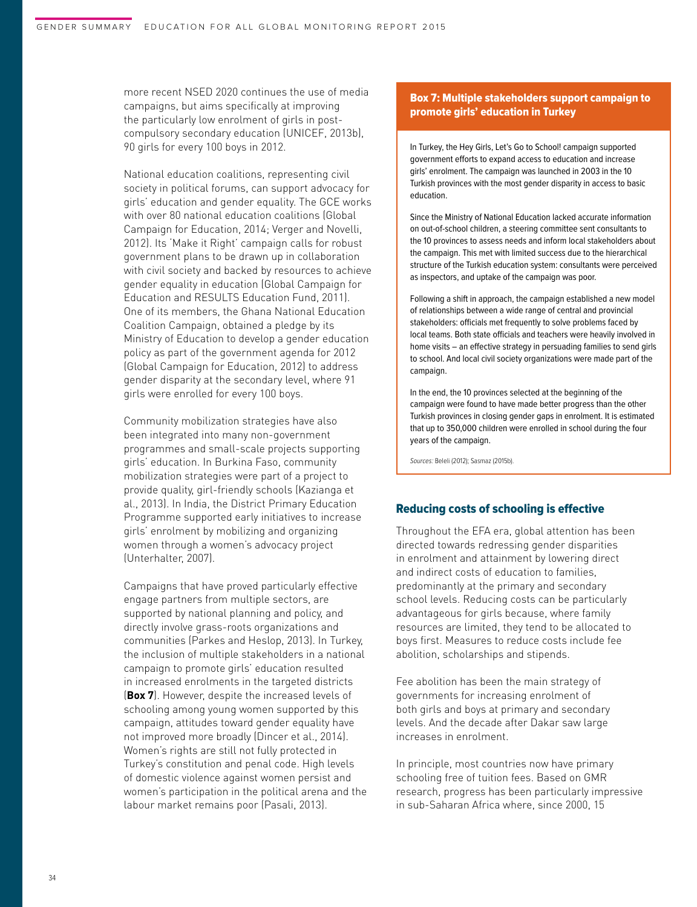more recent NSED 2020 continues the use of media campaigns, but aims specifically at improving the particularly low enrolment of girls in post-compulsory secondary education (UNICEF, 2013b), 90 girls for every 100 boys in 2012.

National education coalitions, representing civil society in political forums, can support advocacy for girls' education and gender equality. The GCE works with over 80 national education coalitions (Global Campaign for Education, 2014; Verger and Novelli, 2012). Its 'Make it Right' campaign calls for robust government plans to be drawn up in collaboration with civil society and backed by resources to achieve gender equality in education (Global Campaign for Education and RESULTS Education Fund, 2011). One of its members, the Ghana National Education Coalition Campaign, obtained a pledge by its Ministry of Education to develop a gender education policy as part of the government agenda for 2012 (Global Campaign for Education, 2012) to address gender disparity at the secondary level, where 91 girls were enrolled for every 100 boys.

Community mobilization strategies have also been integrated into many non-government programmes and small-scale projects supporting girls' education. In Burkina Faso, community mobilization strategies were part of a project to provide quality, girl-friendly schools (Kazianga et al., 2013). In India, the District Primary Education Programme supported early initiatives to increase girls' enrolment by mobilizing and organizing women through a women's advocacy project (Unterhalter, 2007).

Campaigns that have proved particularly effective engage partners from multiple sectors, are supported by national planning and policy, and directly involve grass-roots organizations and communities (Parkes and Heslop, 2013). In Turkey, the inclusion of multiple stakeholders in a national campaign to promote girls' education resulted in increased enrolments in the targeted districts (**Box 7**). However, despite the increased levels of schooling among young women supported by this campaign, attitudes toward gender equality have not improved more broadly (Dincer et al., 2014). Women's rights are still not fully protected in Turkey's constitution and penal code. High levels of domestic violence against women persist and women's participation in the political arena and the labour market remains poor (Pasali, 2013).

### Box 7: Multiple stakeholders support campaign to promote girls' education in Turkey

In Turkey, the Hey Girls, Let's Go to School! campaign supported government efforts to expand access to education and increase girls' enrolment. The campaign was launched in 2003 in the 10 Turkish provinces with the most gender disparity in access to basic education.

Since the Ministry of National Education lacked accurate information on out-of-school children, a steering committee sent consultants to the 10 provinces to assess needs and inform local stakeholders about the campaign. This met with limited success due to the hierarchical structure of the Turkish education system: consultants were perceived as inspectors, and uptake of the campaign was poor.

Following a shift in approach, the campaign established a new model of relationships between a wide range of central and provincial stakeholders: officials met frequently to solve problems faced by local teams. Both state officials and teachers were heavily involved in home visits – an effective strategy in persuading families to send girls to school. And local civil society organizations were made part of the campaign.

In the end, the 10 provinces selected at the beginning of the campaign were found to have made better progress than the other Turkish provinces in closing gender gaps in enrolment. It is estimated that up to 350,000 children were enrolled in school during the four years of the campaign.

*Sources:* Beleli (2012); Sasmaz (2015b).

## Reducing costs of schooling is effective

Throughout the EFA era, global attention has been directed towards redressing gender disparities in enrolment and attainment by lowering direct and indirect costs of education to families, predominantly at the primary and secondary school levels. Reducing costs can be particularly advantageous for girls because, where family resources are limited, they tend to be allocated to boys first. Measures to reduce costs include fee abolition, scholarships and stipends.

Fee abolition has been the main strategy of governments for increasing enrolment of both girls and boys at primary and secondary levels. And the decade after Dakar saw large increases in enrolment.

In principle, most countries now have primary schooling free of tuition fees. Based on GMR research, progress has been particularly impressive in sub-Saharan Africa where, since 2000, 15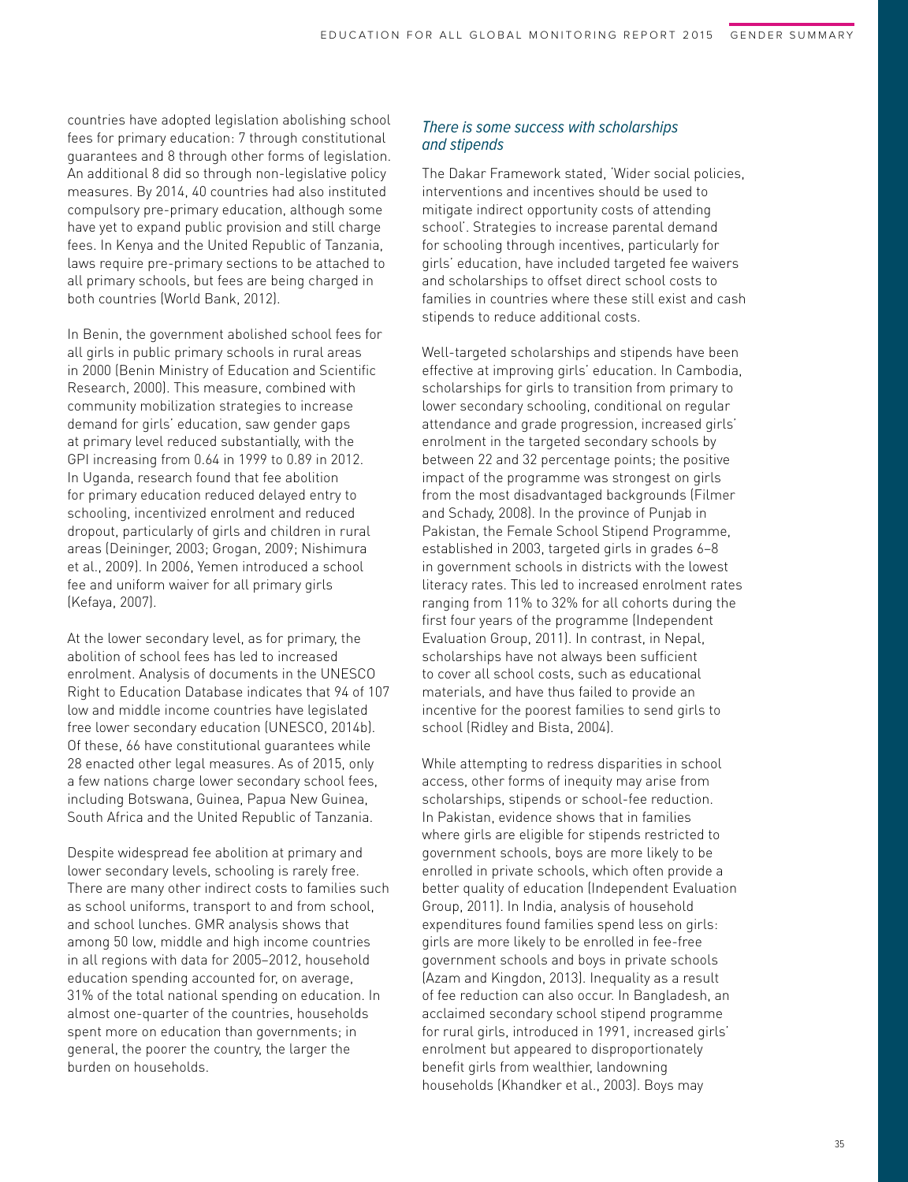countries have adopted legislation abolishing school fees for primary education: 7 through constitutional guarantees and 8 through other forms of legislation. An additional 8 did so through non-legislative policy measures. By 2014, 40 countries had also instituted compulsory pre-primary education, although some have yet to expand public provision and still charge fees. In Kenya and the United Republic of Tanzania, laws require pre-primary sections to be attached to all primary schools, but fees are being charged in both countries (World Bank, 2012).

In Benin, the government abolished school fees for all girls in public primary schools in rural areas in 2000 (Benin Ministry of Education and Scientific Research, 2000). This measure, combined with community mobilization strategies to increase demand for girls' education, saw gender gaps at primary level reduced substantially, with the GPI increasing from 0.64 in 1999 to 0.89 in 2012. In Uganda, research found that fee abolition for primary education reduced delayed entry to schooling, incentivized enrolment and reduced dropout, particularly of girls and children in rural areas (Deininger, 2003; Grogan, 2009; Nishimura et al., 2009). In 2006, Yemen introduced a school fee and uniform waiver for all primary girls (Kefaya, 2007).

At the lower secondary level, as for primary, the abolition of school fees has led to increased enrolment. Analysis of documents in the UNESCO Right to Education Database indicates that 94 of 107 low and middle income countries have legislated free lower secondary education (UNESCO, 2014b). Of these, 66 have constitutional guarantees while 28 enacted other legal measures. As of 2015, only a few nations charge lower secondary school fees, including Botswana, Guinea, Papua New Guinea, South Africa and the United Republic of Tanzania.

Despite widespread fee abolition at primary and lower secondary levels, schooling is rarely free. There are many other indirect costs to families such as school uniforms, transport to and from school, and school lunches. GMR analysis shows that among 50 low, middle and high income countries in all regions with data for 2005–2012, household education spending accounted for, on average, 31% of the total national spending on education. In almost one-quarter of the countries, households spent more on education than governments; in general, the poorer the country, the larger the burden on households.

### *There is some success with scholarships and stipends*

The Dakar Framework stated, 'Wider social policies, interventions and incentives should be used to mitigate indirect opportunity costs of attending school'. Strategies to increase parental demand for schooling through incentives, particularly for girls' education, have included targeted fee waivers and scholarships to offset direct school costs to families in countries where these still exist and cash stipends to reduce additional costs.

Well-targeted scholarships and stipends have been effective at improving girls' education. In Cambodia, scholarships for girls to transition from primary to lower secondary schooling, conditional on regular attendance and grade progression, increased girls' enrolment in the targeted secondary schools by between 22 and 32 percentage points; the positive impact of the programme was strongest on girls from the most disadvantaged backgrounds (Filmer and Schady, 2008). In the province of Punjab in Pakistan, the Female School Stipend Programme, established in 2003, targeted girls in grades 6–8 in government schools in districts with the lowest literacy rates. This led to increased enrolment rates ranging from 11% to 32% for all cohorts during the first four years of the programme (Independent Evaluation Group, 2011). In contrast, in Nepal, scholarships have not always been sufficient to cover all school costs, such as educational materials, and have thus failed to provide an incentive for the poorest families to send girls to school (Ridley and Bista, 2004).

While attempting to redress disparities in school access, other forms of inequity may arise from scholarships, stipends or school-fee reduction. In Pakistan, evidence shows that in families where girls are eligible for stipends restricted to government schools, boys are more likely to be enrolled in private schools, which often provide a better quality of education (Independent Evaluation Group, 2011). In India, analysis of household expenditures found families spend less on girls: girls are more likely to be enrolled in fee-free government schools and boys in private schools (Azam and Kingdon, 2013). Inequality as a result of fee reduction can also occur. In Bangladesh, an acclaimed secondary school stipend programme for rural girls, introduced in 1991, increased girls' enrolment but appeared to disproportionately benefit girls from wealthier, landowning households (Khandker et al., 2003). Boys may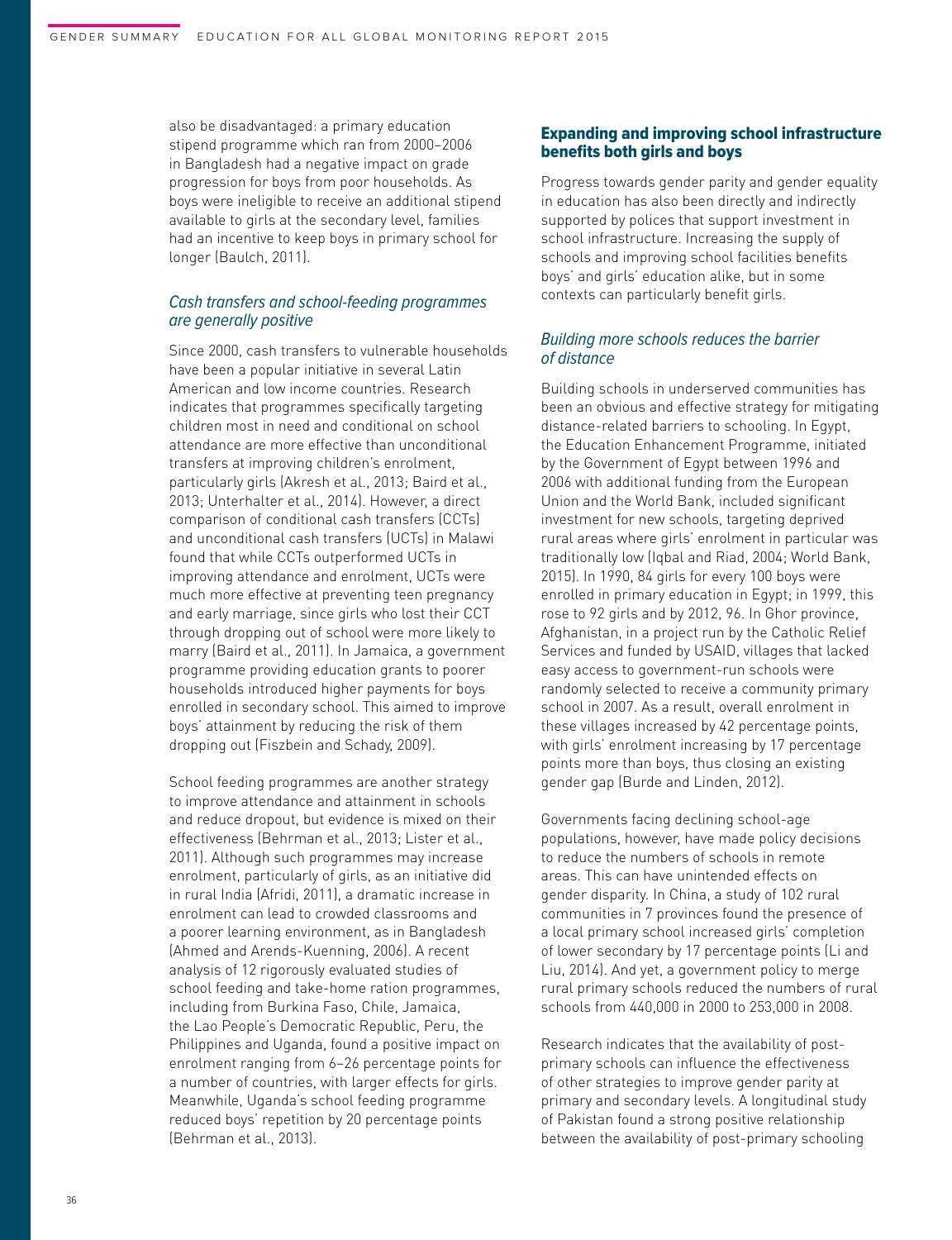also be disadvantaged: a primary education stipend programme which ran from 2000–2006 in Bangladesh had a negative impact on grade progression for boys from poor households. As boys were ineligible to receive an additional stipend available to girls at the secondary level, families had an incentive to keep boys in primary school for longer (Baulch, 2011).

### *Cash transfers and school-feeding programmes are generally positive*

Since 2000, cash transfers to vulnerable households have been a popular initiative in several Latin American and low income countries. Research indicates that programmes specifically targeting children most in need and conditional on school attendance are more effective than unconditional transfers at improving children's enrolment, particularly girls (Akresh et al., 2013; Baird et al., 2013; Unterhalter et al., 2014). However, a direct comparison of conditional cash transfers (CCTs) and unconditional cash transfers (UCTs) in Malawi found that while CCTs outperformed UCTs in improving attendance and enrolment, UCTs were much more effective at preventing teen pregnancy and early marriage, since girls who lost their CCT through dropping out of school were more likely to marry (Baird et al., 2011). In Jamaica, a government programme providing education grants to poorer households introduced higher payments for boys enrolled in secondary school. This aimed to improve boys' attainment by reducing the risk of them dropping out (Fiszbein and Schady, 2009).

School feeding programmes are another strategy to improve attendance and attainment in schools and reduce dropout, but evidence is mixed on their effectiveness (Behrman et al., 2013; Lister et al., 2011). Although such programmes may increase enrolment, particularly of girls, as an initiative did in rural India (Afridi, 2011), a dramatic increase in enrolment can lead to crowded classrooms and a poorer learning environment, as in Bangladesh (Ahmed and Arends-Kuenning, 2006). A recent analysis of 12 rigorously evaluated studies of school feeding and take-home ration programmes, including from Burkina Faso, Chile, Jamaica, the Lao People's Democratic Republic, Peru, the Philippines and Uganda, found a positive impact on enrolment ranging from 6–26 percentage points for a number of countries, with larger effects for girls. Meanwhile, Uganda's school feeding programme reduced boys' repetition by 20 percentage points (Behrman et al., 2013).

## Expanding and improving school infrastructure benefits both girls and boys

Progress towards gender parity and gender equality in education has also been directly and indirectly supported by polices that support investment in school infrastructure. Increasing the supply of schools and improving school facilities benefits boys' and girls' education alike, but in some contexts can particularly benefit girls.

### *Building more schools reduces the barrier of distance*

Building schools in underserved communities has been an obvious and effective strategy for mitigating distance-related barriers to schooling. In Egypt, the Education Enhancement Programme, initiated by the Government of Egypt between 1996 and 2006 with additional funding from the European Union and the World Bank, included significant investment for new schools, targeting deprived rural areas where girls' enrolment in particular was traditionally low (Iqbal and Riad, 2004; World Bank, 2015). In 1990, 84 girls for every 100 boys were enrolled in primary education in Egypt; in 1999, this rose to 92 girls and by 2012, 96. In Ghor province, Afghanistan, in a project run by the Catholic Relief Services and funded by USAID, villages that lacked easy access to government-run schools were randomly selected to receive a community primary school in 2007. As a result, overall enrolment in these villages increased by 42 percentage points, with girls' enrolment increasing by 17 percentage points more than boys, thus closing an existing gender gap (Burde and Linden, 2012).

Governments facing declining school-age populations, however, have made policy decisions to reduce the numbers of schools in remote areas. This can have unintended effects on gender disparity. In China, a study of 102 rural communities in 7 provinces found the presence of a local primary school increased girls' completion of lower secondary by 17 percentage points (Li and Liu, 2014). And yet, a government policy to merge rural primary schools reduced the numbers of rural schools from 440,000 in 2000 to 253,000 in 2008.

Research indicates that the availability of post-primary schools can influence the effectiveness of other strategies to improve gender parity at primary and secondary levels. A longitudinal study of Pakistan found a strong positive relationship between the availability of post-primary schooling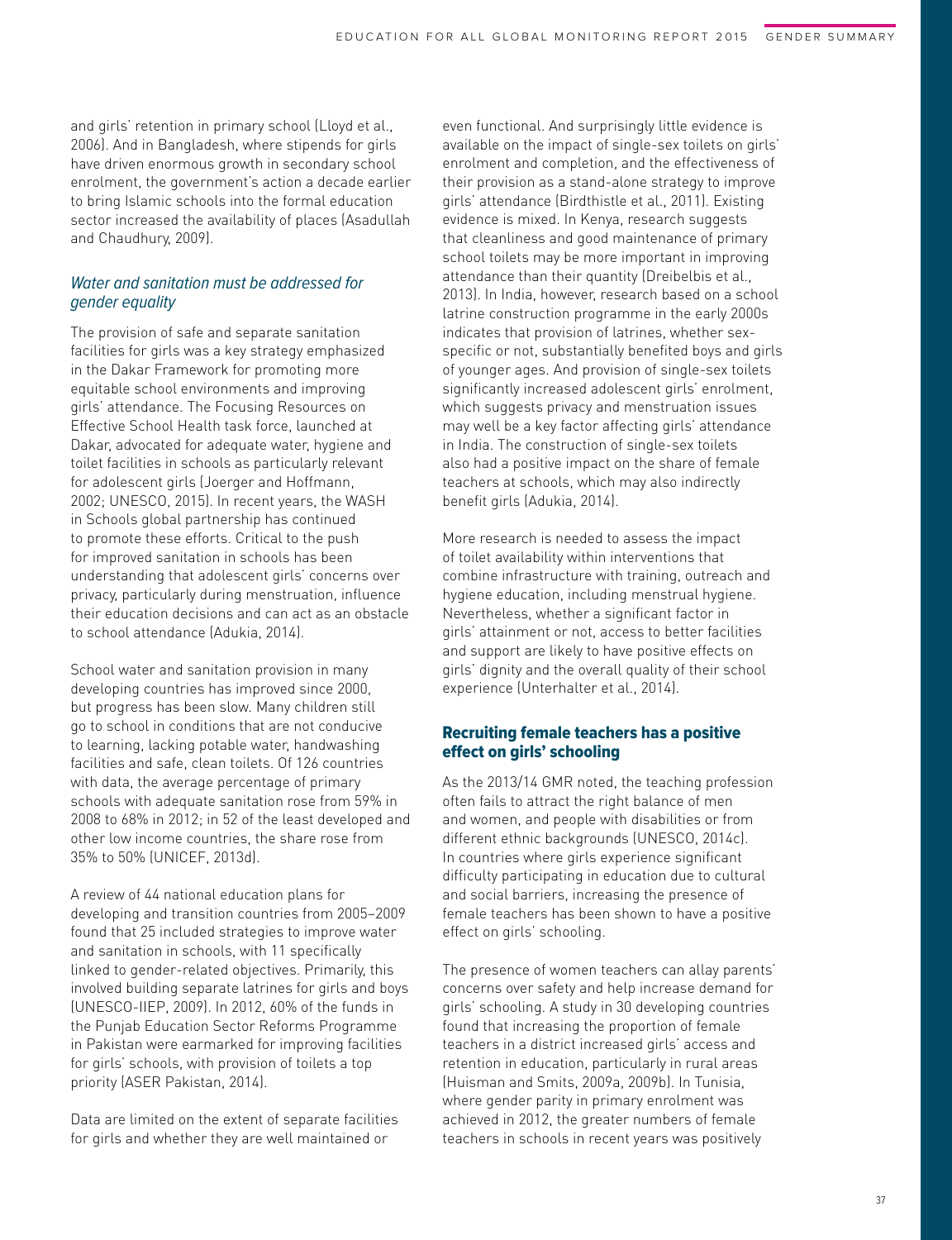and girls' retention in primary school (Lloyd et al., 2006). And in Bangladesh, where stipends for girls have driven enormous growth in secondary school enrolment, the government's action a decade earlier to bring Islamic schools into the formal education sector increased the availability of places (Asadullah and Chaudhury, 2009).

### *Water and sanitation must be addressed for gender equality*

The provision of safe and separate sanitation facilities for girls was a key strategy emphasized in the Dakar Framework for promoting more equitable school environments and improving girls' attendance. The Focusing Resources on Effective School Health task force, launched at Dakar, advocated for adequate water, hygiene and toilet facilities in schools as particularly relevant for adolescent girls (Joerger and Hoffmann, 2002; UNESCO, 2015). In recent years, the WASH in Schools global partnership has continued to promote these efforts. Critical to the push for improved sanitation in schools has been understanding that adolescent girls' concerns over privacy, particularly during menstruation, influence their education decisions and can act as an obstacle to school attendance (Adukia, 2014).

School water and sanitation provision in many developing countries has improved since 2000, but progress has been slow. Many children still go to school in conditions that are not conducive to learning, lacking potable water, handwashing facilities and safe, clean toilets. Of 126 countries with data, the average percentage of primary schools with adequate sanitation rose from 59% in 2008 to 68% in 2012; in 52 of the least developed and other low income countries, the share rose from 35% to 50% (UNICEF, 2013d).

A review of 44 national education plans for developing and transition countries from 2005–2009 found that 25 included strategies to improve water and sanitation in schools, with 11 specifically linked to gender-related objectives. Primarily, this involved building separate latrines for girls and boys (UNESCO-IIEP, 2009). In 2012, 60% of the funds in the Punjab Education Sector Reforms Programme in Pakistan were earmarked for improving facilities for girls' schools, with provision of toilets a top priority (ASER Pakistan, 2014).

Data are limited on the extent of separate facilities for girls and whether they are well maintained or even functional. And surprisingly little evidence is available on the impact of single-sex toilets on girls' enrolment and completion, and the effectiveness of their provision as a stand-alone strategy to improve girls' attendance (Birdthistle et al., 2011). Existing evidence is mixed. In Kenya, research suggests that cleanliness and good maintenance of primary school toilets may be more important in improving attendance than their quantity (Dreibelbis et al., 2013). In India, however, research based on a school latrine construction programme in the early 2000s indicates that provision of latrines, whether sex-specific or not, substantially benefited boys and girls of younger ages. And provision of single-sex toilets significantly increased adolescent girls' enrolment, which suggests privacy and menstruation issues may well be a key factor affecting girls' attendance in India. The construction of single-sex toilets also had a positive impact on the share of female teachers at schools, which may also indirectly benefit girls (Adukia, 2014).

More research is needed to assess the impact of toilet availability within interventions that combine infrastructure with training, outreach and hygiene education, including menstrual hygiene. Nevertheless, whether a significant factor in girls' attainment or not, access to better facilities and support are likely to have positive effects on girls' dignity and the overall quality of their school experience (Unterhalter et al., 2014).

## Recruiting female teachers has a positive effect on girls' schooling

As the 2013/14 GMR noted, the teaching profession often fails to attract the right balance of men and women, and people with disabilities or from different ethnic backgrounds (UNESCO, 2014c). In countries where girls experience significant difficulty participating in education due to cultural and social barriers, increasing the presence of female teachers has been shown to have a positive effect on girls' schooling.

The presence of women teachers can allay parents' concerns over safety and help increase demand for girls' schooling. A study in 30 developing countries found that increasing the proportion of female teachers in a district increased girls' access and retention in education, particularly in rural areas (Huisman and Smits, 2009a, 2009b). In Tunisia, where gender parity in primary enrolment was achieved in 2012, the greater numbers of female teachers in schools in recent years was positively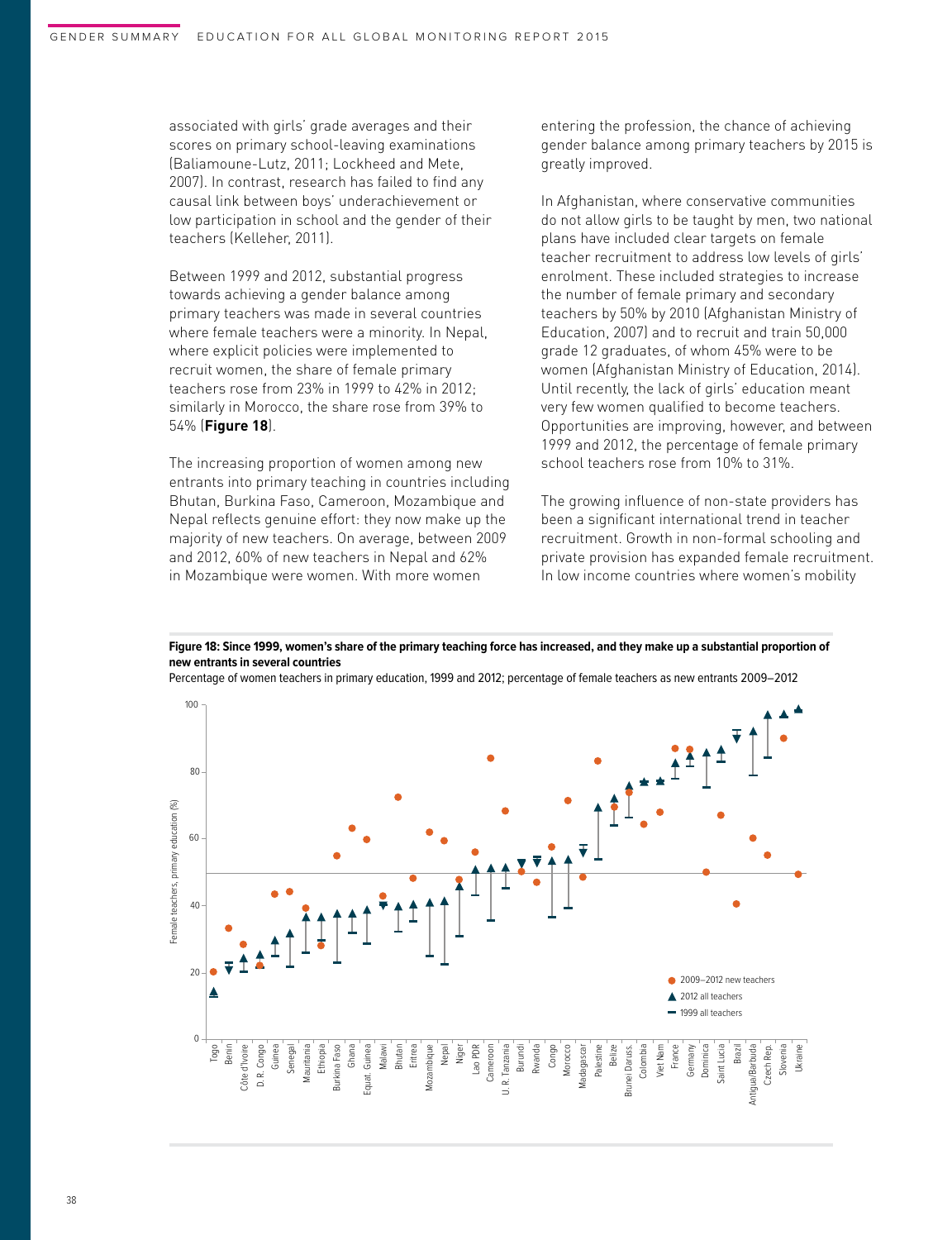associated with girls' grade averages and their scores on primary school-leaving examinations (Baliamoune-Lutz, 2011; Lockheed and Mete, 2007). In contrast, research has failed to find any causal link between boys' underachievement or low participation in school and the gender of their teachers (Kelleher, 2011).

Between 1999 and 2012, substantial progress towards achieving a gender balance among primary teachers was made in several countries where female teachers were a minority. In Nepal, where explicit policies were implemented to recruit women, the share of female primary teachers rose from 23% in 1999 to 42% in 2012; similarly in Morocco, the share rose from 39% to 54% (**Figure 18**).

The increasing proportion of women among new entrants into primary teaching in countries including Bhutan, Burkina Faso, Cameroon, Mozambique and Nepal reflects genuine effort: they now make up the majority of new teachers. On average, between 2009 and 2012, 60% of new teachers in Nepal and 62% in Mozambique were women. With more women entering the profession, the chance of achieving gender balance among primary teachers by 2015 is greatly improved.

In Afghanistan, where conservative communities do not allow girls to be taught by men, two national plans have included clear targets on female teacher recruitment to address low levels of girls' enrolment. These included strategies to increase the number of female primary and secondary teachers by 50% by 2010 (Afghanistan Ministry of Education, 2007) and to recruit and train 50,000 grade 12 graduates, of whom 45% were to be women (Afghanistan Ministry of Education, 2014). Until recently, the lack of girls' education meant very few women qualified to become teachers. Opportunities are improving, however, and between 1999 and 2012, the percentage of female primary school teachers rose from 10% to 31%.

The growing influence of non-state providers has been a significant international trend in teacher recruitment. Growth in non-formal schooling and private provision has expanded female recruitment. In low income countries where women's mobility

**Figure 18: Since 1999, women's share of the primary teaching force has increased, and they make up a substantial proportion of new entrants in several countries**

Percentage of women teachers in primary education, 1999 and 2012; percentage of female teachers as new entrants 2009–2012

Female teachers, primary education (%)

0
20
40
60
80
100

2009–2012 new teachers
2012 all teachers
1999 all teachers

Togo, Benin, Côte d'Ivoire, D. R. Congo, Guinea, Senegal, Mauritania, Ethiopia, Burkina Faso, Ghana, Equat. Guinea, Malawi, Bhutan, Eritrea, Mozambique, Nepal, Niger, Lao PDR, Cameroon, U. R. Tanzania, Burundi, Rwanda, Congo, Morocco, Madagascar, Palestine, Belize, Brunei Daruss., Colombia, Viet Nam, France, Germany, Dominica, Saint Lucia, Brazil, Antigua/Barbuda, Czech Rep., Slovenia, Ukraine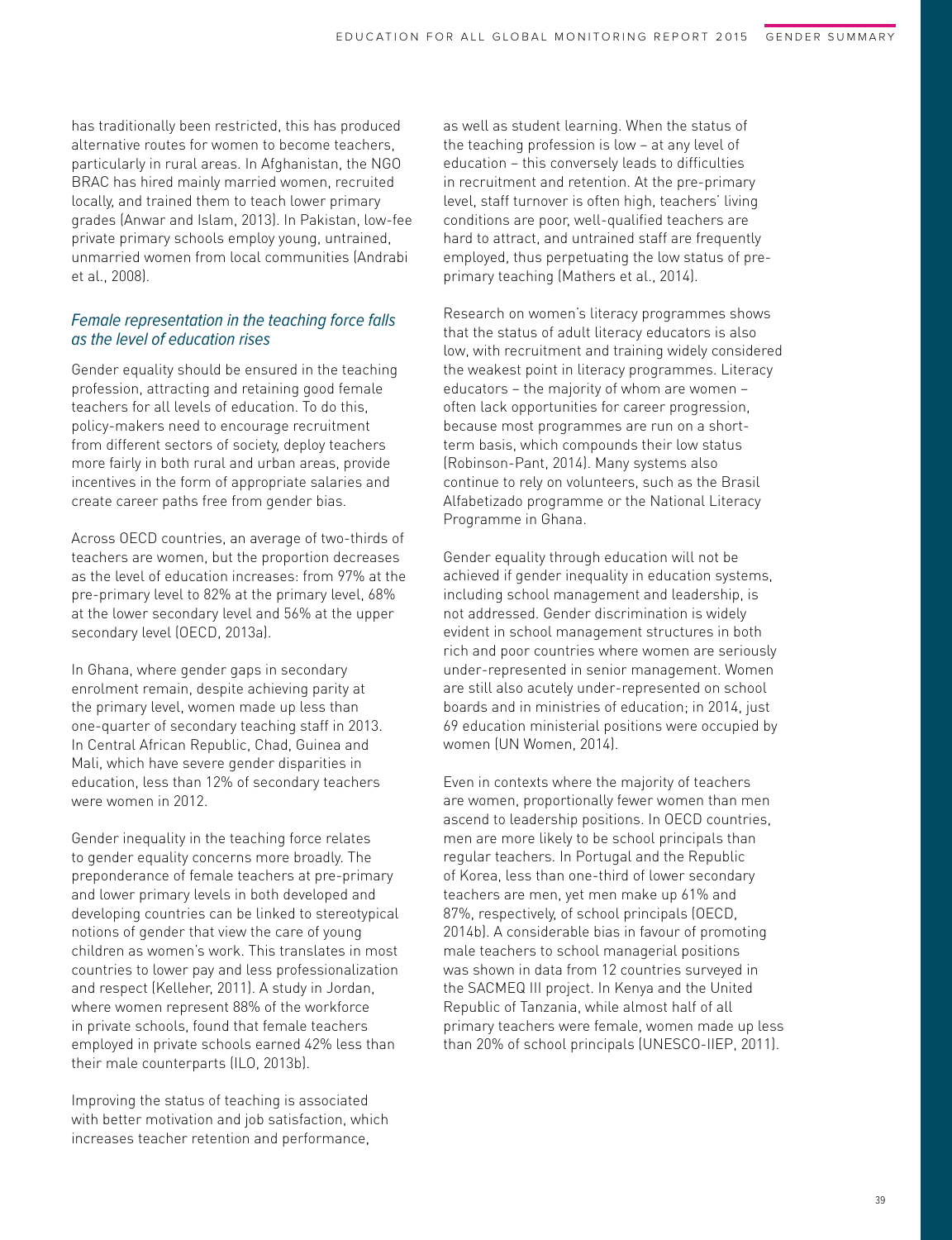has traditionally been restricted, this has produced alternative routes for women to become teachers, particularly in rural areas. In Afghanistan, the NGO BRAC has hired mainly married women, recruited locally, and trained them to teach lower primary grades (Anwar and Islam, 2013). In Pakistan, low-fee private primary schools employ young, untrained, unmarried women from local communities (Andrabi et al., 2008).

### *Female representation in the teaching force falls as the level of education rises*

Gender equality should be ensured in the teaching profession, attracting and retaining good female teachers for all levels of education. To do this, policy-makers need to encourage recruitment from different sectors of society, deploy teachers more fairly in both rural and urban areas, provide incentives in the form of appropriate salaries and create career paths free from gender bias.

Across OECD countries, an average of two-thirds of teachers are women, but the proportion decreases as the level of education increases: from 97% at the pre-primary level to 82% at the primary level, 68% at the lower secondary level and 56% at the upper secondary level (OECD, 2013a).

In Ghana, where gender gaps in secondary enrolment remain, despite achieving parity at the primary level, women made up less than one-quarter of secondary teaching staff in 2013. In Central African Republic, Chad, Guinea and Mali, which have severe gender disparities in education, less than 12% of secondary teachers were women in 2012.

Gender inequality in the teaching force relates to gender equality concerns more broadly. The preponderance of female teachers at pre-primary and lower primary levels in both developed and developing countries can be linked to stereotypical notions of gender that view the care of young children as women's work. This translates in most countries to lower pay and less professionalization and respect (Kelleher, 2011). A study in Jordan, where women represent 88% of the workforce in private schools, found that female teachers employed in private schools earned 42% less than their male counterparts (ILO, 2013b).

Improving the status of teaching is associated with better motivation and job satisfaction, which increases teacher retention and performance, as well as student learning. When the status of the teaching profession is low – at any level of education – this conversely leads to difficulties in recruitment and retention. At the pre-primary level, staff turnover is often high, teachers' living conditions are poor, well-qualified teachers are hard to attract, and untrained staff are frequently employed, thus perpetuating the low status of pre-primary teaching (Mathers et al., 2014).

Research on women's literacy programmes shows that the status of adult literacy educators is also low, with recruitment and training widely considered the weakest point in literacy programmes. Literacy educators – the majority of whom are women – often lack opportunities for career progression, because most programmes are run on a short-term basis, which compounds their low status (Robinson-Pant, 2014). Many systems also continue to rely on volunteers, such as the Brasil Alfabetizado programme or the National Literacy Programme in Ghana.

Gender equality through education will not be achieved if gender inequality in education systems, including school management and leadership, is not addressed. Gender discrimination is widely evident in school management structures in both rich and poor countries where women are seriously under-represented in senior management. Women are still also acutely under-represented on school boards and in ministries of education; in 2014, just 69 education ministerial positions were occupied by women (UN Women, 2014).

Even in contexts where the majority of teachers are women, proportionally fewer women than men ascend to leadership positions. In OECD countries, men are more likely to be school principals than regular teachers. In Portugal and the Republic of Korea, less than one-third of lower secondary teachers are men, yet men make up 61% and 87%, respectively, of school principals (OECD, 2014b). A considerable bias in favour of promoting male teachers to school managerial positions was shown in data from 12 countries surveyed in the SACMEQ III project. In Kenya and the United Republic of Tanzania, while almost half of all primary teachers were female, women made up less than 20% of school principals (UNESCO-IIEP, 2011).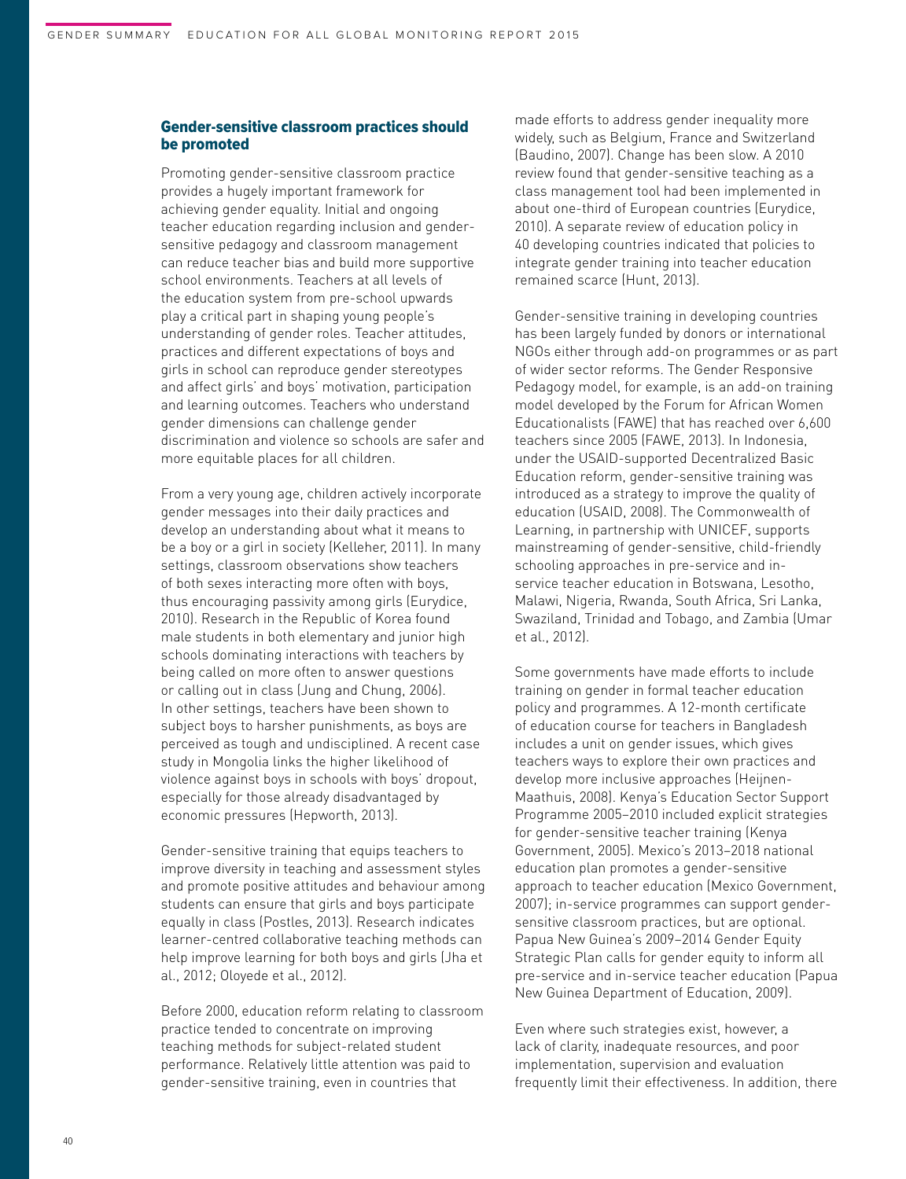## Gender-sensitive classroom practices should be promoted

Promoting gender-sensitive classroom practice provides a hugely important framework for achieving gender equality. Initial and ongoing teacher education regarding inclusion and gender-sensitive pedagogy and classroom management can reduce teacher bias and build more supportive school environments. Teachers at all levels of the education system from pre-school upwards play a critical part in shaping young people's understanding of gender roles. Teacher attitudes, practices and different expectations of boys and girls in school can reproduce gender stereotypes and affect girls' and boys' motivation, participation and learning outcomes. Teachers who understand gender dimensions can challenge gender discrimination and violence so schools are safer and more equitable places for all children.

From a very young age, children actively incorporate gender messages into their daily practices and develop an understanding about what it means to be a boy or a girl in society (Kelleher, 2011). In many settings, classroom observations show teachers of both sexes interacting more often with boys, thus encouraging passivity among girls (Eurydice, 2010). Research in the Republic of Korea found male students in both elementary and junior high schools dominating interactions with teachers by being called on more often to answer questions or calling out in class (Jung and Chung, 2006). In other settings, teachers have been shown to subject boys to harsher punishments, as boys are perceived as tough and undisciplined. A recent case study in Mongolia links the higher likelihood of violence against boys in schools with boys' dropout, especially for those already disadvantaged by economic pressures (Hepworth, 2013).

Gender-sensitive training that equips teachers to improve diversity in teaching and assessment styles and promote positive attitudes and behaviour among students can ensure that girls and boys participate equally in class (Postles, 2013). Research indicates learner-centred collaborative teaching methods can help improve learning for both boys and girls (Jha et al., 2012; Oloyede et al., 2012).

Before 2000, education reform relating to classroom practice tended to concentrate on improving teaching methods for subject-related student performance. Relatively little attention was paid to gender-sensitive training, even in countries that made efforts to address gender inequality more widely, such as Belgium, France and Switzerland (Baudino, 2007). Change has been slow. A 2010 review found that gender-sensitive teaching as a class management tool had been implemented in about one-third of European countries (Eurydice, 2010). A separate review of education policy in 40 developing countries indicated that policies to integrate gender training into teacher education remained scarce (Hunt, 2013).

Gender-sensitive training in developing countries has been largely funded by donors or international NGOs either through add-on programmes or as part of wider sector reforms. The Gender Responsive Pedagogy model, for example, is an add-on training model developed by the Forum for African Women Educationalists (FAWE) that has reached over 6,600 teachers since 2005 (FAWE, 2013). In Indonesia, under the USAID-supported Decentralized Basic Education reform, gender-sensitive training was introduced as a strategy to improve the quality of education (USAID, 2008). The Commonwealth of Learning, in partnership with UNICEF, supports mainstreaming of gender-sensitive, child-friendly schooling approaches in pre-service and in-service teacher education in Botswana, Lesotho, Malawi, Nigeria, Rwanda, South Africa, Sri Lanka, Swaziland, Trinidad and Tobago, and Zambia (Umar et al., 2012).

Some governments have made efforts to include training on gender in formal teacher education policy and programmes. A 12-month certificate of education course for teachers in Bangladesh includes a unit on gender issues, which gives teachers ways to explore their own practices and develop more inclusive approaches (Heijnen-Maathuis, 2008). Kenya's Education Sector Support Programme 2005–2010 included explicit strategies for gender-sensitive teacher training (Kenya Government, 2005). Mexico's 2013–2018 national education plan promotes a gender-sensitive approach to teacher education (Mexico Government, 2007); in-service programmes can support gender-sensitive classroom practices, but are optional. Papua New Guinea's 2009–2014 Gender Equity Strategic Plan calls for gender equity to inform all pre-service and in-service teacher education (Papua New Guinea Department of Education, 2009).

Even where such strategies exist, however, a lack of clarity, inadequate resources, and poor implementation, supervision and evaluation frequently limit their effectiveness. In addition, there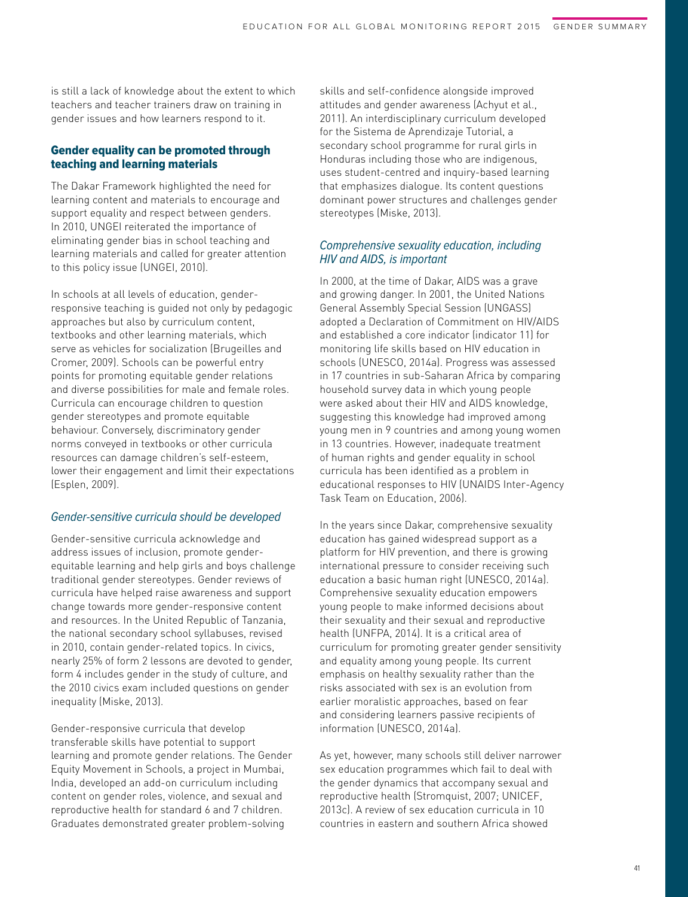is still a lack of knowledge about the extent to which teachers and teacher trainers draw on training in gender issues and how learners respond to it.

## Gender equality can be promoted through teaching and learning materials

The Dakar Framework highlighted the need for learning content and materials to encourage and support equality and respect between genders. In 2010, UNGEI reiterated the importance of eliminating gender bias in school teaching and learning materials and called for greater attention to this policy issue (UNGEI, 2010).

In schools at all levels of education, gender-responsive teaching is guided not only by pedagogic approaches but also by curriculum content, textbooks and other learning materials, which serve as vehicles for socialization (Brugeilles and Cromer, 2009). Schools can be powerful entry points for promoting equitable gender relations and diverse possibilities for male and female roles. Curricula can encourage children to question gender stereotypes and promote equitable behaviour. Conversely, discriminatory gender norms conveyed in textbooks or other curricula resources can damage children's self-esteem, lower their engagement and limit their expectations (Esplen, 2009).

### *Gender-sensitive curricula should be developed*

Gender-sensitive curricula acknowledge and address issues of inclusion, promote gender-equitable learning and help girls and boys challenge traditional gender stereotypes. Gender reviews of curricula have helped raise awareness and support change towards more gender-responsive content and resources. In the United Republic of Tanzania, the national secondary school syllabuses, revised in 2010, contain gender-related topics. In civics, nearly 25% of form 2 lessons are devoted to gender, form 4 includes gender in the study of culture, and the 2010 civics exam included questions on gender inequality (Miske, 2013).

Gender-responsive curricula that develop transferable skills have potential to support learning and promote gender relations. The Gender Equity Movement in Schools, a project in Mumbai, India, developed an add-on curriculum including content on gender roles, violence, and sexual and reproductive health for standard 6 and 7 children. Graduates demonstrated greater problem-solving skills and self-confidence alongside improved attitudes and gender awareness (Achyut et al., 2011). An interdisciplinary curriculum developed for the Sistema de Aprendizaje Tutorial, a secondary school programme for rural girls in Honduras including those who are indigenous, uses student-centred and inquiry-based learning that emphasizes dialogue. Its content questions dominant power structures and challenges gender stereotypes (Miske, 2013).

### *Comprehensive sexuality education, including HIV and AIDS, is important*

In 2000, at the time of Dakar, AIDS was a grave and growing danger. In 2001, the United Nations General Assembly Special Session (UNGASS) adopted a Declaration of Commitment on HIV/AIDS and established a core indicator (indicator 11) for monitoring life skills based on HIV education in schools (UNESCO, 2014a). Progress was assessed in 17 countries in sub-Saharan Africa by comparing household survey data in which young people were asked about their HIV and AIDS knowledge, suggesting this knowledge had improved among young men in 9 countries and among young women in 13 countries. However, inadequate treatment of human rights and gender equality in school curricula has been identified as a problem in educational responses to HIV (UNAIDS Inter-Agency Task Team on Education, 2006).

In the years since Dakar, comprehensive sexuality education has gained widespread support as a platform for HIV prevention, and there is growing international pressure to consider receiving such education a basic human right (UNESCO, 2014a). Comprehensive sexuality education empowers young people to make informed decisions about their sexuality and their sexual and reproductive health (UNFPA, 2014). It is a critical area of curriculum for promoting greater gender sensitivity and equality among young people. Its current emphasis on healthy sexuality rather than the risks associated with sex is an evolution from earlier moralistic approaches, based on fear and considering learners passive recipients of information (UNESCO, 2014a).

As yet, however, many schools still deliver narrower sex education programmes which fail to deal with the gender dynamics that accompany sexual and reproductive health (Stromquist, 2007; UNICEF, 2013c). A review of sex education curricula in 10 countries in eastern and southern Africa showed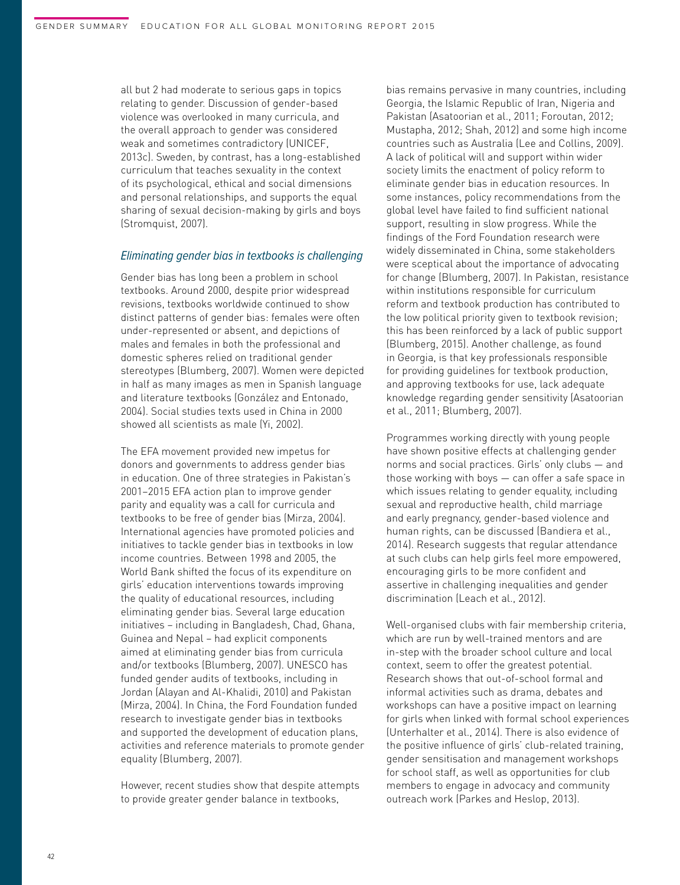all but 2 had moderate to serious gaps in topics relating to gender. Discussion of gender-based violence was overlooked in many curricula, and the overall approach to gender was considered weak and sometimes contradictory (UNICEF, 2013c). Sweden, by contrast, has a long-established curriculum that teaches sexuality in the context of its psychological, ethical and social dimensions and personal relationships, and supports the equal sharing of sexual decision-making by girls and boys (Stromquist, 2007).

### *Eliminating gender bias in textbooks is challenging*

Gender bias has long been a problem in school textbooks. Around 2000, despite prior widespread revisions, textbooks worldwide continued to show distinct patterns of gender bias: females were often under-represented or absent, and depictions of males and females in both the professional and domestic spheres relied on traditional gender stereotypes (Blumberg, 2007). Women were depicted in half as many images as men in Spanish language and literature textbooks (González and Entonado, 2004). Social studies texts used in China in 2000 showed all scientists as male (Yi, 2002).

The EFA movement provided new impetus for donors and governments to address gender bias in education. One of three strategies in Pakistan's 2001–2015 EFA action plan to improve gender parity and equality was a call for curricula and textbooks to be free of gender bias (Mirza, 2004). International agencies have promoted policies and initiatives to tackle gender bias in textbooks in low income countries. Between 1998 and 2005, the World Bank shifted the focus of its expenditure on girls' education interventions towards improving the quality of educational resources, including eliminating gender bias. Several large education initiatives – including in Bangladesh, Chad, Ghana, Guinea and Nepal – had explicit components aimed at eliminating gender bias from curricula and/or textbooks (Blumberg, 2007). UNESCO has funded gender audits of textbooks, including in Jordan (Alayan and Al-Khalidi, 2010) and Pakistan (Mirza, 2004). In China, the Ford Foundation funded research to investigate gender bias in textbooks and supported the development of education plans, activities and reference materials to promote gender equality (Blumberg, 2007).

However, recent studies show that despite attempts to provide greater gender balance in textbooks, bias remains pervasive in many countries, including Georgia, the Islamic Republic of Iran, Nigeria and Pakistan (Asatoorian et al., 2011; Foroutan, 2012; Mustapha, 2012; Shah, 2012) and some high income countries such as Australia (Lee and Collins, 2009). A lack of political will and support within wider society limits the enactment of policy reform to eliminate gender bias in education resources. In some instances, policy recommendations from the global level have failed to find sufficient national support, resulting in slow progress. While the findings of the Ford Foundation research were widely disseminated in China, some stakeholders were sceptical about the importance of advocating for change (Blumberg, 2007). In Pakistan, resistance within institutions responsible for curriculum reform and textbook production has contributed to the low political priority given to textbook revision; this has been reinforced by a lack of public support (Blumberg, 2015). Another challenge, as found in Georgia, is that key professionals responsible for providing guidelines for textbook production, and approving textbooks for use, lack adequate knowledge regarding gender sensitivity (Asatoorian et al., 2011; Blumberg, 2007).

Programmes working directly with young people have shown positive effects at challenging gender norms and social practices. Girls' only clubs — and those working with boys — can offer a safe space in which issues relating to gender equality, including sexual and reproductive health, child marriage and early pregnancy, gender-based violence and human rights, can be discussed (Bandiera et al., 2014). Research suggests that regular attendance at such clubs can help girls feel more empowered, encouraging girls to be more confident and assertive in challenging inequalities and gender discrimination (Leach et al., 2012).

Well-organised clubs with fair membership criteria, which are run by well-trained mentors and are in-step with the broader school culture and local context, seem to offer the greatest potential. Research shows that out-of-school formal and informal activities such as drama, debates and workshops can have a positive impact on learning for girls when linked with formal school experiences (Unterhalter et al., 2014). There is also evidence of the positive influence of girls' club-related training, gender sensitisation and management workshops for school staff, as well as opportunities for club members to engage in advocacy and community outreach work (Parkes and Heslop, 2013).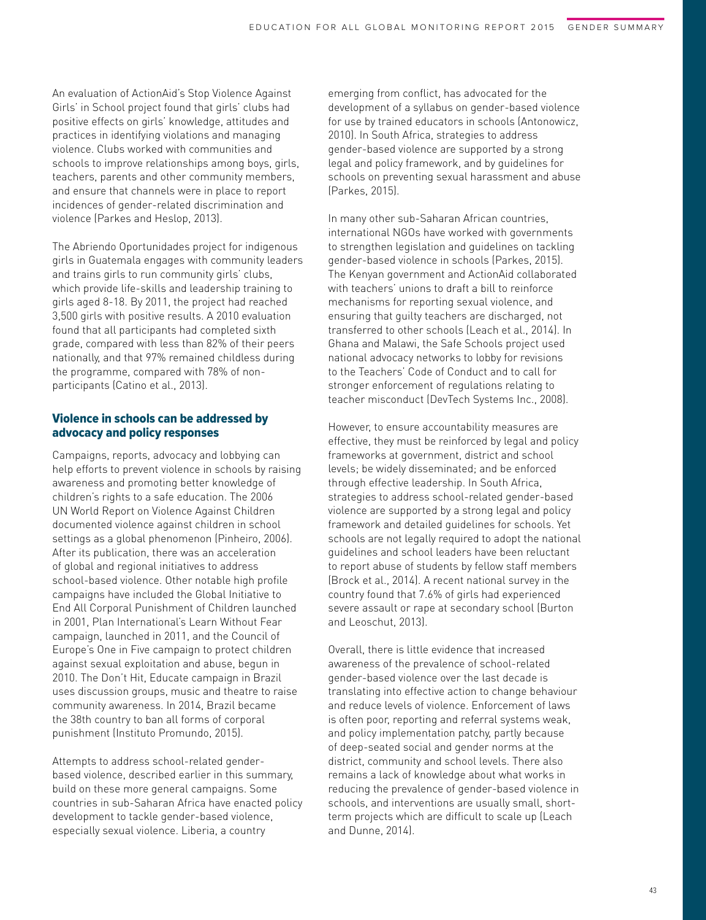An evaluation of ActionAid's Stop Violence Against Girls' in School project found that girls' clubs had positive effects on girls' knowledge, attitudes and practices in identifying violations and managing violence. Clubs worked with communities and schools to improve relationships among boys, girls, teachers, parents and other community members, and ensure that channels were in place to report incidences of gender-related discrimination and violence (Parkes and Heslop, 2013).

The Abriendo Oportunidades project for indigenous girls in Guatemala engages with community leaders and trains girls to run community girls' clubs, which provide life-skills and leadership training to girls aged 8-18. By 2011, the project had reached 3,500 girls with positive results. A 2010 evaluation found that all participants had completed sixth grade, compared with less than 82% of their peers nationally, and that 97% remained childless during the programme, compared with 78% of non-participants (Catino et al., 2013).

## Violence in schools can be addressed by advocacy and policy responses

Campaigns, reports, advocacy and lobbying can help efforts to prevent violence in schools by raising awareness and promoting better knowledge of children's rights to a safe education. The 2006 UN World Report on Violence Against Children documented violence against children in school settings as a global phenomenon (Pinheiro, 2006). After its publication, there was an acceleration of global and regional initiatives to address school-based violence. Other notable high profile campaigns have included the Global Initiative to End All Corporal Punishment of Children launched in 2001, Plan International's Learn Without Fear campaign, launched in 2011, and the Council of Europe's One in Five campaign to protect children against sexual exploitation and abuse, begun in 2010. The Don't Hit, Educate campaign in Brazil uses discussion groups, music and theatre to raise community awareness. In 2014, Brazil became the 38th country to ban all forms of corporal punishment (Instituto Promundo, 2015).

Attempts to address school-related gender-based violence, described earlier in this summary, build on these more general campaigns. Some countries in sub-Saharan Africa have enacted policy development to tackle gender-based violence, especially sexual violence. Liberia, a country emerging from conflict, has advocated for the development of a syllabus on gender-based violence for use by trained educators in schools (Antonowicz, 2010). In South Africa, strategies to address gender-based violence are supported by a strong legal and policy framework, and by guidelines for schools on preventing sexual harassment and abuse (Parkes, 2015).

In many other sub-Saharan African countries, international NGOs have worked with governments to strengthen legislation and guidelines on tackling gender-based violence in schools (Parkes, 2015). The Kenyan government and ActionAid collaborated with teachers' unions to draft a bill to reinforce mechanisms for reporting sexual violence, and ensuring that guilty teachers are discharged, not transferred to other schools (Leach et al., 2014). In Ghana and Malawi, the Safe Schools project used national advocacy networks to lobby for revisions to the Teachers' Code of Conduct and to call for stronger enforcement of regulations relating to teacher misconduct (DevTech Systems Inc., 2008).

However, to ensure accountability measures are effective, they must be reinforced by legal and policy frameworks at government, district and school levels; be widely disseminated; and be enforced through effective leadership. In South Africa, strategies to address school-related gender-based violence are supported by a strong legal and policy framework and detailed guidelines for schools. Yet schools are not legally required to adopt the national guidelines and school leaders have been reluctant to report abuse of students by fellow staff members (Brock et al., 2014). A recent national survey in the country found that 7.6% of girls had experienced severe assault or rape at secondary school (Burton and Leoschut, 2013).

Overall, there is little evidence that increased awareness of the prevalence of school-related gender-based violence over the last decade is translating into effective action to change behaviour and reduce levels of violence. Enforcement of laws is often poor, reporting and referral systems weak, and policy implementation patchy, partly because of deep-seated social and gender norms at the district, community and school levels. There also remains a lack of knowledge about what works in reducing the prevalence of gender-based violence in schools, and interventions are usually small, short-term projects which are difficult to scale up (Leach and Dunne, 2014).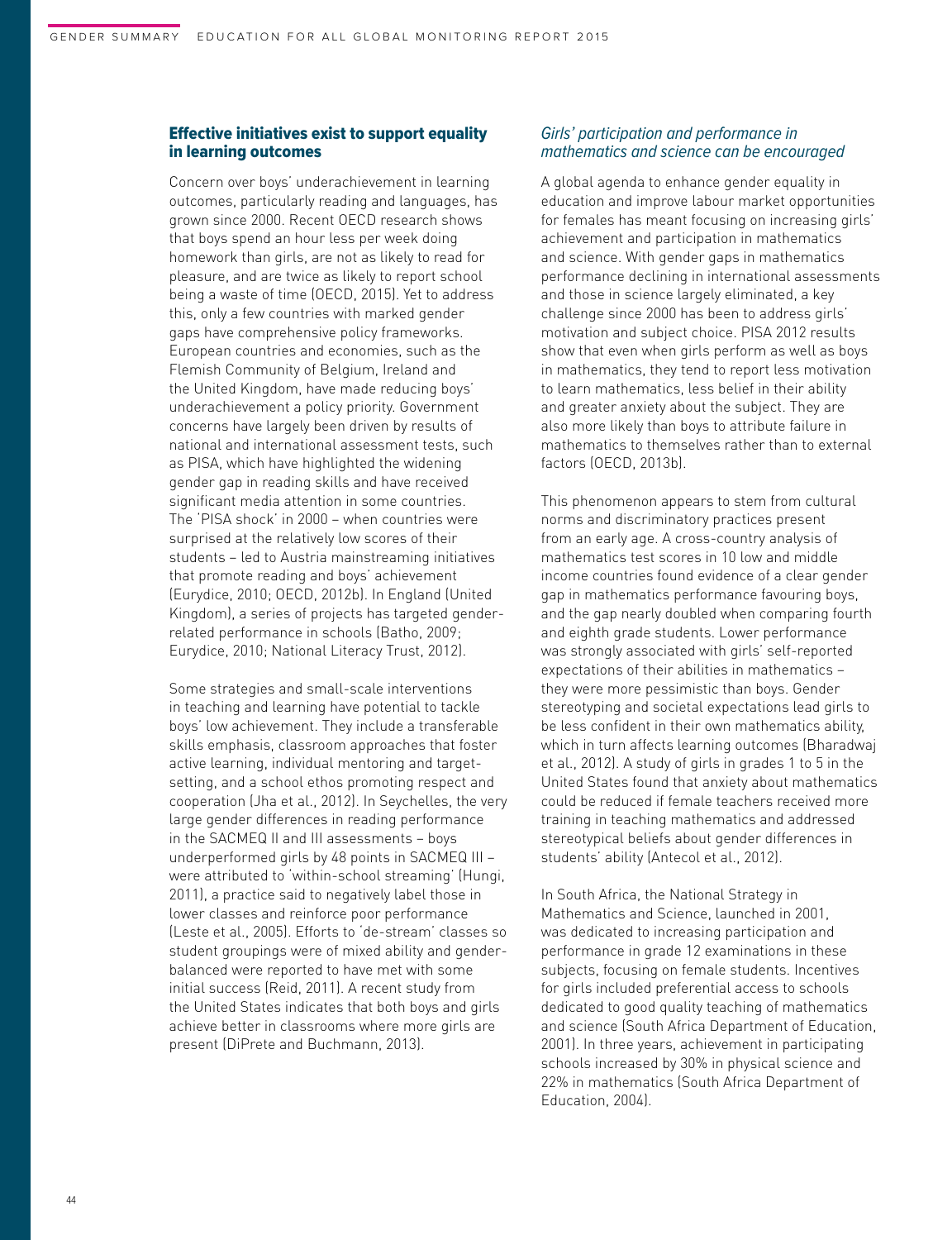## Effective initiatives exist to support equality in learning outcomes

Concern over boys' underachievement in learning outcomes, particularly reading and languages, has grown since 2000. Recent OECD research shows that boys spend an hour less per week doing homework than girls, are not as likely to read for pleasure, and are twice as likely to report school being a waste of time (OECD, 2015). Yet to address this, only a few countries with marked gender gaps have comprehensive policy frameworks. European countries and economies, such as the Flemish Community of Belgium, Ireland and the United Kingdom, have made reducing boys' underachievement a policy priority. Government concerns have largely been driven by results of national and international assessment tests, such as PISA, which have highlighted the widening gender gap in reading skills and have received significant media attention in some countries. The 'PISA shock' in 2000 – when countries were surprised at the relatively low scores of their students – led to Austria mainstreaming initiatives that promote reading and boys' achievement (Eurydice, 2010; OECD, 2012b). In England (United Kingdom), a series of projects has targeted gender-related performance in schools (Batho, 2009; Eurydice, 2010; National Literacy Trust, 2012).

Some strategies and small-scale interventions in teaching and learning have potential to tackle boys' low achievement. They include a transferable skills emphasis, classroom approaches that foster active learning, individual mentoring and target-setting, and a school ethos promoting respect and cooperation (Jha et al., 2012). In Seychelles, the very large gender differences in reading performance in the SACMEQ II and III assessments – boys underperformed girls by 48 points in SACMEQ III – were attributed to 'within-school streaming' (Hungi, 2011), a practice said to negatively label those in lower classes and reinforce poor performance (Leste et al., 2005). Efforts to 'de-stream' classes so student groupings were of mixed ability and gender-balanced were reported to have met with some initial success (Reid, 2011). A recent study from the United States indicates that both boys and girls achieve better in classrooms where more girls are present (DiPrete and Buchmann, 2013).

### *Girls' participation and performance in mathematics and science can be encouraged*

A global agenda to enhance gender equality in education and improve labour market opportunities for females has meant focusing on increasing girls' achievement and participation in mathematics and science. With gender gaps in mathematics performance declining in international assessments and those in science largely eliminated, a key challenge since 2000 has been to address girls' motivation and subject choice. PISA 2012 results show that even when girls perform as well as boys in mathematics, they tend to report less motivation to learn mathematics, less belief in their ability and greater anxiety about the subject. They are also more likely than boys to attribute failure in mathematics to themselves rather than to external factors (OECD, 2013b).

This phenomenon appears to stem from cultural norms and discriminatory practices present from an early age. A cross-country analysis of mathematics test scores in 10 low and middle income countries found evidence of a clear gender gap in mathematics performance favouring boys, and the gap nearly doubled when comparing fourth and eighth grade students. Lower performance was strongly associated with girls' self-reported expectations of their abilities in mathematics – they were more pessimistic than boys. Gender stereotyping and societal expectations lead girls to be less confident in their own mathematics ability, which in turn affects learning outcomes (Bharadwaj et al., 2012). A study of girls in grades 1 to 5 in the United States found that anxiety about mathematics could be reduced if female teachers received more training in teaching mathematics and addressed stereotypical beliefs about gender differences in students' ability (Antecol et al., 2012).

In South Africa, the National Strategy in Mathematics and Science, launched in 2001, was dedicated to increasing participation and performance in grade 12 examinations in these subjects, focusing on female students. Incentives for girls included preferential access to schools dedicated to good quality teaching of mathematics and science (South Africa Department of Education, 2001). In three years, achievement in participating schools increased by 30% in physical science and 22% in mathematics (South Africa Department of Education, 2004).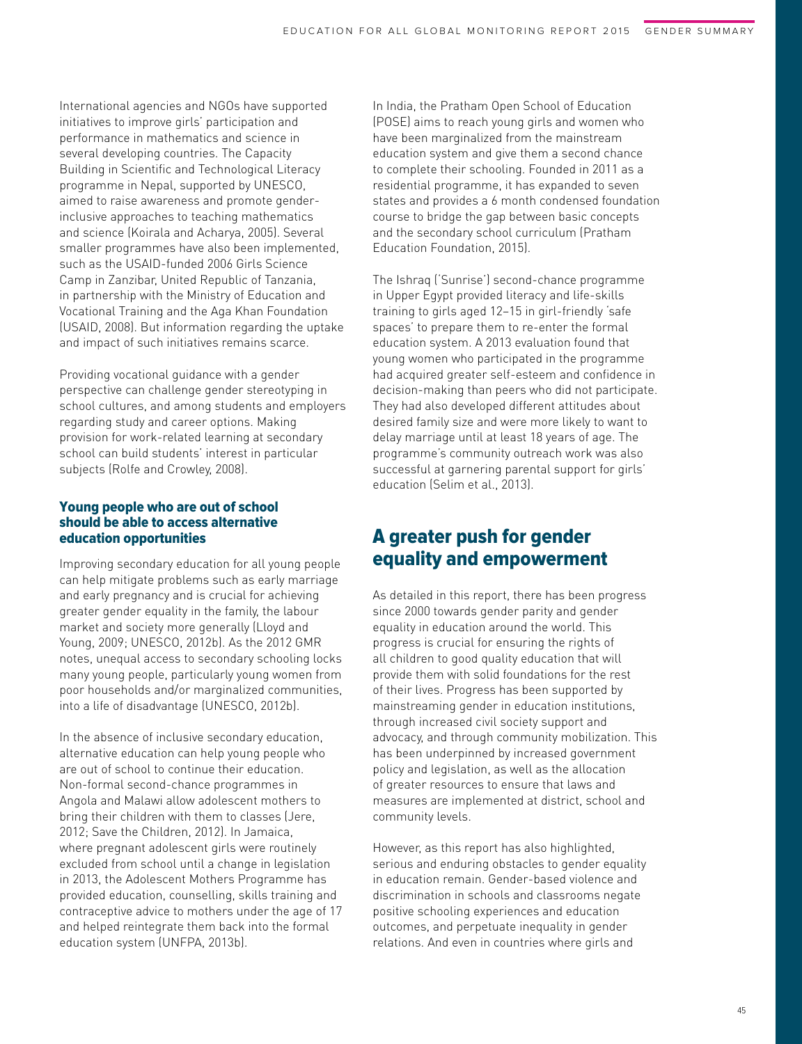International agencies and NGOs have supported initiatives to improve girls' participation and performance in mathematics and science in several developing countries. The Capacity Building in Scientific and Technological Literacy programme in Nepal, supported by UNESCO, aimed to raise awareness and promote gender-inclusive approaches to teaching mathematics and science (Koirala and Acharya, 2005). Several smaller programmes have also been implemented, such as the USAID-funded 2006 Girls Science Camp in Zanzibar, United Republic of Tanzania, in partnership with the Ministry of Education and Vocational Training and the Aga Khan Foundation (USAID, 2008). But information regarding the uptake and impact of such initiatives remains scarce.

Providing vocational guidance with a gender perspective can challenge gender stereotyping in school cultures, and among students and employers regarding study and career options. Making provision for work-related learning at secondary school can build students' interest in particular subjects (Rolfe and Crowley, 2008).

### Young people who are out of school should be able to access alternative education opportunities

Improving secondary education for all young people can help mitigate problems such as early marriage and early pregnancy and is crucial for achieving greater gender equality in the family, the labour market and society more generally (Lloyd and Young, 2009; UNESCO, 2012b). As the 2012 GMR notes, unequal access to secondary schooling locks many young people, particularly young women from poor households and/or marginalized communities, into a life of disadvantage (UNESCO, 2012b).

In the absence of inclusive secondary education, alternative education can help young people who are out of school to continue their education. Non-formal second-chance programmes in Angola and Malawi allow adolescent mothers to bring their children with them to classes (Jere, 2012; Save the Children, 2012). In Jamaica, where pregnant adolescent girls were routinely excluded from school until a change in legislation in 2013, the Adolescent Mothers Programme has provided education, counselling, skills training and contraceptive advice to mothers under the age of 17 and helped reintegrate them back into the formal education system (UNFPA, 2013b).

In India, the Pratham Open School of Education (POSE) aims to reach young girls and women who have been marginalized from the mainstream education system and give them a second chance to complete their schooling. Founded in 2011 as a residential programme, it has expanded to seven states and provides a 6 month condensed foundation course to bridge the gap between basic concepts and the secondary school curriculum (Pratham Education Foundation, 2015).

The Ishraq ('Sunrise') second-chance programme in Upper Egypt provided literacy and life-skills training to girls aged 12–15 in girl-friendly 'safe spaces' to prepare them to re-enter the formal education system. A 2013 evaluation found that young women who participated in the programme had acquired greater self-esteem and confidence in decision-making than peers who did not participate. They had also developed different attitudes about desired family size and were more likely to want to delay marriage until at least 18 years of age. The programme's community outreach work was also successful at garnering parental support for girls' education (Selim et al., 2013).

## A greater push for gender equality and empowerment

As detailed in this report, there has been progress since 2000 towards gender parity and gender equality in education around the world. This progress is crucial for ensuring the rights of all children to good quality education that will provide them with solid foundations for the rest of their lives. Progress has been supported by mainstreaming gender in education institutions, through increased civil society support and advocacy, and through community mobilization. This has been underpinned by increased government policy and legislation, as well as the allocation of greater resources to ensure that laws and measures are implemented at district, school and community levels.

However, as this report has also highlighted, serious and enduring obstacles to gender equality in education remain. Gender-based violence and discrimination in schools and classrooms negate positive schooling experiences and education outcomes, and perpetuate inequality in gender relations. And even in countries where girls and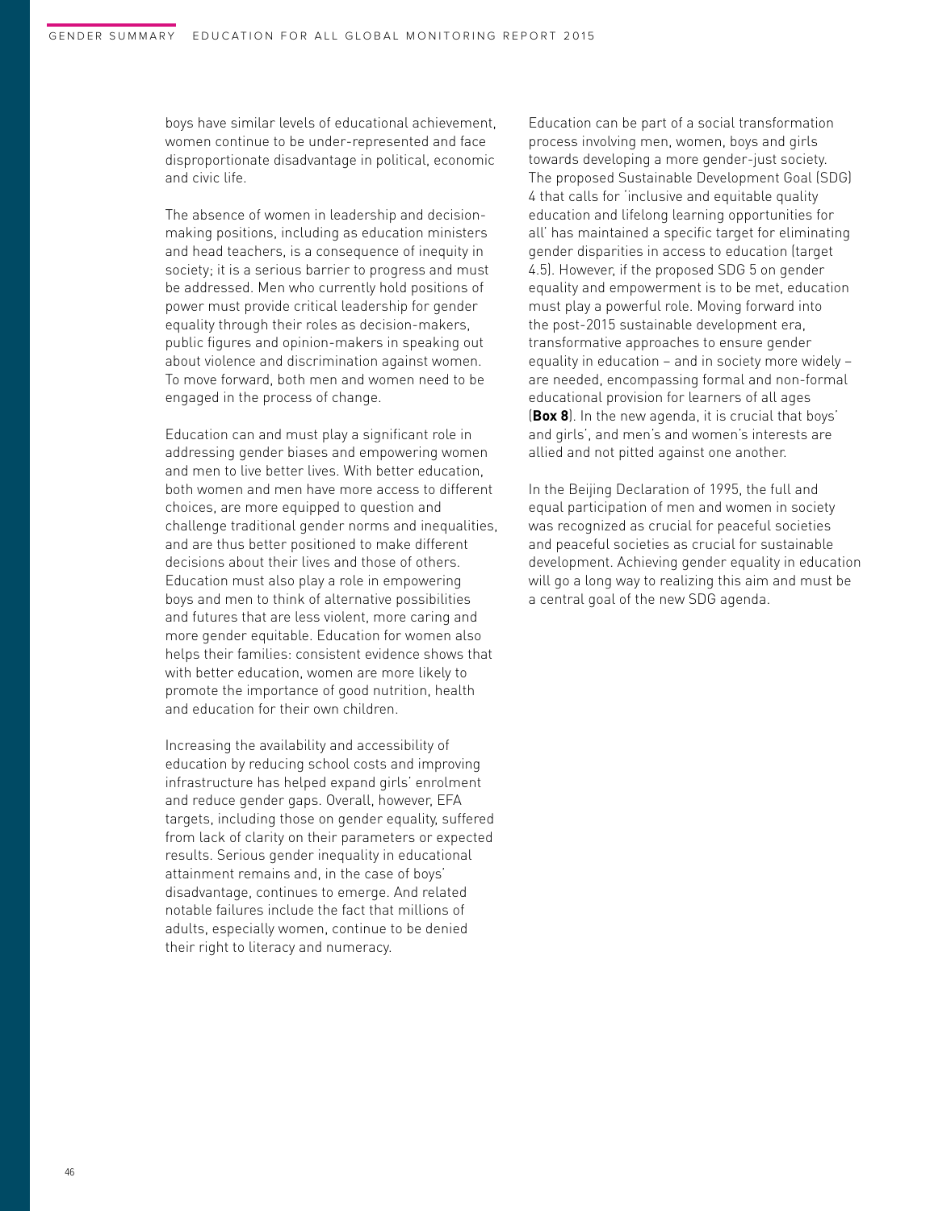boys have similar levels of educational achievement, women continue to be under-represented and face disproportionate disadvantage in political, economic and civic life.

The absence of women in leadership and decision-making positions, including as education ministers and head teachers, is a consequence of inequity in society; it is a serious barrier to progress and must be addressed. Men who currently hold positions of power must provide critical leadership for gender equality through their roles as decision-makers, public figures and opinion-makers in speaking out about violence and discrimination against women. To move forward, both men and women need to be engaged in the process of change.

Education can and must play a significant role in addressing gender biases and empowering women and men to live better lives. With better education, both women and men have more access to different choices, are more equipped to question and challenge traditional gender norms and inequalities, and are thus better positioned to make different decisions about their lives and those of others. Education must also play a role in empowering boys and men to think of alternative possibilities and futures that are less violent, more caring and more gender equitable. Education for women also helps their families: consistent evidence shows that with better education, women are more likely to promote the importance of good nutrition, health and education for their own children.

Increasing the availability and accessibility of education by reducing school costs and improving infrastructure has helped expand girls' enrolment and reduce gender gaps. Overall, however, EFA targets, including those on gender equality, suffered from lack of clarity on their parameters or expected results. Serious gender inequality in educational attainment remains and, in the case of boys' disadvantage, continues to emerge. And related notable failures include the fact that millions of adults, especially women, continue to be denied their right to literacy and numeracy.

Education can be part of a social transformation process involving men, women, boys and girls towards developing a more gender-just society. The proposed Sustainable Development Goal (SDG) 4 that calls for 'inclusive and equitable quality education and lifelong learning opportunities for all' has maintained a specific target for eliminating gender disparities in access to education (target 4.5). However, if the proposed SDG 5 on gender equality and empowerment is to be met, education must play a powerful role. Moving forward into the post-2015 sustainable development era, transformative approaches to ensure gender equality in education – and in society more widely – are needed, encompassing formal and non-formal educational provision for learners of all ages (**Box 8**). In the new agenda, it is crucial that boys' and girls', and men's and women's interests are allied and not pitted against one another.

In the Beijing Declaration of 1995, the full and equal participation of men and women in society was recognized as crucial for peaceful societies and peaceful societies as crucial for sustainable development. Achieving gender equality in education will go a long way to realizing this aim and must be a central goal of the new SDG agenda.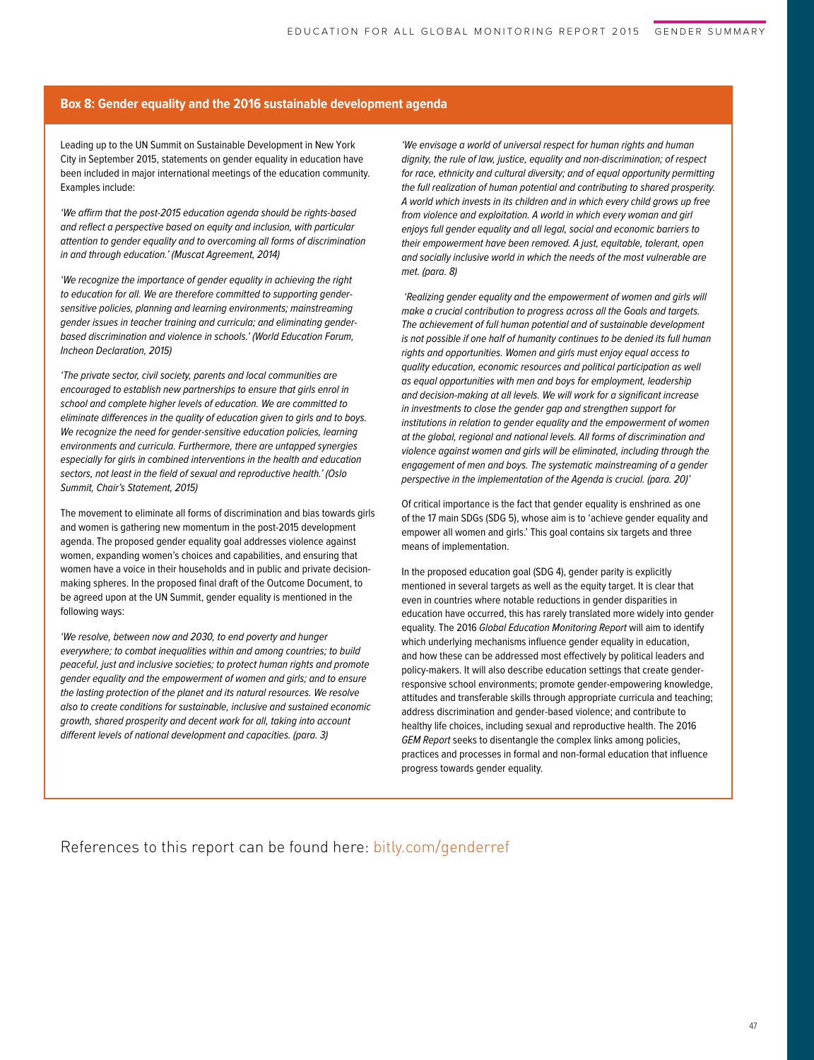## Box 8: Gender equality and the 2016 sustainable development agenda

Leading up to the UN Summit on Sustainable Development in New York City in September 2015, statements on gender equality in education have been included in major international meetings of the education community. Examples include:

*'We affirm that the post-2015 education agenda should be rights-based and reflect a perspective based on equity and inclusion, with particular attention to gender equality and to overcoming all forms of discrimination in and through education.' (Muscat Agreement, 2014)*

*'We recognize the importance of gender equality in achieving the right to education for all. We are therefore committed to supporting gender-sensitive policies, planning and learning environments; mainstreaming gender issues in teacher training and curricula; and eliminating gender-based discrimination and violence in schools.' (World Education Forum, Incheon Declaration, 2015)*

*'The private sector, civil society, parents and local communities are encouraged to establish new partnerships to ensure that girls enrol in school and complete higher levels of education. We are committed to eliminate differences in the quality of education given to girls and to boys. We recognize the need for gender-sensitive education policies, learning environments and curricula. Furthermore, there are untapped synergies especially for girls in combined interventions in the health and education sectors, not least in the field of sexual and reproductive health.' (Oslo Summit, Chair's Statement, 2015)*

The movement to eliminate all forms of discrimination and bias towards girls and women is gathering new momentum in the post-2015 development agenda. The proposed gender equality goal addresses violence against women, expanding women's choices and capabilities, and ensuring that women have a voice in their households and in public and private decision-making spheres. In the proposed final draft of the Outcome Document, to be agreed upon at the UN Summit, gender equality is mentioned in the following ways:

*'We resolve, between now and 2030, to end poverty and hunger everywhere; to combat inequalities within and among countries; to build peaceful, just and inclusive societies; to protect human rights and promote gender equality and the empowerment of women and girls; and to ensure the lasting protection of the planet and its natural resources. We resolve also to create conditions for sustainable, inclusive and sustained economic growth, shared prosperity and decent work for all, taking into account different levels of national development and capacities. (para. 3)*

*'We envisage a world of universal respect for human rights and human dignity, the rule of law, justice, equality and non-discrimination; of respect for race, ethnicity and cultural diversity; and of equal opportunity permitting the full realization of human potential and contributing to shared prosperity. A world which invests in its children and in which every child grows up free from violence and exploitation. A world in which every woman and girl enjoys full gender equality and all legal, social and economic barriers to their empowerment have been removed. A just, equitable, tolerant, open and socially inclusive world in which the needs of the most vulnerable are met. (para. 8)*

*'Realizing gender equality and the empowerment of women and girls will make a crucial contribution to progress across all the Goals and targets. The achievement of full human potential and of sustainable development is not possible if one half of humanity continues to be denied its full human rights and opportunities. Women and girls must enjoy equal access to quality education, economic resources and political participation as well as equal opportunities with men and boys for employment, leadership and decision-making at all levels. We will work for a significant increase in investments to close the gender gap and strengthen support for institutions in relation to gender equality and the empowerment of women at the global, regional and national levels. All forms of discrimination and violence against women and girls will be eliminated, including through the engagement of men and boys. The systematic mainstreaming of a gender perspective in the implementation of the Agenda is crucial. (para. 20)'*

Of critical importance is the fact that gender equality is enshrined as one of the 17 main SDGs (SDG 5), whose aim is to 'achieve gender equality and empower all women and girls.' This goal contains six targets and three means of implementation.

In the proposed education goal (SDG 4), gender parity is explicitly mentioned in several targets as well as the equity target. It is clear that even in countries where notable reductions in gender disparities in education have occurred, this has rarely translated more widely into gender equality. The 2016 *Global Education Monitoring Report* will aim to identify which underlying mechanisms influence gender equality in education, and how these can be addressed most effectively by political leaders and policy-makers. It will also describe education settings that create gender-responsive school environments; promote gender-empowering knowledge, attitudes and transferable skills through appropriate curricula and teaching; address discrimination and gender-based violence; and contribute to healthy life choices, including sexual and reproductive health. The 2016 *GEM Report* seeks to disentangle the complex links among policies, practices and processes in formal and non-formal education that influence progress towards gender equality.

References to this report can be found here: bitly.com/genderref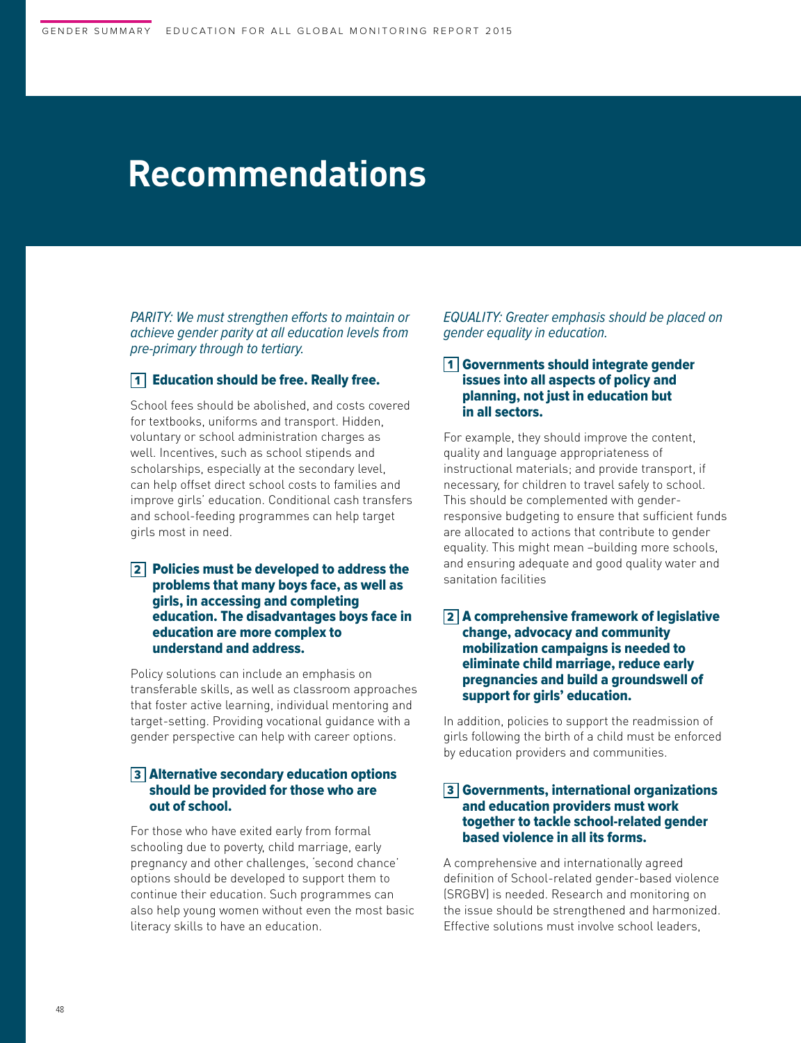# Recommendations

*PARITY: We must strengthen efforts to maintain or achieve gender parity at all education levels from pre-primary through to tertiary.*

### 1 Education should be free. Really free.

School fees should be abolished, and costs covered for textbooks, uniforms and transport. Hidden, voluntary or school administration charges as well. Incentives, such as school stipends and scholarships, especially at the secondary level, can help offset direct school costs to families and improve girls' education. Conditional cash transfers and school-feeding programmes can help target girls most in need.

### 2 Policies must be developed to address the problems that many boys face, as well as girls, in accessing and completing education. The disadvantages boys face in education are more complex to understand and address.

Policy solutions can include an emphasis on transferable skills, as well as classroom approaches that foster active learning, individual mentoring and target-setting. Providing vocational guidance with a gender perspective can help with career options.

### 3 Alternative secondary education options should be provided for those who are out of school.

For those who have exited early from formal schooling due to poverty, child marriage, early pregnancy and other challenges, 'second chance' options should be developed to support them to continue their education. Such programmes can also help young women without even the most basic literacy skills to have an education.

*EQUALITY: Greater emphasis should be placed on gender equality in education.*

### 1 Governments should integrate gender issues into all aspects of policy and planning, not just in education but in all sectors.

For example, they should improve the content, quality and language appropriateness of instructional materials; and provide transport, if necessary, for children to travel safely to school. This should be complemented with gender-responsive budgeting to ensure that sufficient funds are allocated to actions that contribute to gender equality. This might mean –building more schools, and ensuring adequate and good quality water and sanitation facilities

### 2 A comprehensive framework of legislative change, advocacy and community mobilization campaigns is needed to eliminate child marriage, reduce early pregnancies and build a groundswell of support for girls' education.

In addition, policies to support the readmission of girls following the birth of a child must be enforced by education providers and communities.

### 3 Governments, international organizations and education providers must work together to tackle school-related gender based violence in all its forms.

A comprehensive and internationally agreed definition of School-related gender-based violence (SRGBV) is needed. Research and monitoring on the issue should be strengthened and harmonized. Effective solutions must involve school leaders,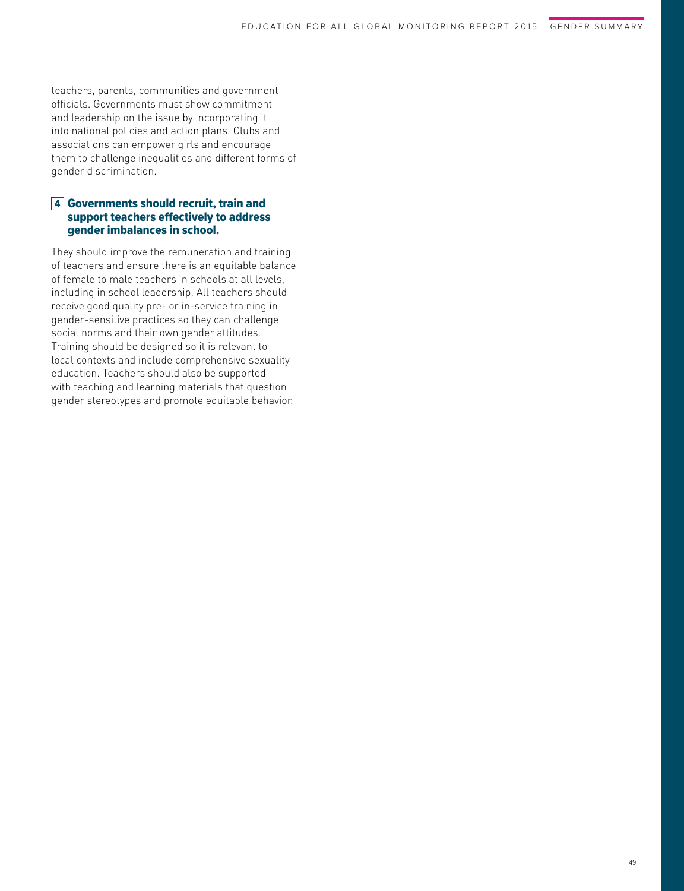teachers, parents, communities and government officials. Governments must show commitment and leadership on the issue by incorporating it into national policies and action plans. Clubs and associations can empower girls and encourage them to challenge inequalities and different forms of gender discrimination.

### 4 Governments should recruit, train and support teachers effectively to address gender imbalances in school.

They should improve the remuneration and training of teachers and ensure there is an equitable balance of female to male teachers in schools at all levels, including in school leadership. All teachers should receive good quality pre- or in-service training in gender-sensitive practices so they can challenge social norms and their own gender attitudes. Training should be designed so it is relevant to local contexts and include comprehensive sexuality education. Teachers should also be supported with teaching and learning materials that question gender stereotypes and promote equitable behavior.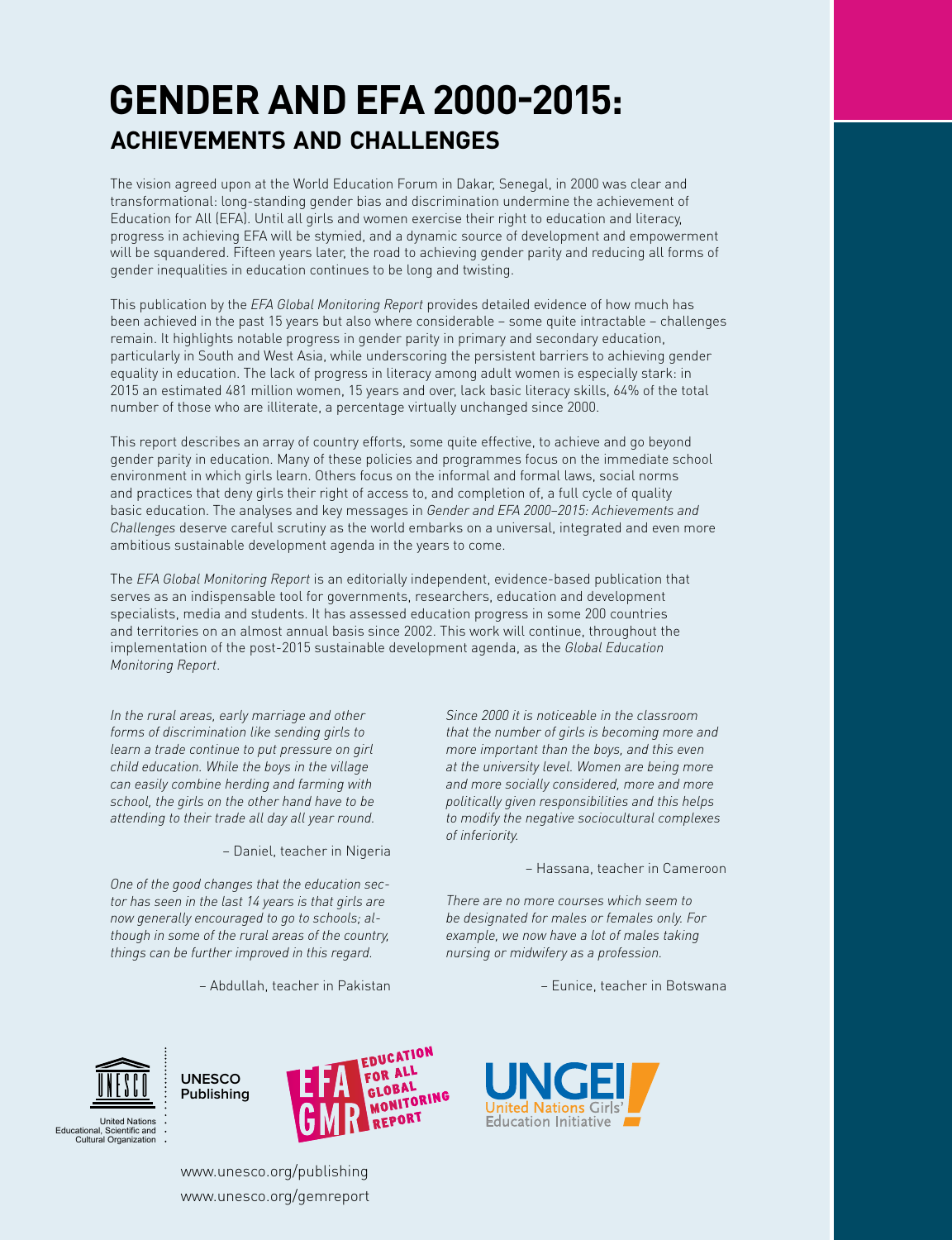# GENDER AND EFA 2000-2015:
## ACHIEVEMENTS AND CHALLENGES

The vision agreed upon at the World Education Forum in Dakar, Senegal, in 2000 was clear and transformational: long-standing gender bias and discrimination undermine the achievement of Education for All (EFA). Until all girls and women exercise their right to education and literacy, progress in achieving EFA will be stymied, and a dynamic source of development and empowerment will be squandered. Fifteen years later, the road to achieving gender parity and reducing all forms of gender inequalities in education continues to be long and twisting.

This publication by the *EFA Global Monitoring Report* provides detailed evidence of how much has been achieved in the past 15 years but also where considerable – some quite intractable – challenges remain. It highlights notable progress in gender parity in primary and secondary education, particularly in South and West Asia, while underscoring the persistent barriers to achieving gender equality in education. The lack of progress in literacy among adult women is especially stark: in 2015 an estimated 481 million women, 15 years and over, lack basic literacy skills, 64% of the total number of those who are illiterate, a percentage virtually unchanged since 2000.

This report describes an array of country efforts, some quite effective, to achieve and go beyond gender parity in education. Many of these policies and programmes focus on the immediate school environment in which girls learn. Others focus on the informal and formal laws, social norms and practices that deny girls their right of access to, and completion of, a full cycle of quality basic education. The analyses and key messages in *Gender and EFA 2000–2015: Achievements and Challenges* deserve careful scrutiny as the world embarks on a universal, integrated and even more ambitious sustainable development agenda in the years to come.

The *EFA Global Monitoring Report* is an editorially independent, evidence-based publication that serves as an indispensable tool for governments, researchers, education and development specialists, media and students. It has assessed education progress in some 200 countries and territories on an almost annual basis since 2002. This work will continue, throughout the implementation of the post-2015 sustainable development agenda, as the *Global Education Monitoring Report*.

*In the rural areas, early marriage and other forms of discrimination like sending girls to learn a trade continue to put pressure on girl child education. While the boys in the village can easily combine herding and farming with school, the girls on the other hand have to be attending to their trade all day all year round.*

– Daniel, teacher in Nigeria

*One of the good changes that the education sector has seen in the last 14 years is that girls are now generally encouraged to go to schools; although in some of the rural areas of the country, things can be further improved in this regard.*

– Abdullah, teacher in Pakistan

*Since 2000 it is noticeable in the classroom that the number of girls is becoming more and more important than the boys, and this even at the university level. Women are being more and more socially considered, more and more politically given responsibilities and this helps to modify the negative sociocultural complexes of inferiority.*

– Hassana, teacher in Cameroon

*There are no more courses which seem to be designated for males or females only. For example, we now have a lot of males taking nursing or midwifery as a profession.*

– Eunice, teacher in Botswana

United Nations Educational, Scientific and Cultural Organization

UNESCO Publishing

EFA GMR — Education for All Global Monitoring Report

UNGEI — United Nations Girls' Education Initiative

www.unesco.org/publishing
www.unesco.org/gemreport